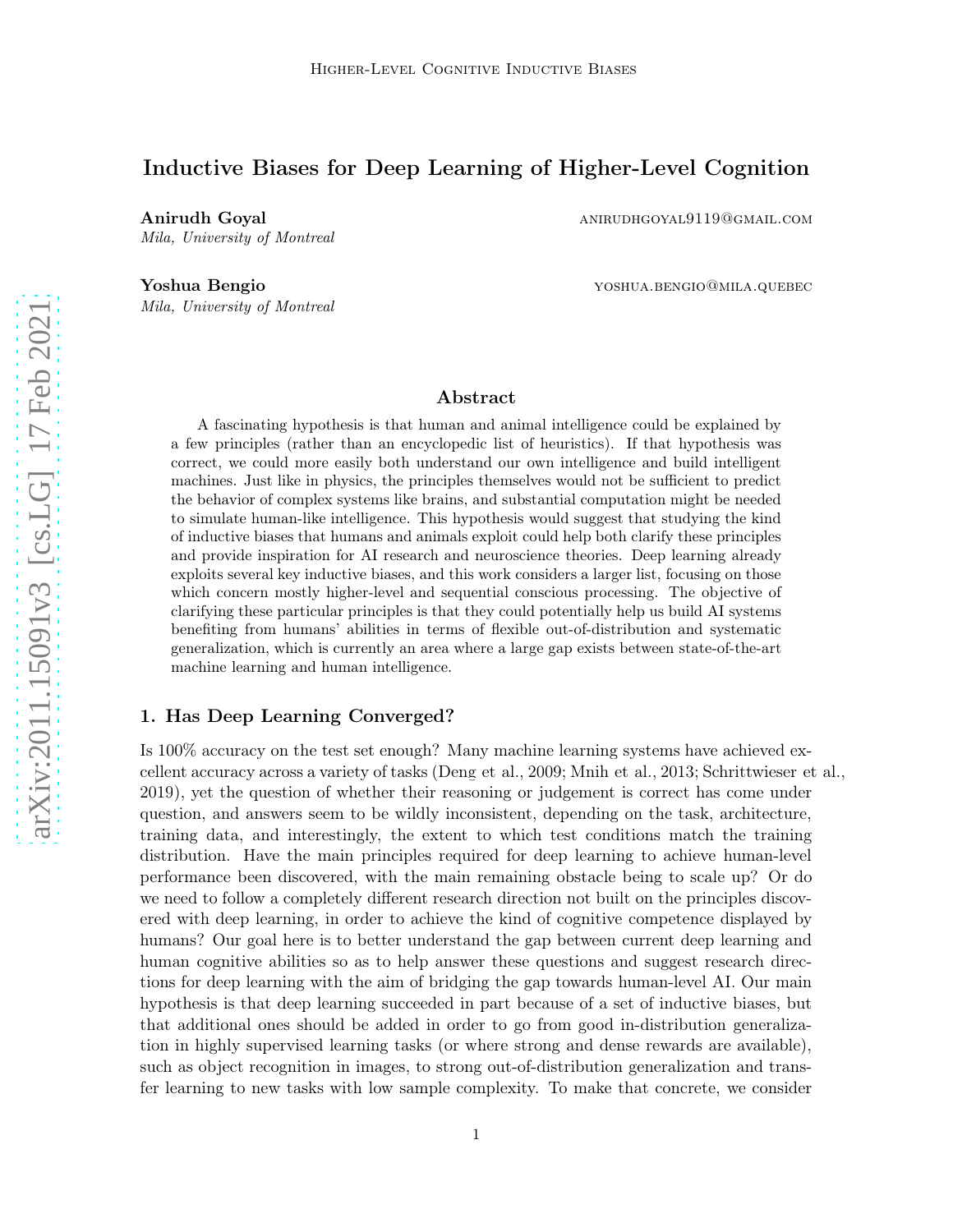# Inductive Biases for Deep Learning of Higher-Level Cognition

**Anirudh Goyal** anirudhgoyal9119@gmail.com
*Mila, University of Montreal*

**Yoshua Bengio** yoshua.bengio@mila.quebec
*Mila, University of Montreal*

## Abstract

A fascinating hypothesis is that human and animal intelligence could be explained by a few principles (rather than an encyclopedic list of heuristics). If that hypothesis was correct, we could more easily both understand our own intelligence and build intelligent machines. Just like in physics, the principles themselves would not be sufficient to predict the behavior of complex systems like brains, and substantial computation might be needed to simulate human-like intelligence. This hypothesis would suggest that studying the kind of inductive biases that humans and animals exploit could help both clarify these principles and provide inspiration for AI research and neuroscience theories. Deep learning already exploits several key inductive biases, and this work considers a larger list, focusing on those which concern mostly higher-level and sequential conscious processing. The objective of clarifying these particular principles is that they could potentially help us build AI systems benefiting from humans' abilities in terms of flexible out-of-distribution and systematic generalization, which is currently an area where a large gap exists between state-of-the-art machine learning and human intelligence.

## 1. Has Deep Learning Converged?

Is 100% accuracy on the test set enough? Many machine learning systems have achieved excellent accuracy across a variety of tasks (Deng et al., 2009; Mnih et al., 2013; Schrittwieser et al., 2019), yet the question of whether their reasoning or judgement is correct has come under question, and answers seem to be wildly inconsistent, depending on the task, architecture, training data, and interestingly, the extent to which test conditions match the training distribution. Have the main principles required for deep learning to achieve human-level performance been discovered, with the main remaining obstacle being to scale up? Or do we need to follow a completely different research direction not built on the principles discovered with deep learning, in order to achieve the kind of cognitive competence displayed by humans? Our goal here is to better understand the gap between current deep learning and human cognitive abilities so as to help answer these questions and suggest research directions for deep learning with the aim of bridging the gap towards human-level AI. Our main hypothesis is that deep learning succeeded in part because of a set of inductive biases, but that additional ones should be added in order to go from good in-distribution generalization in highly supervised learning tasks (or where strong and dense rewards are available), such as object recognition in images, to strong out-of-distribution generalization and transfer learning to new tasks with low sample complexity. To make that concrete, we consider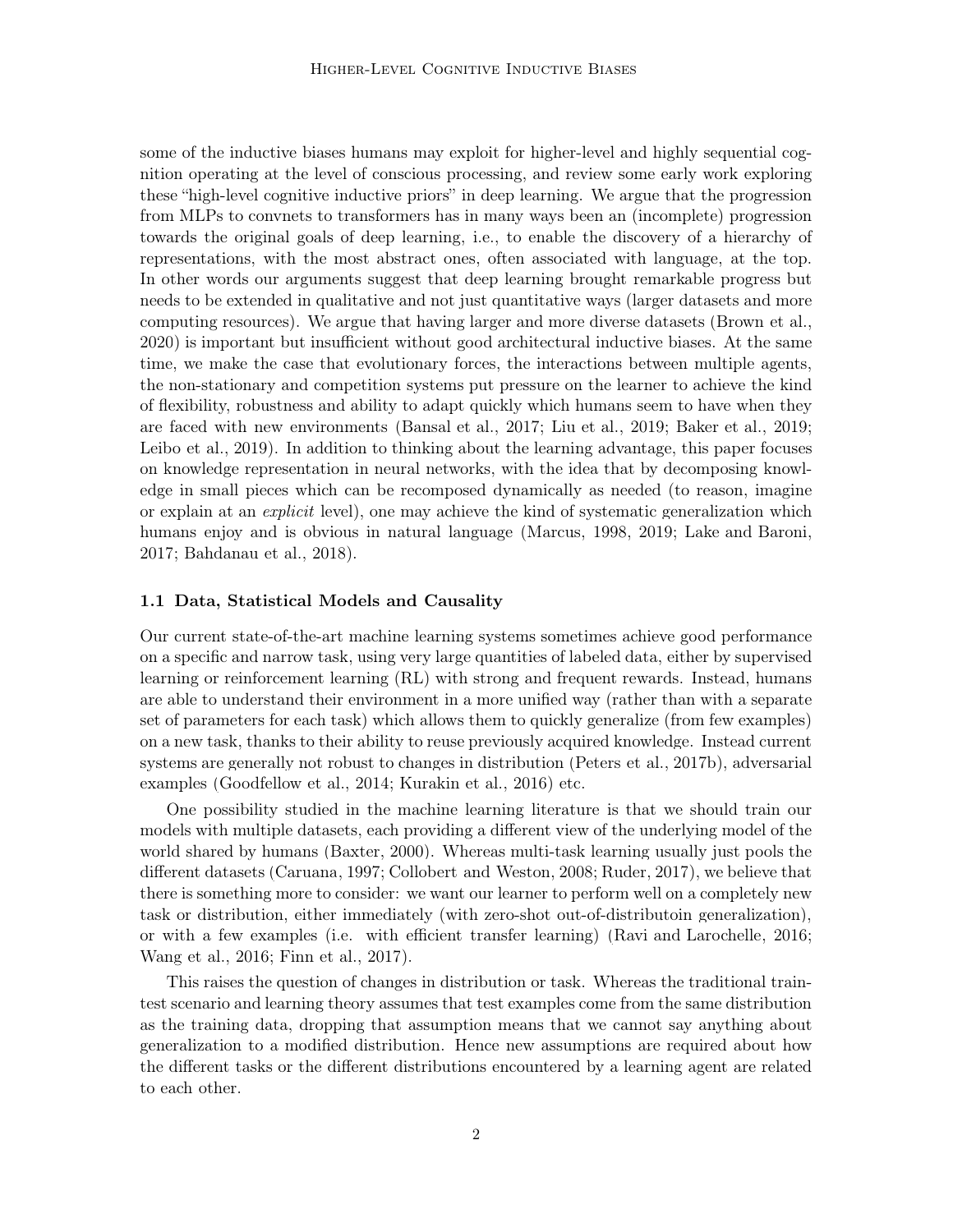some of the inductive biases humans may exploit for higher-level and highly sequential cognition operating at the level of conscious processing, and review some early work exploring these "high-level cognitive inductive priors" in deep learning. We argue that the progression from MLPs to convnets to transformers has in many ways been an (incomplete) progression towards the original goals of deep learning, i.e., to enable the discovery of a hierarchy of representations, with the most abstract ones, often associated with language, at the top. In other words our arguments suggest that deep learning brought remarkable progress but needs to be extended in qualitative and not just quantitative ways (larger datasets and more computing resources). We argue that having larger and more diverse datasets (Brown et al., 2020) is important but insufficient without good architectural inductive biases. At the same time, we make the case that evolutionary forces, the interactions between multiple agents, the non-stationary and competition systems put pressure on the learner to achieve the kind of flexibility, robustness and ability to adapt quickly which humans seem to have when they are faced with new environments (Bansal et al., 2017; Liu et al., 2019; Baker et al., 2019; Leibo et al., 2019). In addition to thinking about the learning advantage, this paper focuses on knowledge representation in neural networks, with the idea that by decomposing knowledge in small pieces which can be recomposed dynamically as needed (to reason, imagine or explain at an *explicit* level), one may achieve the kind of systematic generalization which humans enjoy and is obvious in natural language (Marcus, 1998, 2019; Lake and Baroni, 2017; Bahdanau et al., 2018).

### 1.1 Data, Statistical Models and Causality

Our current state-of-the-art machine learning systems sometimes achieve good performance on a specific and narrow task, using very large quantities of labeled data, either by supervised learning or reinforcement learning (RL) with strong and frequent rewards. Instead, humans are able to understand their environment in a more unified way (rather than with a separate set of parameters for each task) which allows them to quickly generalize (from few examples) on a new task, thanks to their ability to reuse previously acquired knowledge. Instead current systems are generally not robust to changes in distribution (Peters et al., 2017b), adversarial examples (Goodfellow et al., 2014; Kurakin et al., 2016) etc.

One possibility studied in the machine learning literature is that we should train our models with multiple datasets, each providing a different view of the underlying model of the world shared by humans (Baxter, 2000). Whereas multi-task learning usually just pools the different datasets (Caruana, 1997; Collobert and Weston, 2008; Ruder, 2017), we believe that there is something more to consider: we want our learner to perform well on a completely new task or distribution, either immediately (with zero-shot out-of-distributoin generalization), or with a few examples (i.e. with efficient transfer learning) (Ravi and Larochelle, 2016; Wang et al., 2016; Finn et al., 2017).

This raises the question of changes in distribution or task. Whereas the traditional train-test scenario and learning theory assumes that test examples come from the same distribution as the training data, dropping that assumption means that we cannot say anything about generalization to a modified distribution. Hence new assumptions are required about how the different tasks or the different distributions encountered by a learning agent are related to each other.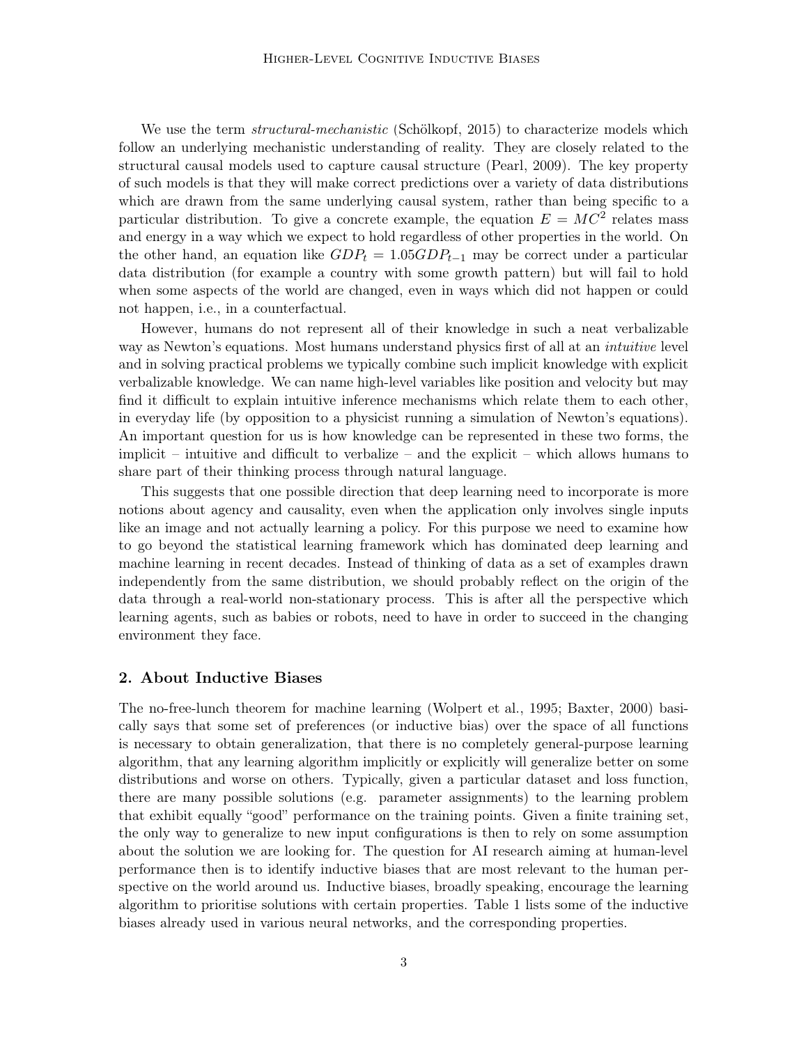We use the term *structural-mechanistic* (Schölkopf, 2015) to characterize models which follow an underlying mechanistic understanding of reality. They are closely related to the structural causal models used to capture causal structure (Pearl, 2009). The key property of such models is that they will make correct predictions over a variety of data distributions which are drawn from the same underlying causal system, rather than being specific to a particular distribution. To give a concrete example, the equation $E = MC^2$ relates mass and energy in a way which we expect to hold regardless of other properties in the world. On the other hand, an equation like $GDP_t = 1.05GDP_{t-1}$ may be correct under a particular data distribution (for example a country with some growth pattern) but will fail to hold when some aspects of the world are changed, even in ways which did not happen or could not happen, i.e., in a counterfactual.

However, humans do not represent all of their knowledge in such a neat verbalizable way as Newton's equations. Most humans understand physics first of all at an *intuitive* level and in solving practical problems we typically combine such implicit knowledge with explicit verbalizable knowledge. We can name high-level variables like position and velocity but may find it difficult to explain intuitive inference mechanisms which relate them to each other, in everyday life (by opposition to a physicist running a simulation of Newton's equations). An important question for us is how knowledge can be represented in these two forms, the implicit – intuitive and difficult to verbalize – and the explicit – which allows humans to share part of their thinking process through natural language.

This suggests that one possible direction that deep learning need to incorporate is more notions about agency and causality, even when the application only involves single inputs like an image and not actually learning a policy. For this purpose we need to examine how to go beyond the statistical learning framework which has dominated deep learning and machine learning in recent decades. Instead of thinking of data as a set of examples drawn independently from the same distribution, we should probably reflect on the origin of the data through a real-world non-stationary process. This is after all the perspective which learning agents, such as babies or robots, need to have in order to succeed in the changing environment they face.

## 2. About Inductive Biases

The no-free-lunch theorem for machine learning (Wolpert et al., 1995; Baxter, 2000) basically says that some set of preferences (or inductive bias) over the space of all functions is necessary to obtain generalization, that there is no completely general-purpose learning algorithm, that any learning algorithm implicitly or explicitly will generalize better on some distributions and worse on others. Typically, given a particular dataset and loss function, there are many possible solutions (e.g. parameter assignments) to the learning problem that exhibit equally "good" performance on the training points. Given a finite training set, the only way to generalize to new input configurations is then to rely on some assumption about the solution we are looking for. The question for AI research aiming at human-level performance then is to identify inductive biases that are most relevant to the human perspective on the world around us. Inductive biases, broadly speaking, encourage the learning algorithm to prioritise solutions with certain properties. Table 1 lists some of the inductive biases already used in various neural networks, and the corresponding properties.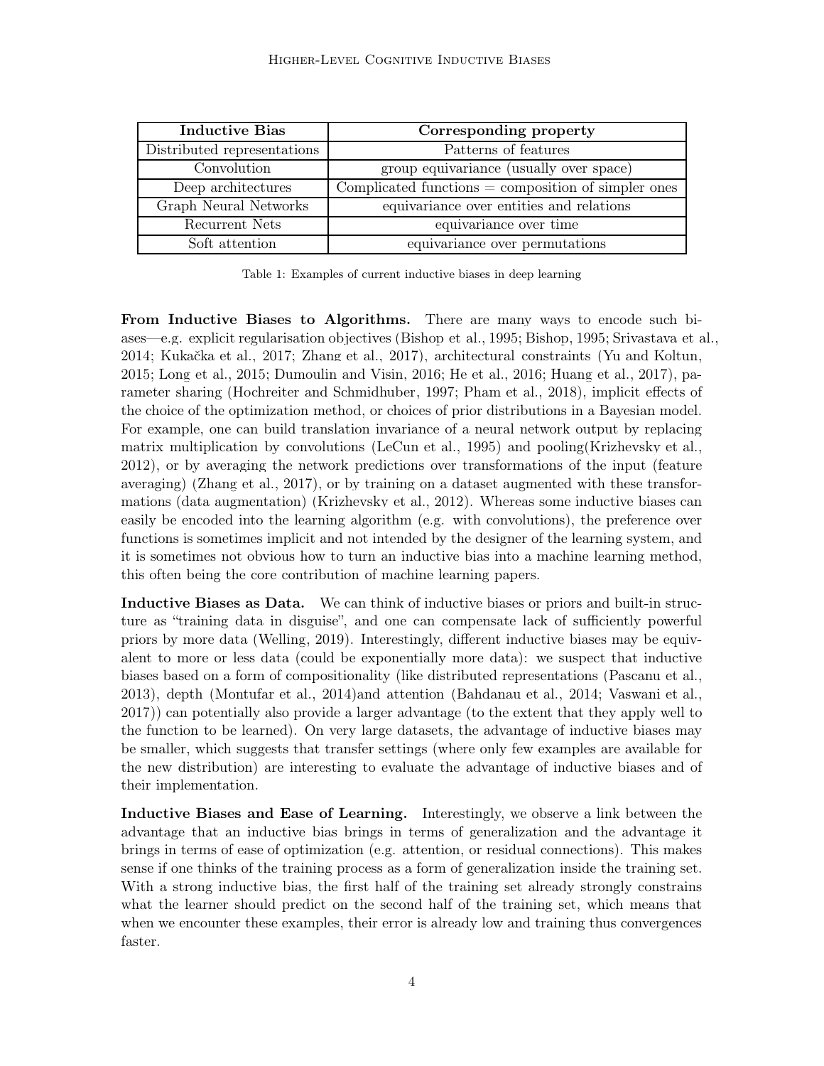| Inductive Bias | Corresponding property |
|---|---|
| Distributed representations | Patterns of features |
| Convolution | group equivariance (usually over space) |
| Deep architectures | Complicated functions = composition of simpler ones |
| Graph Neural Networks | equivariance over entities and relations |
| Recurrent Nets | equivariance over time |
| Soft attention | equivariance over permutations |

Table 1: Examples of current inductive biases in deep learning

**From Inductive Biases to Algorithms.** There are many ways to encode such biases—e.g. explicit regularisation objectives (Bishop et al., 1995; Bishop, 1995; Srivastava et al., 2014; Kukačka et al., 2017; Zhang et al., 2017), architectural constraints (Yu and Koltun, 2015; Long et al., 2015; Dumoulin and Visin, 2016; He et al., 2016; Huang et al., 2017), parameter sharing (Hochreiter and Schmidhuber, 1997; Pham et al., 2018), implicit effects of the choice of the optimization method, or choices of prior distributions in a Bayesian model. For example, one can build translation invariance of a neural network output by replacing matrix multiplication by convolutions (LeCun et al., 1995) and pooling(Krizhevsky et al., 2012), or by averaging the network predictions over transformations of the input (feature averaging) (Zhang et al., 2017), or by training on a dataset augmented with these transformations (data augmentation) (Krizhevsky et al., 2012). Whereas some inductive biases can easily be encoded into the learning algorithm (e.g. with convolutions), the preference over functions is sometimes implicit and not intended by the designer of the learning system, and it is sometimes not obvious how to turn an inductive bias into a machine learning method, this often being the core contribution of machine learning papers.

**Inductive Biases as Data.** We can think of inductive biases or priors and built-in structure as "training data in disguise", and one can compensate lack of sufficiently powerful priors by more data (Welling, 2019). Interestingly, different inductive biases may be equivalent to more or less data (could be exponentially more data): we suspect that inductive biases based on a form of compositionality (like distributed representations (Pascanu et al., 2013), depth (Montufar et al., 2014)and attention (Bahdanau et al., 2014; Vaswani et al., 2017)) can potentially also provide a larger advantage (to the extent that they apply well to the function to be learned). On very large datasets, the advantage of inductive biases may be smaller, which suggests that transfer settings (where only few examples are available for the new distribution) are interesting to evaluate the advantage of inductive biases and of their implementation.

**Inductive Biases and Ease of Learning.** Interestingly, we observe a link between the advantage that an inductive bias brings in terms of generalization and the advantage it brings in terms of ease of optimization (e.g. attention, or residual connections). This makes sense if one thinks of the training process as a form of generalization inside the training set. With a strong inductive bias, the first half of the training set already strongly constrains what the learner should predict on the second half of the training set, which means that when we encounter these examples, their error is already low and training thus convergences faster.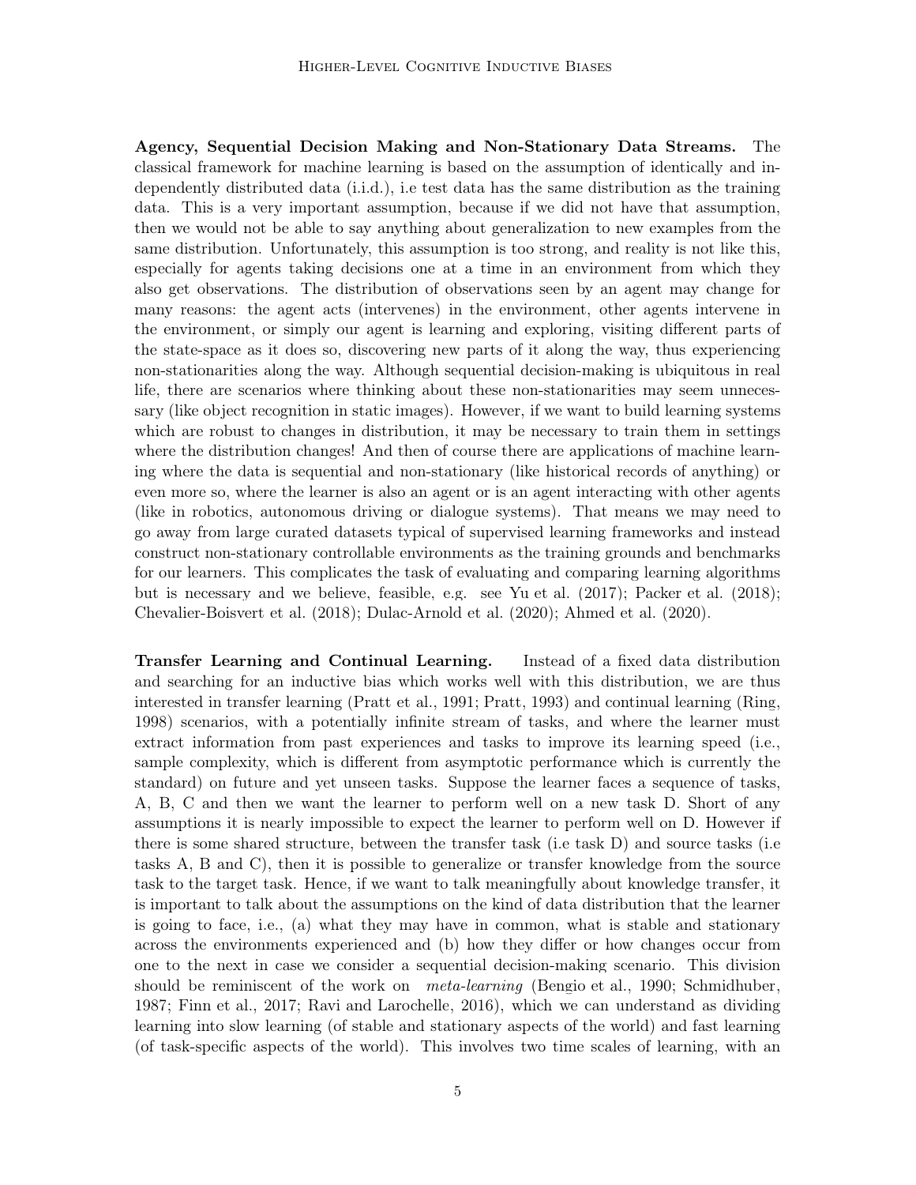**Agency, Sequential Decision Making and Non-Stationary Data Streams.** The classical framework for machine learning is based on the assumption of identically and independently distributed data (i.i.d.), i.e test data has the same distribution as the training data. This is a very important assumption, because if we did not have that assumption, then we would not be able to say anything about generalization to new examples from the same distribution. Unfortunately, this assumption is too strong, and reality is not like this, especially for agents taking decisions one at a time in an environment from which they also get observations. The distribution of observations seen by an agent may change for many reasons: the agent acts (intervenes) in the environment, other agents intervene in the environment, or simply our agent is learning and exploring, visiting different parts of the state-space as it does so, discovering new parts of it along the way, thus experiencing non-stationarities along the way. Although sequential decision-making is ubiquitous in real life, there are scenarios where thinking about these non-stationarities may seem unnecessary (like object recognition in static images). However, if we want to build learning systems which are robust to changes in distribution, it may be necessary to train them in settings where the distribution changes! And then of course there are applications of machine learning where the data is sequential and non-stationary (like historical records of anything) or even more so, where the learner is also an agent or is an agent interacting with other agents (like in robotics, autonomous driving or dialogue systems). That means we may need to go away from large curated datasets typical of supervised learning frameworks and instead construct non-stationary controllable environments as the training grounds and benchmarks for our learners. This complicates the task of evaluating and comparing learning algorithms but is necessary and we believe, feasible, e.g. see Yu et al. (2017); Packer et al. (2018); Chevalier-Boisvert et al. (2018); Dulac-Arnold et al. (2020); Ahmed et al. (2020).

**Transfer Learning and Continual Learning.** Instead of a fixed data distribution and searching for an inductive bias which works well with this distribution, we are thus interested in transfer learning (Pratt et al., 1991; Pratt, 1993) and continual learning (Ring, 1998) scenarios, with a potentially infinite stream of tasks, and where the learner must extract information from past experiences and tasks to improve its learning speed (i.e., sample complexity, which is different from asymptotic performance which is currently the standard) on future and yet unseen tasks. Suppose the learner faces a sequence of tasks, A, B, C and then we want the learner to perform well on a new task D. Short of any assumptions it is nearly impossible to expect the learner to perform well on D. However if there is some shared structure, between the transfer task (i.e task D) and source tasks (i.e tasks A, B and C), then it is possible to generalize or transfer knowledge from the source task to the target task. Hence, if we want to talk meaningfully about knowledge transfer, it is important to talk about the assumptions on the kind of data distribution that the learner is going to face, i.e., (a) what they may have in common, what is stable and stationary across the environments experienced and (b) how they differ or how changes occur from one to the next in case we consider a sequential decision-making scenario. This division should be reminiscent of the work on *meta-learning* (Bengio et al., 1990; Schmidhuber, 1987; Finn et al., 2017; Ravi and Larochelle, 2016), which we can understand as dividing learning into slow learning (of stable and stationary aspects of the world) and fast learning (of task-specific aspects of the world). This involves two time scales of learning, with an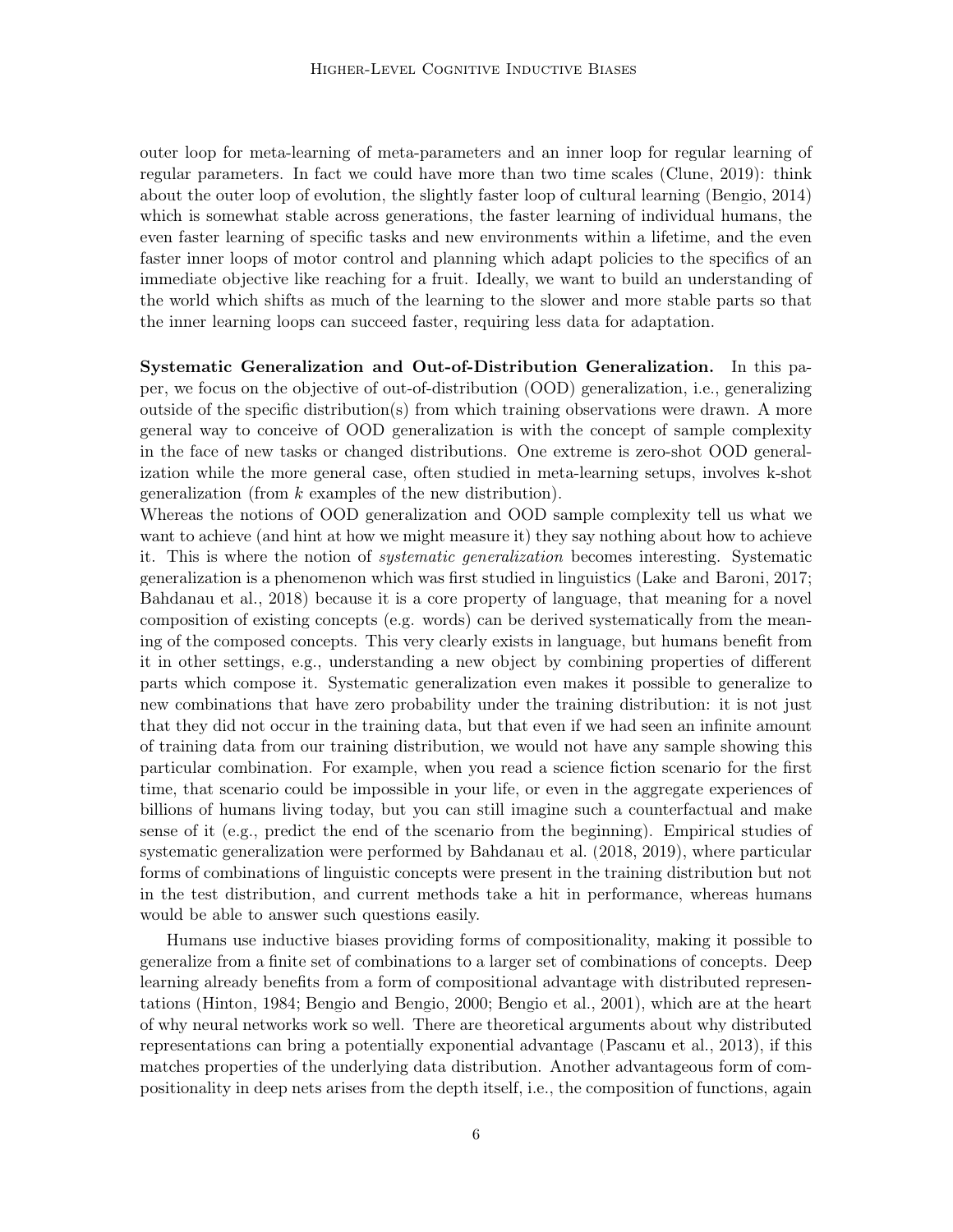outer loop for meta-learning of meta-parameters and an inner loop for regular learning of regular parameters. In fact we could have more than two time scales (Clune, 2019): think about the outer loop of evolution, the slightly faster loop of cultural learning (Bengio, 2014) which is somewhat stable across generations, the faster learning of individual humans, the even faster learning of specific tasks and new environments within a lifetime, and the even faster inner loops of motor control and planning which adapt policies to the specifics of an immediate objective like reaching for a fruit. Ideally, we want to build an understanding of the world which shifts as much of the learning to the slower and more stable parts so that the inner learning loops can succeed faster, requiring less data for adaptation.

**Systematic Generalization and Out-of-Distribution Generalization.** In this paper, we focus on the objective of out-of-distribution (OOD) generalization, i.e., generalizing outside of the specific distribution(s) from which training observations were drawn. A more general way to conceive of OOD generalization is with the concept of sample complexity in the face of new tasks or changed distributions. One extreme is zero-shot OOD generalization while the more general case, often studied in meta-learning setups, involves k-shot generalization (from $k$ examples of the new distribution).

Whereas the notions of OOD generalization and OOD sample complexity tell us what we want to achieve (and hint at how we might measure it) they say nothing about how to achieve it. This is where the notion of *systematic generalization* becomes interesting. Systematic generalization is a phenomenon which was first studied in linguistics (Lake and Baroni, 2017; Bahdanau et al., 2018) because it is a core property of language, that meaning for a novel composition of existing concepts (e.g. words) can be derived systematically from the meaning of the composed concepts. This very clearly exists in language, but humans benefit from it in other settings, e.g., understanding a new object by combining properties of different parts which compose it. Systematic generalization even makes it possible to generalize to new combinations that have zero probability under the training distribution: it is not just that they did not occur in the training data, but that even if we had seen an infinite amount of training data from our training distribution, we would not have any sample showing this particular combination. For example, when you read a science fiction scenario for the first time, that scenario could be impossible in your life, or even in the aggregate experiences of billions of humans living today, but you can still imagine such a counterfactual and make sense of it (e.g., predict the end of the scenario from the beginning). Empirical studies of systematic generalization were performed by Bahdanau et al. (2018, 2019), where particular forms of combinations of linguistic concepts were present in the training distribution but not in the test distribution, and current methods take a hit in performance, whereas humans would be able to answer such questions easily.

Humans use inductive biases providing forms of compositionality, making it possible to generalize from a finite set of combinations to a larger set of combinations of concepts. Deep learning already benefits from a form of compositional advantage with distributed representations (Hinton, 1984; Bengio and Bengio, 2000; Bengio et al., 2001), which are at the heart of why neural networks work so well. There are theoretical arguments about why distributed representations can bring a potentially exponential advantage (Pascanu et al., 2013), if this matches properties of the underlying data distribution. Another advantageous form of compositionality in deep nets arises from the depth itself, i.e., the composition of functions, again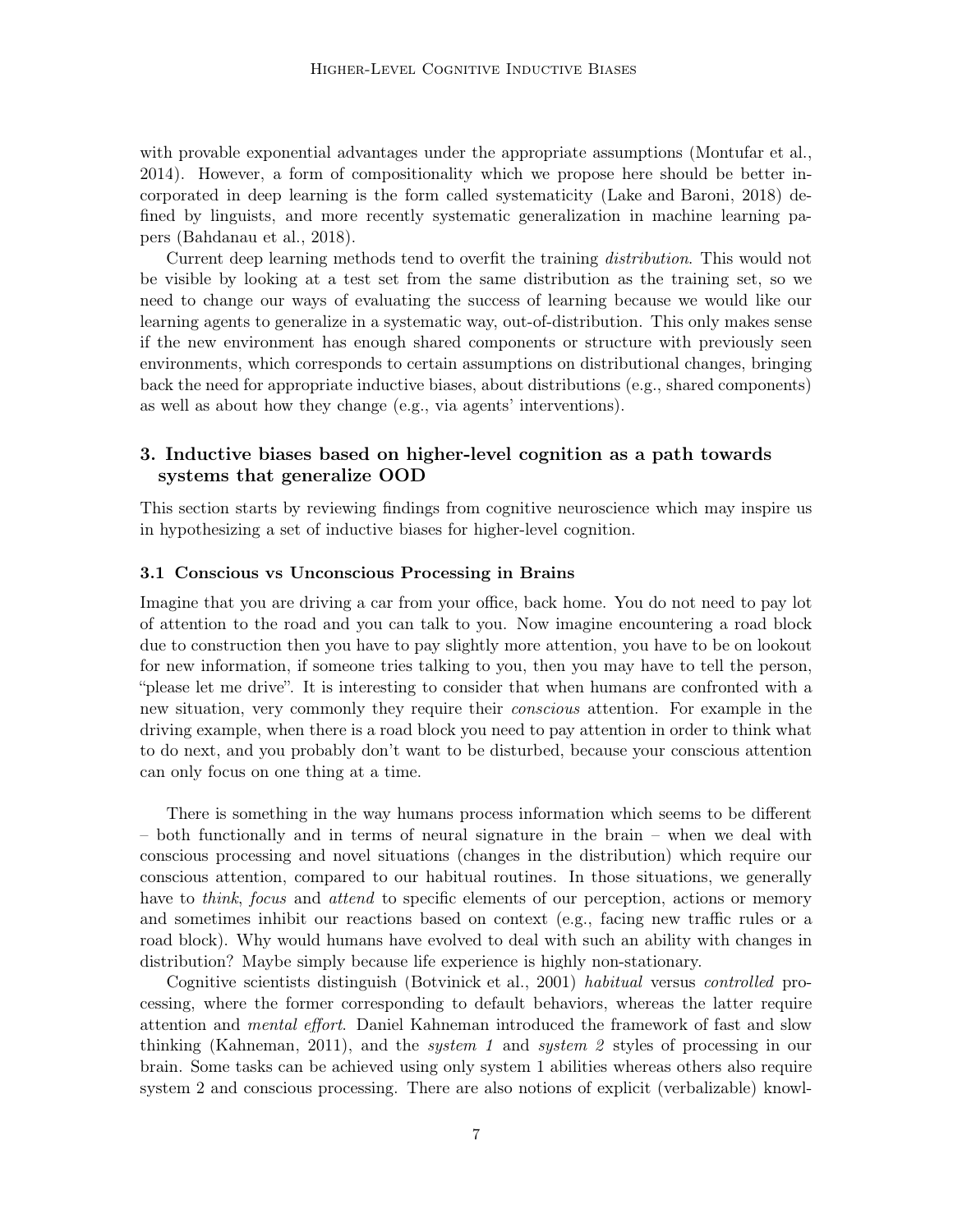with provable exponential advantages under the appropriate assumptions (Montufar et al., 2014). However, a form of compositionality which we propose here should be better incorporated in deep learning is the form called systematicity (Lake and Baroni, 2018) defined by linguists, and more recently systematic generalization in machine learning papers (Bahdanau et al., 2018).

Current deep learning methods tend to overfit the training *distribution*. This would not be visible by looking at a test set from the same distribution as the training set, so we need to change our ways of evaluating the success of learning because we would like our learning agents to generalize in a systematic way, out-of-distribution. This only makes sense if the new environment has enough shared components or structure with previously seen environments, which corresponds to certain assumptions on distributional changes, bringing back the need for appropriate inductive biases, about distributions (e.g., shared components) as well as about how they change (e.g., via agents' interventions).

## 3. Inductive biases based on higher-level cognition as a path towards systems that generalize OOD

This section starts by reviewing findings from cognitive neuroscience which may inspire us in hypothesizing a set of inductive biases for higher-level cognition.

### 3.1 Conscious vs Unconscious Processing in Brains

Imagine that you are driving a car from your office, back home. You do not need to pay lot of attention to the road and you can talk to you. Now imagine encountering a road block due to construction then you have to pay slightly more attention, you have to be on lookout for new information, if someone tries talking to you, then you may have to tell the person, "please let me drive". It is interesting to consider that when humans are confronted with a new situation, very commonly they require their *conscious* attention. For example in the driving example, when there is a road block you need to pay attention in order to think what to do next, and you probably don't want to be disturbed, because your conscious attention can only focus on one thing at a time.

There is something in the way humans process information which seems to be different – both functionally and in terms of neural signature in the brain – when we deal with conscious processing and novel situations (changes in the distribution) which require our conscious attention, compared to our habitual routines. In those situations, we generally have to *think*, *focus* and *attend* to specific elements of our perception, actions or memory and sometimes inhibit our reactions based on context (e.g., facing new traffic rules or a road block). Why would humans have evolved to deal with such an ability with changes in distribution? Maybe simply because life experience is highly non-stationary.

Cognitive scientists distinguish (Botvinick et al., 2001) *habitual* versus *controlled* processing, where the former corresponding to default behaviors, whereas the latter require attention and *mental effort*. Daniel Kahneman introduced the framework of fast and slow thinking (Kahneman, 2011), and the *system 1* and *system 2* styles of processing in our brain. Some tasks can be achieved using only system 1 abilities whereas others also require system 2 and conscious processing. There are also notions of explicit (verbalizable) knowl-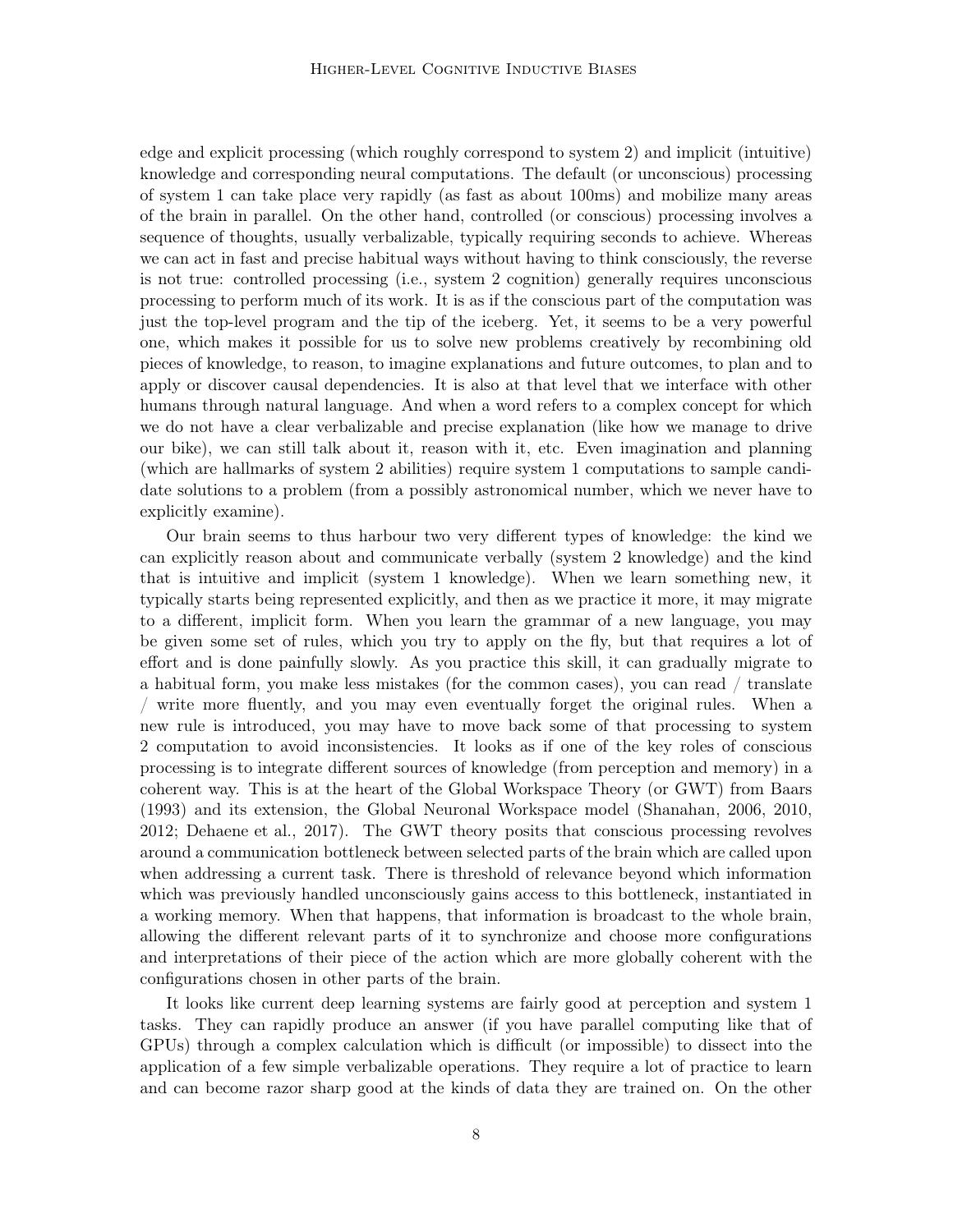edge and explicit processing (which roughly correspond to system 2) and implicit (intuitive) knowledge and corresponding neural computations. The default (or unconscious) processing of system 1 can take place very rapidly (as fast as about 100ms) and mobilize many areas of the brain in parallel. On the other hand, controlled (or conscious) processing involves a sequence of thoughts, usually verbalizable, typically requiring seconds to achieve. Whereas we can act in fast and precise habitual ways without having to think consciously, the reverse is not true: controlled processing (i.e., system 2 cognition) generally requires unconscious processing to perform much of its work. It is as if the conscious part of the computation was just the top-level program and the tip of the iceberg. Yet, it seems to be a very powerful one, which makes it possible for us to solve new problems creatively by recombining old pieces of knowledge, to reason, to imagine explanations and future outcomes, to plan and to apply or discover causal dependencies. It is also at that level that we interface with other humans through natural language. And when a word refers to a complex concept for which we do not have a clear verbalizable and precise explanation (like how we manage to drive our bike), we can still talk about it, reason with it, etc. Even imagination and planning (which are hallmarks of system 2 abilities) require system 1 computations to sample candidate solutions to a problem (from a possibly astronomical number, which we never have to explicitly examine).

Our brain seems to thus harbour two very different types of knowledge: the kind we can explicitly reason about and communicate verbally (system 2 knowledge) and the kind that is intuitive and implicit (system 1 knowledge). When we learn something new, it typically starts being represented explicitly, and then as we practice it more, it may migrate to a different, implicit form. When you learn the grammar of a new language, you may be given some set of rules, which you try to apply on the fly, but that requires a lot of effort and is done painfully slowly. As you practice this skill, it can gradually migrate to a habitual form, you make less mistakes (for the common cases), you can read / translate / write more fluently, and you may even eventually forget the original rules. When a new rule is introduced, you may have to move back some of that processing to system 2 computation to avoid inconsistencies. It looks as if one of the key roles of conscious processing is to integrate different sources of knowledge (from perception and memory) in a coherent way. This is at the heart of the Global Workspace Theory (or GWT) from Baars (1993) and its extension, the Global Neuronal Workspace model (Shanahan, 2006, 2010, 2012; Dehaene et al., 2017). The GWT theory posits that conscious processing revolves around a communication bottleneck between selected parts of the brain which are called upon when addressing a current task. There is threshold of relevance beyond which information which was previously handled unconsciously gains access to this bottleneck, instantiated in a working memory. When that happens, that information is broadcast to the whole brain, allowing the different relevant parts of it to synchronize and choose more configurations and interpretations of their piece of the action which are more globally coherent with the configurations chosen in other parts of the brain.

It looks like current deep learning systems are fairly good at perception and system 1 tasks. They can rapidly produce an answer (if you have parallel computing like that of GPUs) through a complex calculation which is difficult (or impossible) to dissect into the application of a few simple verbalizable operations. They require a lot of practice to learn and can become razor sharp good at the kinds of data they are trained on. On the other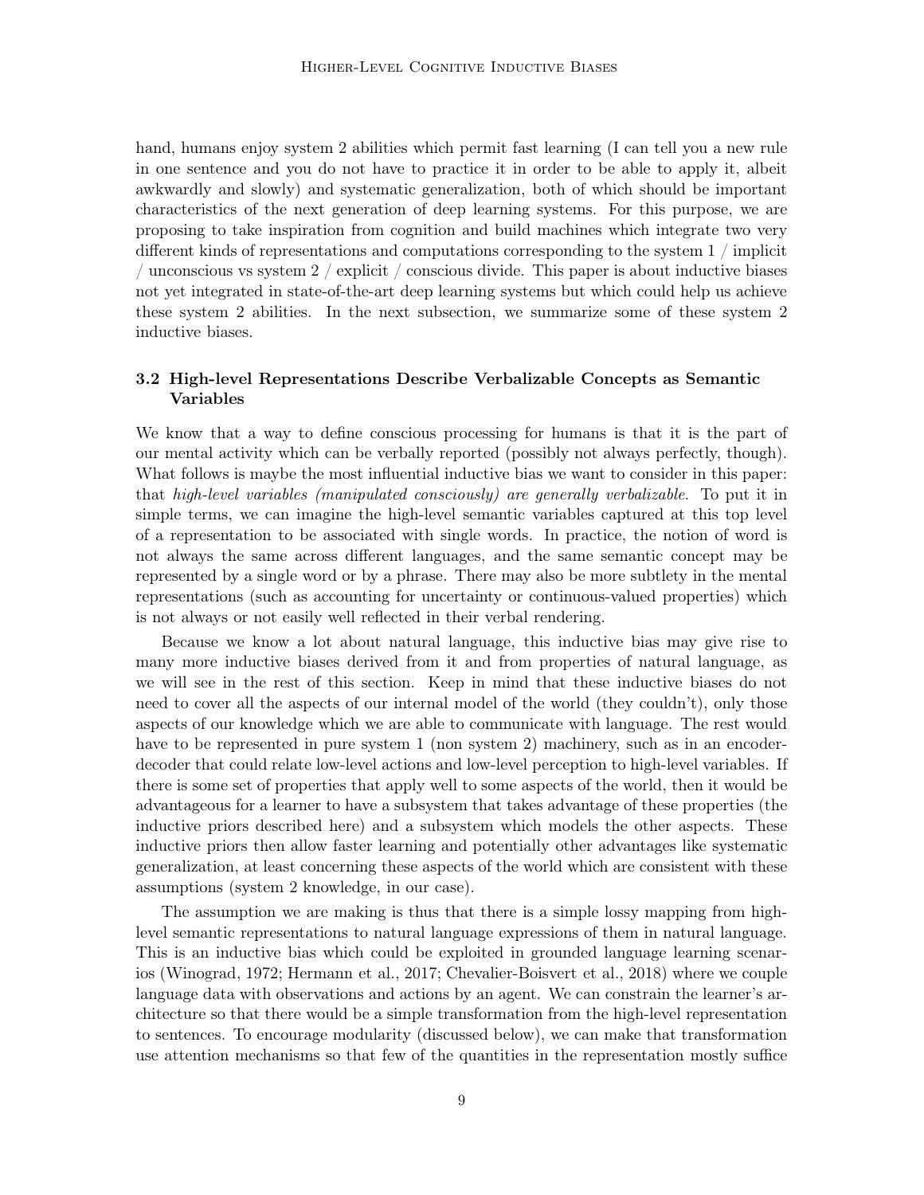hand, humans enjoy system 2 abilities which permit fast learning (I can tell you a new rule in one sentence and you do not have to practice it in order to be able to apply it, albeit awkwardly and slowly) and systematic generalization, both of which should be important characteristics of the next generation of deep learning systems. For this purpose, we are proposing to take inspiration from cognition and build machines which integrate two very different kinds of representations and computations corresponding to the system 1 / implicit / unconscious vs system 2 / explicit / conscious divide. This paper is about inductive biases not yet integrated in state-of-the-art deep learning systems but which could help us achieve these system 2 abilities. In the next subsection, we summarize some of these system 2 inductive biases.

### 3.2 High-level Representations Describe Verbalizable Concepts as Semantic Variables

We know that a way to define conscious processing for humans is that it is the part of our mental activity which can be verbally reported (possibly not always perfectly, though). What follows is maybe the most influential inductive bias we want to consider in this paper: that *high-level variables (manipulated consciously) are generally verbalizable*. To put it in simple terms, we can imagine the high-level semantic variables captured at this top level of a representation to be associated with single words. In practice, the notion of word is not always the same across different languages, and the same semantic concept may be represented by a single word or by a phrase. There may also be more subtlety in the mental representations (such as accounting for uncertainty or continuous-valued properties) which is not always or not easily well reflected in their verbal rendering.

Because we know a lot about natural language, this inductive bias may give rise to many more inductive biases derived from it and from properties of natural language, as we will see in the rest of this section. Keep in mind that these inductive biases do not need to cover all the aspects of our internal model of the world (they couldn't), only those aspects of our knowledge which we are able to communicate with language. The rest would have to be represented in pure system 1 (non system 2) machinery, such as in an encoder-decoder that could relate low-level actions and low-level perception to high-level variables. If there is some set of properties that apply well to some aspects of the world, then it would be advantageous for a learner to have a subsystem that takes advantage of these properties (the inductive priors described here) and a subsystem which models the other aspects. These inductive priors then allow faster learning and potentially other advantages like systematic generalization, at least concerning these aspects of the world which are consistent with these assumptions (system 2 knowledge, in our case).

The assumption we are making is thus that there is a simple lossy mapping from high-level semantic representations to natural language expressions of them in natural language. This is an inductive bias which could be exploited in grounded language learning scenarios (Winograd, 1972; Hermann et al., 2017; Chevalier-Boisvert et al., 2018) where we couple language data with observations and actions by an agent. We can constrain the learner's architecture so that there would be a simple transformation from the high-level representation to sentences. To encourage modularity (discussed below), we can make that transformation use attention mechanisms so that few of the quantities in the representation mostly suffice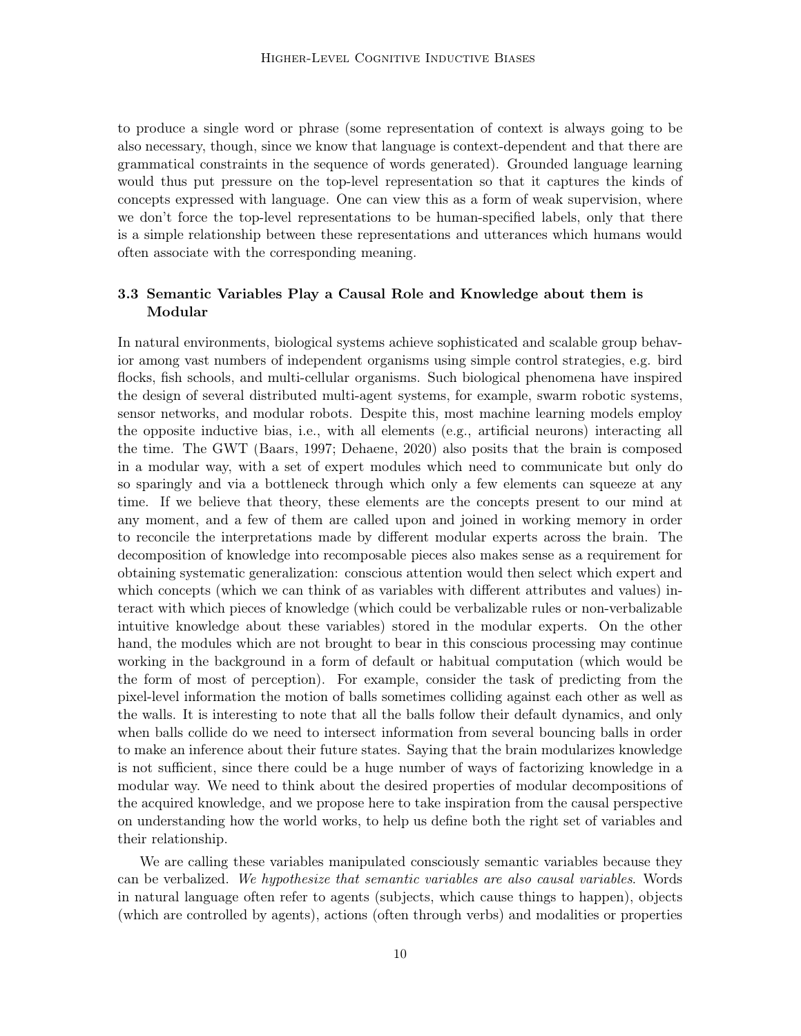to produce a single word or phrase (some representation of context is always going to be also necessary, though, since we know that language is context-dependent and that there are grammatical constraints in the sequence of words generated). Grounded language learning would thus put pressure on the top-level representation so that it captures the kinds of concepts expressed with language. One can view this as a form of weak supervision, where we don't force the top-level representations to be human-specified labels, only that there is a simple relationship between these representations and utterances which humans would often associate with the corresponding meaning.

### 3.3 Semantic Variables Play a Causal Role and Knowledge about them is Modular

In natural environments, biological systems achieve sophisticated and scalable group behavior among vast numbers of independent organisms using simple control strategies, e.g. bird flocks, fish schools, and multi-cellular organisms. Such biological phenomena have inspired the design of several distributed multi-agent systems, for example, swarm robotic systems, sensor networks, and modular robots. Despite this, most machine learning models employ the opposite inductive bias, i.e., with all elements (e.g., artificial neurons) interacting all the time. The GWT (Baars, 1997; Dehaene, 2020) also posits that the brain is composed in a modular way, with a set of expert modules which need to communicate but only do so sparingly and via a bottleneck through which only a few elements can squeeze at any time. If we believe that theory, these elements are the concepts present to our mind at any moment, and a few of them are called upon and joined in working memory in order to reconcile the interpretations made by different modular experts across the brain. The decomposition of knowledge into recomposable pieces also makes sense as a requirement for obtaining systematic generalization: conscious attention would then select which expert and which concepts (which we can think of as variables with different attributes and values) interact with which pieces of knowledge (which could be verbalizable rules or non-verbalizable intuitive knowledge about these variables) stored in the modular experts. On the other hand, the modules which are not brought to bear in this conscious processing may continue working in the background in a form of default or habitual computation (which would be the form of most of perception). For example, consider the task of predicting from the pixel-level information the motion of balls sometimes colliding against each other as well as the walls. It is interesting to note that all the balls follow their default dynamics, and only when balls collide do we need to intersect information from several bouncing balls in order to make an inference about their future states. Saying that the brain modularizes knowledge is not sufficient, since there could be a huge number of ways of factorizing knowledge in a modular way. We need to think about the desired properties of modular decompositions of the acquired knowledge, and we propose here to take inspiration from the causal perspective on understanding how the world works, to help us define both the right set of variables and their relationship.

We are calling these variables manipulated consciously semantic variables because they can be verbalized. *We hypothesize that semantic variables are also causal variables.* Words in natural language often refer to agents (subjects, which cause things to happen), objects (which are controlled by agents), actions (often through verbs) and modalities or properties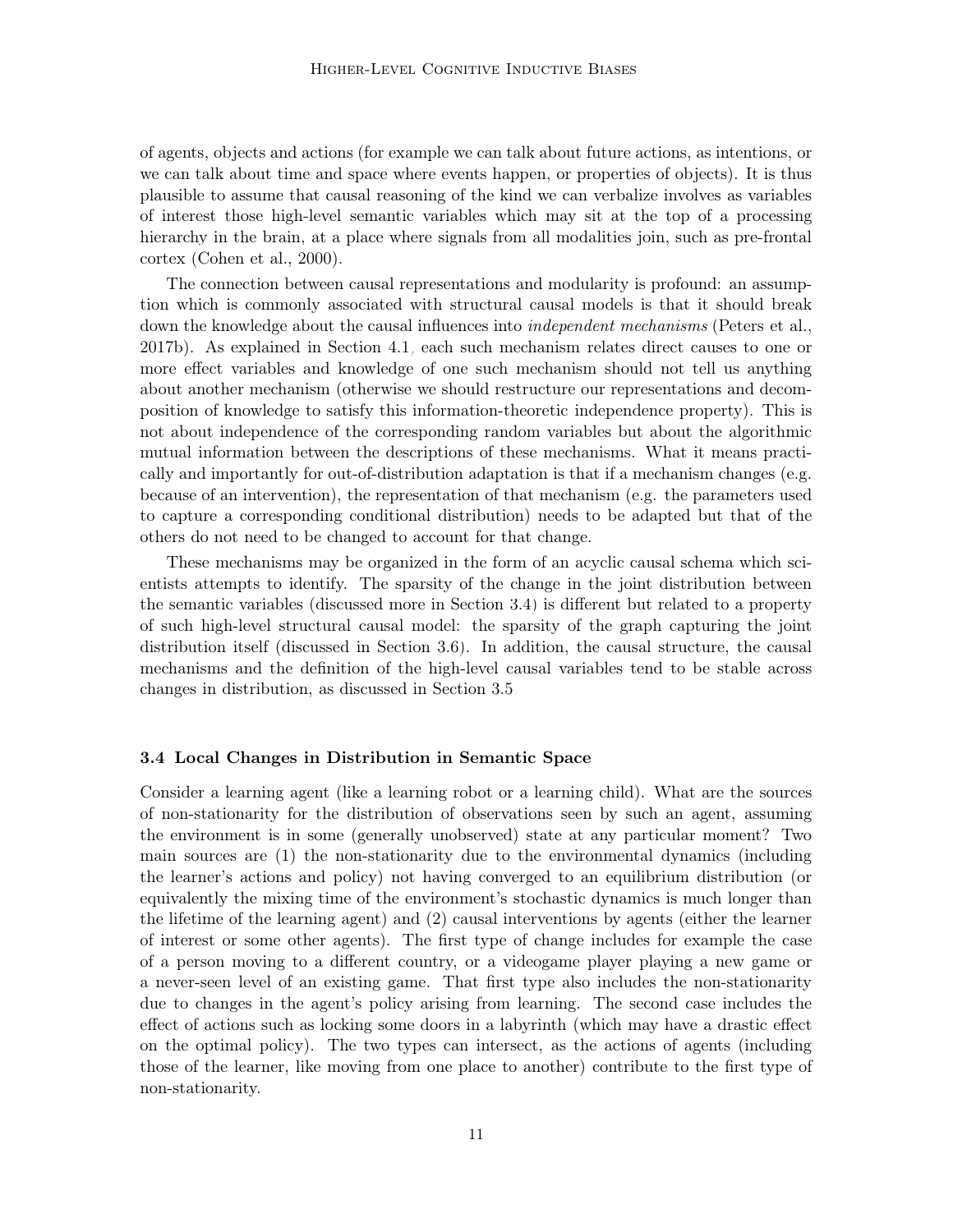of agents, objects and actions (for example we can talk about future actions, as intentions, or we can talk about time and space where events happen, or properties of objects). It is thus plausible to assume that causal reasoning of the kind we can verbalize involves as variables of interest those high-level semantic variables which may sit at the top of a processing hierarchy in the brain, at a place where signals from all modalities join, such as pre-frontal cortex (Cohen et al., 2000).

The connection between causal representations and modularity is profound: an assumption which is commonly associated with structural causal models is that it should break down the knowledge about the causal influences into *independent mechanisms* (Peters et al., 2017b). As explained in Section 4.1, each such mechanism relates direct causes to one or more effect variables and knowledge of one such mechanism should not tell us anything about another mechanism (otherwise we should restructure our representations and decomposition of knowledge to satisfy this information-theoretic independence property). This is not about independence of the corresponding random variables but about the algorithmic mutual information between the descriptions of these mechanisms. What it means practically and importantly for out-of-distribution adaptation is that if a mechanism changes (e.g. because of an intervention), the representation of that mechanism (e.g. the parameters used to capture a corresponding conditional distribution) needs to be adapted but that of the others do not need to be changed to account for that change.

These mechanisms may be organized in the form of an acyclic causal schema which scientists attempts to identify. The sparsity of the change in the joint distribution between the semantic variables (discussed more in Section 3.4) is different but related to a property of such high-level structural causal model: the sparsity of the graph capturing the joint distribution itself (discussed in Section 3.6). In addition, the causal structure, the causal mechanisms and the definition of the high-level causal variables tend to be stable across changes in distribution, as discussed in Section 3.5.

### 3.4 Local Changes in Distribution in Semantic Space

Consider a learning agent (like a learning robot or a learning child). What are the sources of non-stationarity for the distribution of observations seen by such an agent, assuming the environment is in some (generally unobserved) state at any particular moment? Two main sources are (1) the non-stationarity due to the environmental dynamics (including the learner's actions and policy) not having converged to an equilibrium distribution (or equivalently the mixing time of the environment's stochastic dynamics is much longer than the lifetime of the learning agent) and (2) causal interventions by agents (either the learner of interest or some other agents). The first type of change includes for example the case of a person moving to a different country, or a videogame player playing a new game or a never-seen level of an existing game. That first type also includes the non-stationarity due to changes in the agent's policy arising from learning. The second case includes the effect of actions such as locking some doors in a labyrinth (which may have a drastic effect on the optimal policy). The two types can intersect, as the actions of agents (including those of the learner, like moving from one place to another) contribute to the first type of non-stationarity.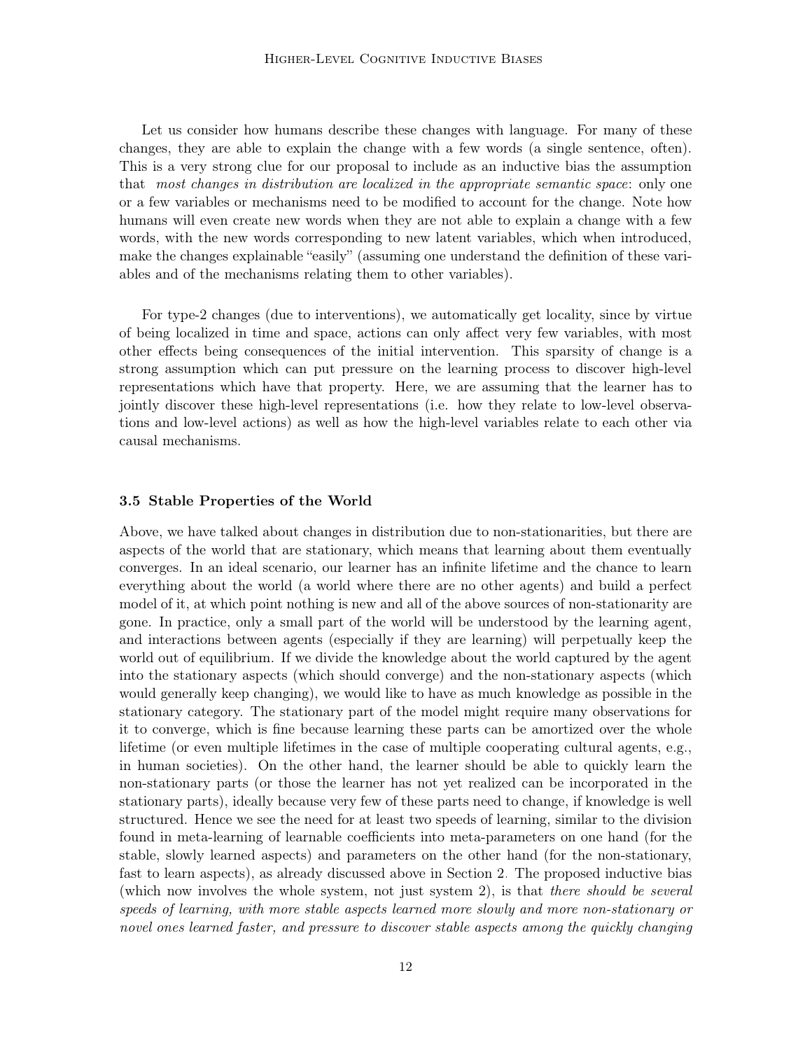Let us consider how humans describe these changes with language. For many of these changes, they are able to explain the change with a few words (a single sentence, often). This is a very strong clue for our proposal to include as an inductive bias the assumption that *most changes in distribution are localized in the appropriate semantic space*: only one or a few variables or mechanisms need to be modified to account for the change. Note how humans will even create new words when they are not able to explain a change with a few words, with the new words corresponding to new latent variables, which when introduced, make the changes explainable "easily" (assuming one understand the definition of these variables and of the mechanisms relating them to other variables).

For type-2 changes (due to interventions), we automatically get locality, since by virtue of being localized in time and space, actions can only affect very few variables, with most other effects being consequences of the initial intervention. This sparsity of change is a strong assumption which can put pressure on the learning process to discover high-level representations which have that property. Here, we are assuming that the learner has to jointly discover these high-level representations (i.e. how they relate to low-level observations and low-level actions) as well as how the high-level variables relate to each other via causal mechanisms.

### 3.5 Stable Properties of the World

Above, we have talked about changes in distribution due to non-stationarities, but there are aspects of the world that are stationary, which means that learning about them eventually converges. In an ideal scenario, our learner has an infinite lifetime and the chance to learn everything about the world (a world where there are no other agents) and build a perfect model of it, at which point nothing is new and all of the above sources of non-stationarity are gone. In practice, only a small part of the world will be understood by the learning agent, and interactions between agents (especially if they are learning) will perpetually keep the world out of equilibrium. If we divide the knowledge about the world captured by the agent into the stationary aspects (which should converge) and the non-stationary aspects (which would generally keep changing), we would like to have as much knowledge as possible in the stationary category. The stationary part of the model might require many observations for it to converge, which is fine because learning these parts can be amortized over the whole lifetime (or even multiple lifetimes in the case of multiple cooperating cultural agents, e.g., in human societies). On the other hand, the learner should be able to quickly learn the non-stationary parts (or those the learner has not yet realized can be incorporated in the stationary parts), ideally because very few of these parts need to change, if knowledge is well structured. Hence we see the need for at least two speeds of learning, similar to the division found in meta-learning of learnable coefficients into meta-parameters on one hand (for the stable, slowly learned aspects) and parameters on the other hand (for the non-stationary, fast to learn aspects), as already discussed above in Section 2. The proposed inductive bias (which now involves the whole system, not just system 2), is that *there should be several speeds of learning, with more stable aspects learned more slowly and more non-stationary or novel ones learned faster, and pressure to discover stable aspects among the quickly changing*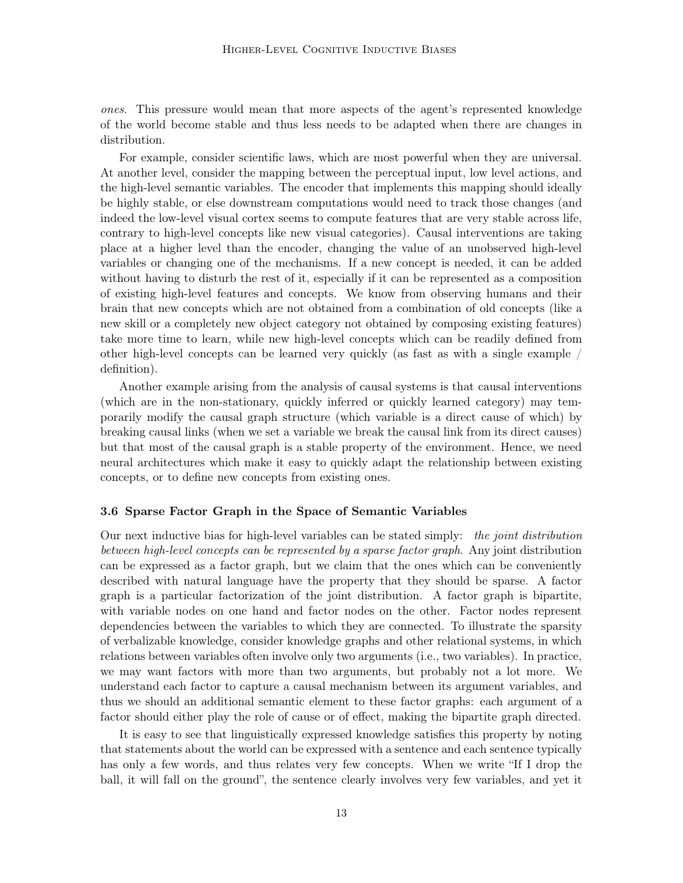*ones.* This pressure would mean that more aspects of the agent's represented knowledge of the world become stable and thus less needs to be adapted when there are changes in distribution.

For example, consider scientific laws, which are most powerful when they are universal. At another level, consider the mapping between the perceptual input, low level actions, and the high-level semantic variables. The encoder that implements this mapping should ideally be highly stable, or else downstream computations would need to track those changes (and indeed the low-level visual cortex seems to compute features that are very stable across life, contrary to high-level concepts like new visual categories). Causal interventions are taking place at a higher level than the encoder, changing the value of an unobserved high-level variables or changing one of the mechanisms. If a new concept is needed, it can be added without having to disturb the rest of it, especially if it can be represented as a composition of existing high-level features and concepts. We know from observing humans and their brain that new concepts which are not obtained from a combination of old concepts (like a new skill or a completely new object category not obtained by composing existing features) take more time to learn, while new high-level concepts which can be readily defined from other high-level concepts can be learned very quickly (as fast as with a single example / definition).

Another example arising from the analysis of causal systems is that causal interventions (which are in the non-stationary, quickly inferred or quickly learned category) may temporarily modify the causal graph structure (which variable is a direct cause of which) by breaking causal links (when we set a variable we break the causal link from its direct causes) but that most of the causal graph is a stable property of the environment. Hence, we need neural architectures which make it easy to quickly adapt the relationship between existing concepts, or to define new concepts from existing ones.

### 3.6 Sparse Factor Graph in the Space of Semantic Variables

Our next inductive bias for high-level variables can be stated simply: *the joint distribution between high-level concepts can be represented by a sparse factor graph.* Any joint distribution can be expressed as a factor graph, but we claim that the ones which can be conveniently described with natural language have the property that they should be sparse. A factor graph is a particular factorization of the joint distribution. A factor graph is bipartite, with variable nodes on one hand and factor nodes on the other. Factor nodes represent dependencies between the variables to which they are connected. To illustrate the sparsity of verbalizable knowledge, consider knowledge graphs and other relational systems, in which relations between variables often involve only two arguments (i.e., two variables). In practice, we may want factors with more than two arguments, but probably not a lot more. We understand each factor to capture a causal mechanism between its argument variables, and thus we should an additional semantic element to these factor graphs: each argument of a factor should either play the role of cause or of effect, making the bipartite graph directed.

It is easy to see that linguistically expressed knowledge satisfies this property by noting that statements about the world can be expressed with a sentence and each sentence typically has only a few words, and thus relates very few concepts. When we write "If I drop the ball, it will fall on the ground", the sentence clearly involves very few variables, and yet it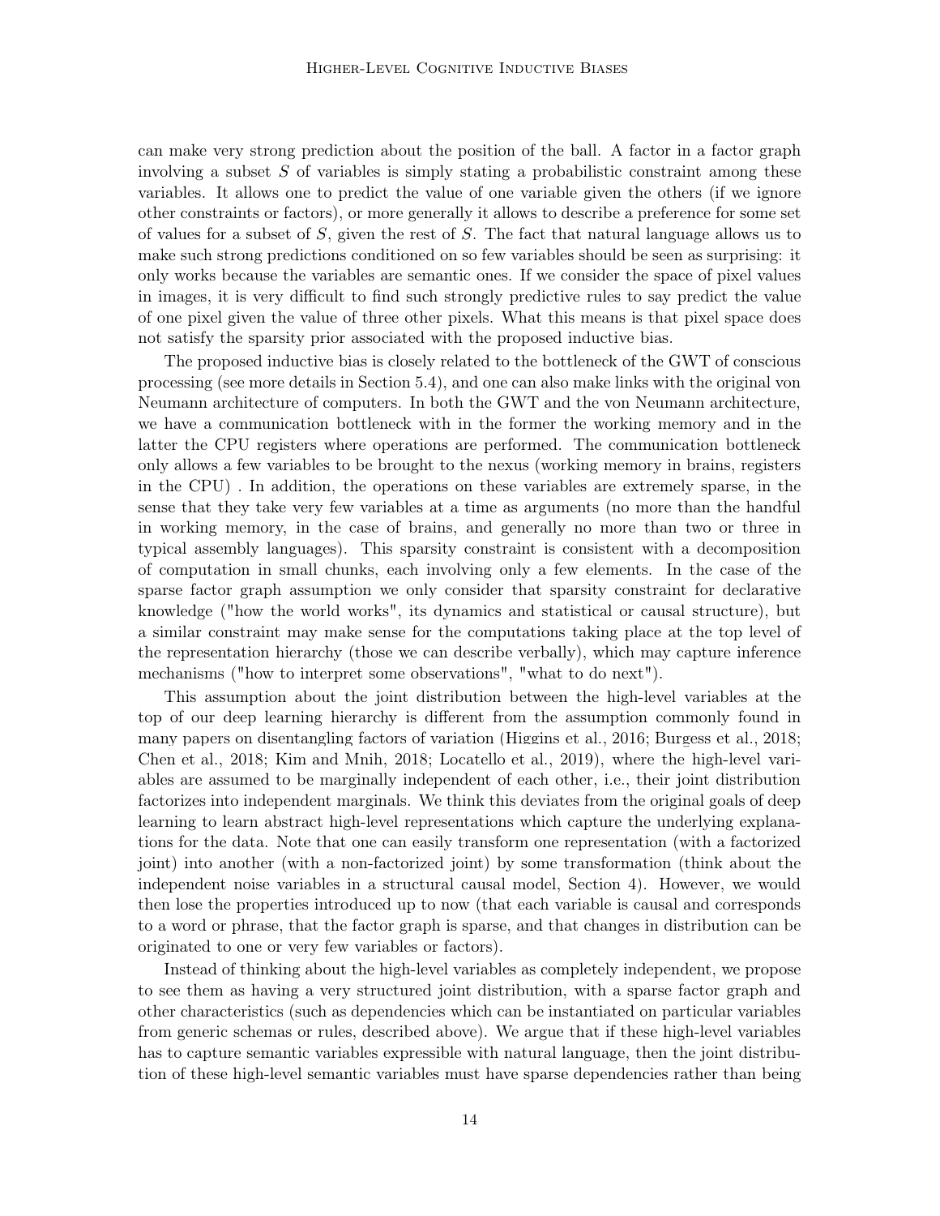can make very strong prediction about the position of the ball. A factor in a factor graph involving a subset $S$ of variables is simply stating a probabilistic constraint among these variables. It allows one to predict the value of one variable given the others (if we ignore other constraints or factors), or more generally it allows to describe a preference for some set of values for a subset of $S$, given the rest of $S$. The fact that natural language allows us to make such strong predictions conditioned on so few variables should be seen as surprising: it only works because the variables are semantic ones. If we consider the space of pixel values in images, it is very difficult to find such strongly predictive rules to say predict the value of one pixel given the value of three other pixels. What this means is that pixel space does not satisfy the sparsity prior associated with the proposed inductive bias.

The proposed inductive bias is closely related to the bottleneck of the GWT of conscious processing (see more details in Section 5.4), and one can also make links with the original von Neumann architecture of computers. In both the GWT and the von Neumann architecture, we have a communication bottleneck with in the former the working memory and in the latter the CPU registers where operations are performed. The communication bottleneck only allows a few variables to be brought to the nexus (working memory in brains, registers in the CPU) . In addition, the operations on these variables are extremely sparse, in the sense that they take very few variables at a time as arguments (no more than the handful in working memory, in the case of brains, and generally no more than two or three in typical assembly languages). This sparsity constraint is consistent with a decomposition of computation in small chunks, each involving only a few elements. In the case of the sparse factor graph assumption we only consider that sparsity constraint for declarative knowledge ("how the world works", its dynamics and statistical or causal structure), but a similar constraint may make sense for the computations taking place at the top level of the representation hierarchy (those we can describe verbally), which may capture inference mechanisms ("how to interpret some observations", "what to do next").

This assumption about the joint distribution between the high-level variables at the top of our deep learning hierarchy is different from the assumption commonly found in many papers on disentangling factors of variation (Higgins et al., 2016; Burgess et al., 2018; Chen et al., 2018; Kim and Mnih, 2018; Locatello et al., 2019), where the high-level variables are assumed to be marginally independent of each other, i.e., their joint distribution factorizes into independent marginals. We think this deviates from the original goals of deep learning to learn abstract high-level representations which capture the underlying explanations for the data. Note that one can easily transform one representation (with a factorized joint) into another (with a non-factorized joint) by some transformation (think about the independent noise variables in a structural causal model, Section 4). However, we would then lose the properties introduced up to now (that each variable is causal and corresponds to a word or phrase, that the factor graph is sparse, and that changes in distribution can be originated to one or very few variables or factors).

Instead of thinking about the high-level variables as completely independent, we propose to see them as having a very structured joint distribution, with a sparse factor graph and other characteristics (such as dependencies which can be instantiated on particular variables from generic schemas or rules, described above). We argue that if these high-level variables has to capture semantic variables expressible with natural language, then the joint distribution of these high-level semantic variables must have sparse dependencies rather than being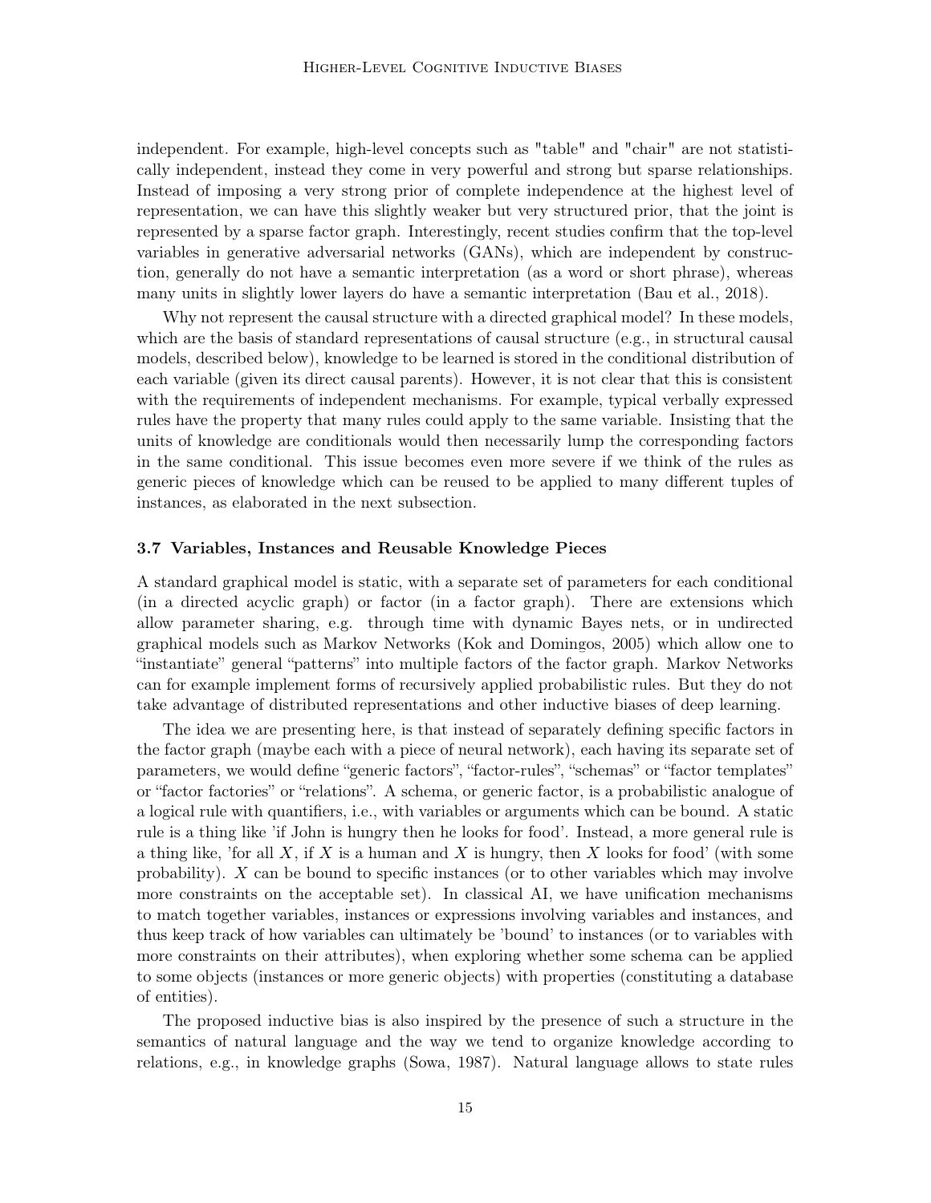independent. For example, high-level concepts such as "table" and "chair" are not statistically independent, instead they come in very powerful and strong but sparse relationships. Instead of imposing a very strong prior of complete independence at the highest level of representation, we can have this slightly weaker but very structured prior, that the joint is represented by a sparse factor graph. Interestingly, recent studies confirm that the top-level variables in generative adversarial networks (GANs), which are independent by construction, generally do not have a semantic interpretation (as a word or short phrase), whereas many units in slightly lower layers do have a semantic interpretation (Bau et al., 2018).

Why not represent the causal structure with a directed graphical model? In these models, which are the basis of standard representations of causal structure (e.g., in structural causal models, described below), knowledge to be learned is stored in the conditional distribution of each variable (given its direct causal parents). However, it is not clear that this is consistent with the requirements of independent mechanisms. For example, typical verbally expressed rules have the property that many rules could apply to the same variable. Insisting that the units of knowledge are conditionals would then necessarily lump the corresponding factors in the same conditional. This issue becomes even more severe if we think of the rules as generic pieces of knowledge which can be reused to be applied to many different tuples of instances, as elaborated in the next subsection.

### 3.7 Variables, Instances and Reusable Knowledge Pieces

A standard graphical model is static, with a separate set of parameters for each conditional (in a directed acyclic graph) or factor (in a factor graph). There are extensions which allow parameter sharing, e.g. through time with dynamic Bayes nets, or in undirected graphical models such as Markov Networks (Kok and Domingos, 2005) which allow one to "instantiate" general "patterns" into multiple factors of the factor graph. Markov Networks can for example implement forms of recursively applied probabilistic rules. But they do not take advantage of distributed representations and other inductive biases of deep learning.

The idea we are presenting here, is that instead of separately defining specific factors in the factor graph (maybe each with a piece of neural network), each having its separate set of parameters, we would define "generic factors", "factor-rules", "schemas" or "factor templates" or "factor factories" or "relations". A schema, or generic factor, is a probabilistic analogue of a logical rule with quantifiers, i.e., with variables or arguments which can be bound. A static rule is a thing like 'if John is hungry then he looks for food'. Instead, a more general rule is a thing like, 'for all $X$, if $X$ is a human and $X$ is hungry, then $X$ looks for food' (with some probability). $X$ can be bound to specific instances (or to other variables which may involve more constraints on the acceptable set). In classical AI, we have unification mechanisms to match together variables, instances or expressions involving variables and instances, and thus keep track of how variables can ultimately be 'bound' to instances (or to variables with more constraints on their attributes), when exploring whether some schema can be applied to some objects (instances or more generic objects) with properties (constituting a database of entities).

The proposed inductive bias is also inspired by the presence of such a structure in the semantics of natural language and the way we tend to organize knowledge according to relations, e.g., in knowledge graphs (Sowa, 1987). Natural language allows to state rules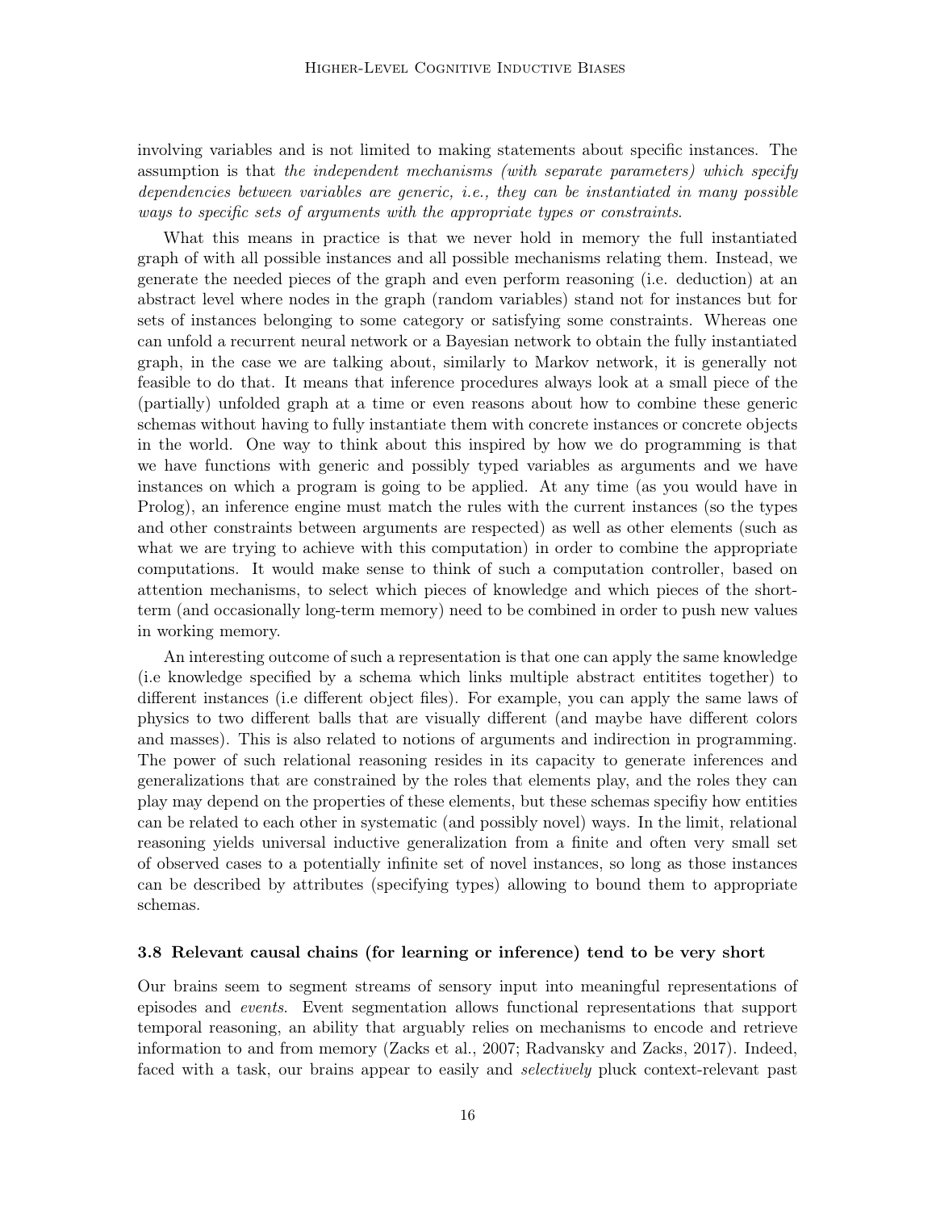involving variables and is not limited to making statements about specific instances. The assumption is that *the independent mechanisms (with separate parameters) which specify dependencies between variables are generic, i.e., they can be instantiated in many possible ways to specific sets of arguments with the appropriate types or constraints*.

What this means in practice is that we never hold in memory the full instantiated graph of with all possible instances and all possible mechanisms relating them. Instead, we generate the needed pieces of the graph and even perform reasoning (i.e. deduction) at an abstract level where nodes in the graph (random variables) stand not for instances but for sets of instances belonging to some category or satisfying some constraints. Whereas one can unfold a recurrent neural network or a Bayesian network to obtain the fully instantiated graph, in the case we are talking about, similarly to Markov network, it is generally not feasible to do that. It means that inference procedures always look at a small piece of the (partially) unfolded graph at a time or even reasons about how to combine these generic schemas without having to fully instantiate them with concrete instances or concrete objects in the world. One way to think about this inspired by how we do programming is that we have functions with generic and possibly typed variables as arguments and we have instances on which a program is going to be applied. At any time (as you would have in Prolog), an inference engine must match the rules with the current instances (so the types and other constraints between arguments are respected) as well as other elements (such as what we are trying to achieve with this computation) in order to combine the appropriate computations. It would make sense to think of such a computation controller, based on attention mechanisms, to select which pieces of knowledge and which pieces of the short-term (and occasionally long-term memory) need to be combined in order to push new values in working memory.

An interesting outcome of such a representation is that one can apply the same knowledge (i.e knowledge specified by a schema which links multiple abstract entitites together) to different instances (i.e different object files). For example, you can apply the same laws of physics to two different balls that are visually different (and maybe have different colors and masses). This is also related to notions of arguments and indirection in programming. The power of such relational reasoning resides in its capacity to generate inferences and generalizations that are constrained by the roles that elements play, and the roles they can play may depend on the properties of these elements, but these schemas specifiy how entities can be related to each other in systematic (and possibly novel) ways. In the limit, relational reasoning yields universal inductive generalization from a finite and often very small set of observed cases to a potentially infinite set of novel instances, so long as those instances can be described by attributes (specifying types) allowing to bound them to appropriate schemas.

### 3.8 Relevant causal chains (for learning or inference) tend to be very short

Our brains seem to segment streams of sensory input into meaningful representations of episodes and *events*. Event segmentation allows functional representations that support temporal reasoning, an ability that arguably relies on mechanisms to encode and retrieve information to and from memory (Zacks et al., 2007; Radvansky and Zacks, 2017). Indeed, faced with a task, our brains appear to easily and *selectively* pluck context-relevant past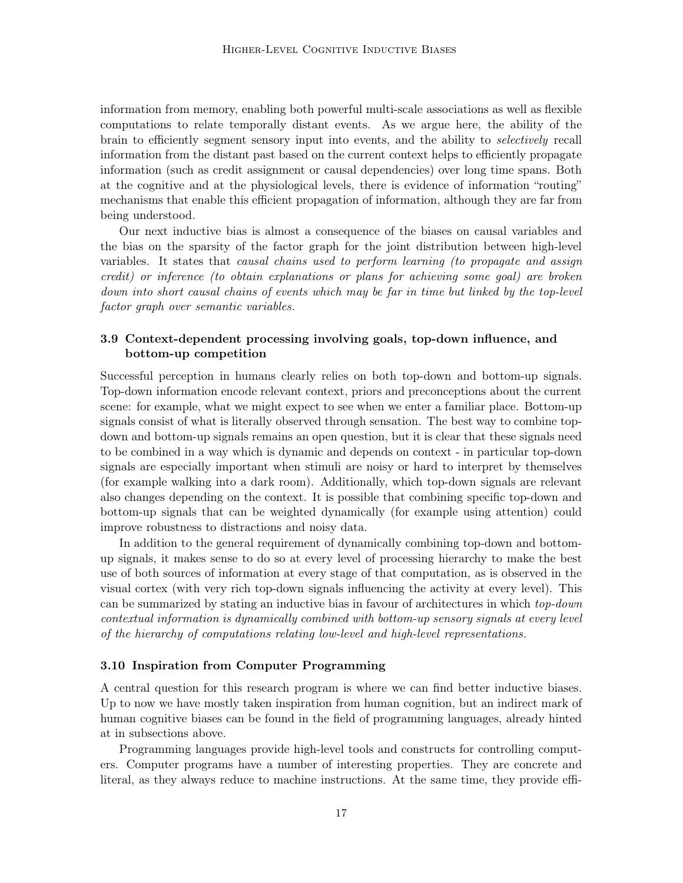information from memory, enabling both powerful multi-scale associations as well as flexible computations to relate temporally distant events. As we argue here, the ability of the brain to efficiently segment sensory input into events, and the ability to *selectively* recall information from the distant past based on the current context helps to efficiently propagate information (such as credit assignment or causal dependencies) over long time spans. Both at the cognitive and at the physiological levels, there is evidence of information "routing" mechanisms that enable this efficient propagation of information, although they are far from being understood.

Our next inductive bias is almost a consequence of the biases on causal variables and the bias on the sparsity of the factor graph for the joint distribution between high-level variables. It states that *causal chains used to perform learning (to propagate and assign credit) or inference (to obtain explanations or plans for achieving some goal) are broken down into short causal chains of events which may be far in time but linked by the top-level factor graph over semantic variables.*

### 3.9 Context-dependent processing involving goals, top-down influence, and bottom-up competition

Successful perception in humans clearly relies on both top-down and bottom-up signals. Top-down information encode relevant context, priors and preconceptions about the current scene: for example, what we might expect to see when we enter a familiar place. Bottom-up signals consist of what is literally observed through sensation. The best way to combine top-down and bottom-up signals remains an open question, but it is clear that these signals need to be combined in a way which is dynamic and depends on context - in particular top-down signals are especially important when stimuli are noisy or hard to interpret by themselves (for example walking into a dark room). Additionally, which top-down signals are relevant also changes depending on the context. It is possible that combining specific top-down and bottom-up signals that can be weighted dynamically (for example using attention) could improve robustness to distractions and noisy data.

In addition to the general requirement of dynamically combining top-down and bottom-up signals, it makes sense to do so at every level of processing hierarchy to make the best use of both sources of information at every stage of that computation, as is observed in the visual cortex (with very rich top-down signals influencing the activity at every level). This can be summarized by stating an inductive bias in favour of architectures in which *top-down contextual information is dynamically combined with bottom-up sensory signals at every level of the hierarchy of computations relating low-level and high-level representations.*

### 3.10 Inspiration from Computer Programming

A central question for this research program is where we can find better inductive biases. Up to now we have mostly taken inspiration from human cognition, but an indirect mark of human cognitive biases can be found in the field of programming languages, already hinted at in subsections above.

Programming languages provide high-level tools and constructs for controlling computers. Computer programs have a number of interesting properties. They are concrete and literal, as they always reduce to machine instructions. At the same time, they provide effi-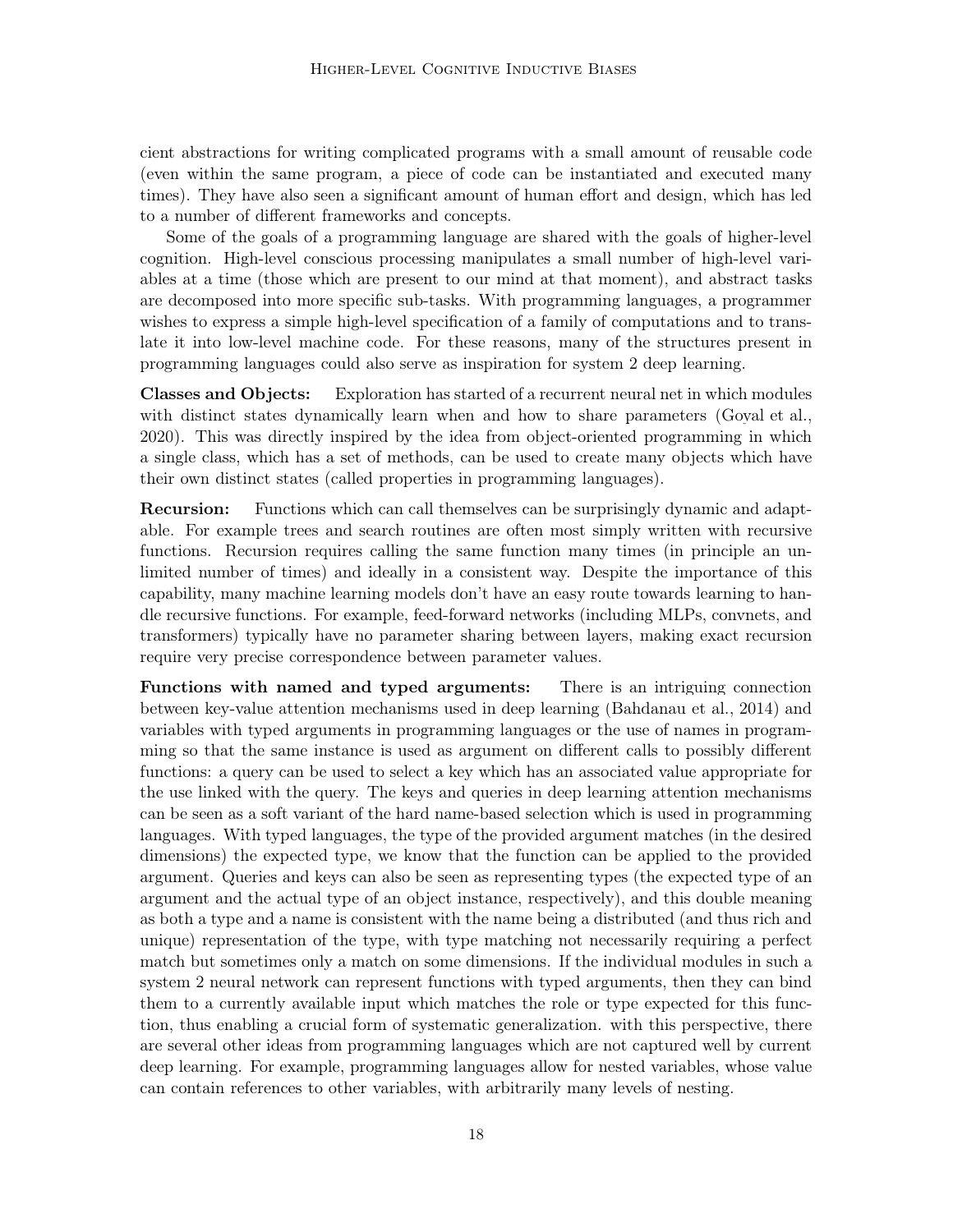cient abstractions for writing complicated programs with a small amount of reusable code (even within the same program, a piece of code can be instantiated and executed many times). They have also seen a significant amount of human effort and design, which has led to a number of different frameworks and concepts.

Some of the goals of a programming language are shared with the goals of higher-level cognition. High-level conscious processing manipulates a small number of high-level variables at a time (those which are present to our mind at that moment), and abstract tasks are decomposed into more specific sub-tasks. With programming languages, a programmer wishes to express a simple high-level specification of a family of computations and to translate it into low-level machine code. For these reasons, many of the structures present in programming languages could also serve as inspiration for system 2 deep learning.

**Classes and Objects:** Exploration has started of a recurrent neural net in which modules with distinct states dynamically learn when and how to share parameters (Goyal et al., 2020). This was directly inspired by the idea from object-oriented programming in which a single class, which has a set of methods, can be used to create many objects which have their own distinct states (called properties in programming languages).

**Recursion:** Functions which can call themselves can be surprisingly dynamic and adaptable. For example trees and search routines are often most simply written with recursive functions. Recursion requires calling the same function many times (in principle an unlimited number of times) and ideally in a consistent way. Despite the importance of this capability, many machine learning models don't have an easy route towards learning to handle recursive functions. For example, feed-forward networks (including MLPs, convnets, and transformers) typically have no parameter sharing between layers, making exact recursion require very precise correspondence between parameter values.

**Functions with named and typed arguments:** There is an intriguing connection between key-value attention mechanisms used in deep learning (Bahdanau et al., 2014) and variables with typed arguments in programming languages or the use of names in programming so that the same instance is used as argument on different calls to possibly different functions: a query can be used to select a key which has an associated value appropriate for the use linked with the query. The keys and queries in deep learning attention mechanisms can be seen as a soft variant of the hard name-based selection which is used in programming languages. With typed languages, the type of the provided argument matches (in the desired dimensions) the expected type, we know that the function can be applied to the provided argument. Queries and keys can also be seen as representing types (the expected type of an argument and the actual type of an object instance, respectively), and this double meaning as both a type and a name is consistent with the name being a distributed (and thus rich and unique) representation of the type, with type matching not necessarily requiring a perfect match but sometimes only a match on some dimensions. If the individual modules in such a system 2 neural network can represent functions with typed arguments, then they can bind them to a currently available input which matches the role or type expected for this function, thus enabling a crucial form of systematic generalization. with this perspective, there are several other ideas from programming languages which are not captured well by current deep learning. For example, programming languages allow for nested variables, whose value can contain references to other variables, with arbitrarily many levels of nesting.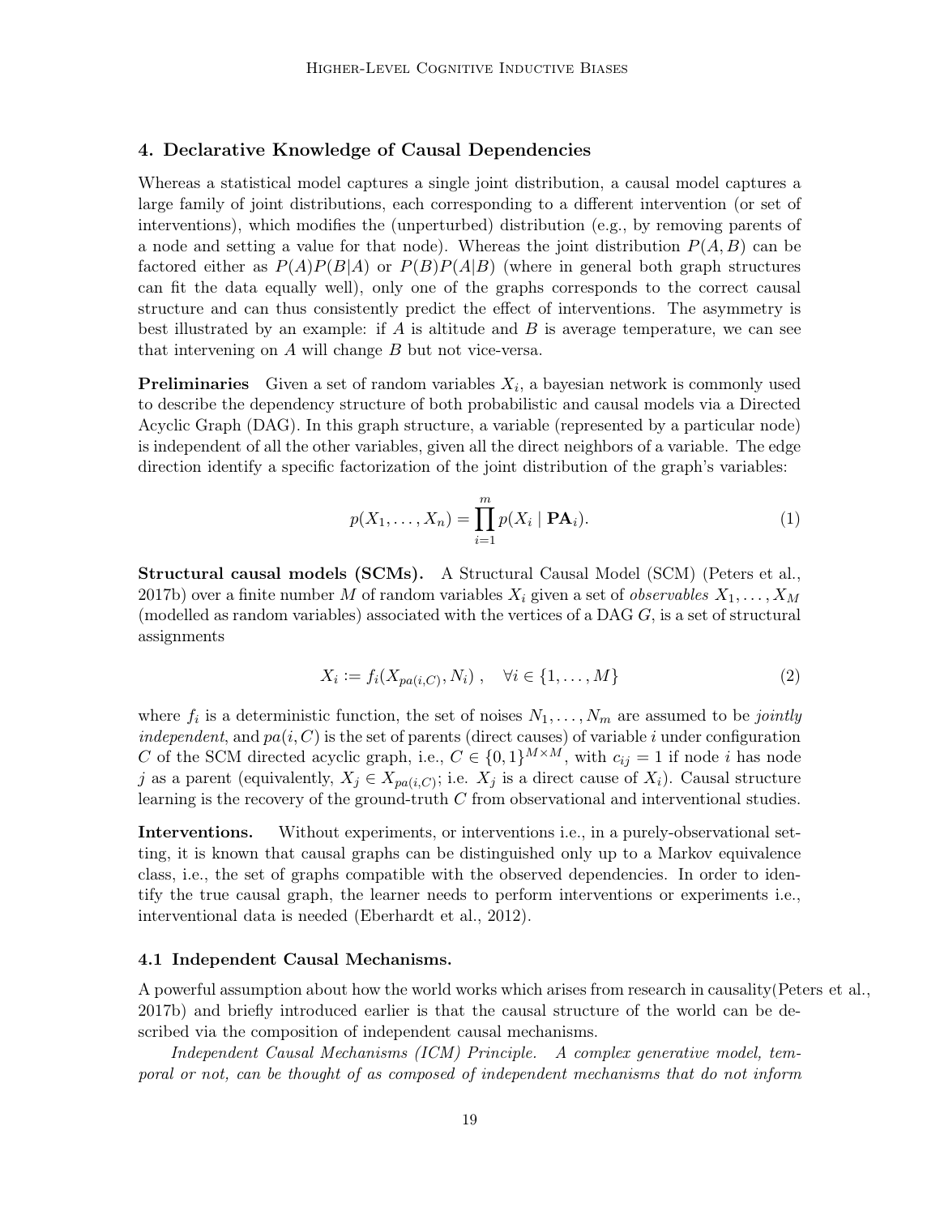## 4. Declarative Knowledge of Causal Dependencies

Whereas a statistical model captures a single joint distribution, a causal model captures a large family of joint distributions, each corresponding to a different intervention (or set of interventions), which modifies the (unperturbed) distribution (e.g., by removing parents of a node and setting a value for that node). Whereas the joint distribution $P(A, B)$ can be factored either as $P(A)P(B|A)$ or $P(B)P(A|B)$ (where in general both graph structures can fit the data equally well), only one of the graphs corresponds to the correct causal structure and can thus consistently predict the effect of interventions. The asymmetry is best illustrated by an example: if $A$ is altitude and $B$ is average temperature, we can see that intervening on $A$ will change $B$ but not vice-versa.

**Preliminaries** Given a set of random variables $X_i$, a bayesian network is commonly used to describe the dependency structure of both probabilistic and causal models via a Directed Acyclic Graph (DAG). In this graph structure, a variable (represented by a particular node) is independent of all the other variables, given all the direct neighbors of a variable. The edge direction identify a specific factorization of the joint distribution of the graph's variables:

$$p(X_1, \ldots, X_n) = \prod_{i=1}^{m} p(X_i \mid \mathbf{PA}_i). \tag{1}$$

**Structural causal models (SCMs).** A Structural Causal Model (SCM) (Peters et al., 2017b) over a finite number $M$ of random variables $X_i$ given a set of *observables* $X_1, \ldots, X_M$ (modelled as random variables) associated with the vertices of a DAG $G$, is a set of structural assignments

$$X_i := f_i(X_{pa(i,C)}, N_i) \ , \quad \forall i \in \{1, \ldots, M\} \tag{2}$$

where $f_i$ is a deterministic function, the set of noises $N_1, \ldots, N_m$ are assumed to be *jointly independent*, and $pa(i, C)$ is the set of parents (direct causes) of variable $i$ under configuration $C$ of the SCM directed acyclic graph, i.e., $C \in \{0, 1\}^{M \times M}$, with $c_{ij} = 1$ if node $i$ has node $j$ as a parent (equivalently, $X_j \in X_{pa(i,C)}$; i.e. $X_j$ is a direct cause of $X_i$). Causal structure learning is the recovery of the ground-truth $C$ from observational and interventional studies.

**Interventions.** Without experiments, or interventions i.e., in a purely-observational setting, it is known that causal graphs can be distinguished only up to a Markov equivalence class, i.e., the set of graphs compatible with the observed dependencies. In order to identify the true causal graph, the learner needs to perform interventions or experiments i.e., interventional data is needed (Eberhardt et al., 2012).

### 4.1 Independent Causal Mechanisms.

A powerful assumption about how the world works which arises from research in causality(Peters et al., 2017b) and briefly introduced earlier is that the causal structure of the world can be described via the composition of independent causal mechanisms.

*Independent Causal Mechanisms (ICM) Principle. A complex generative model, temporal or not, can be thought of as composed of independent mechanisms that do not inform*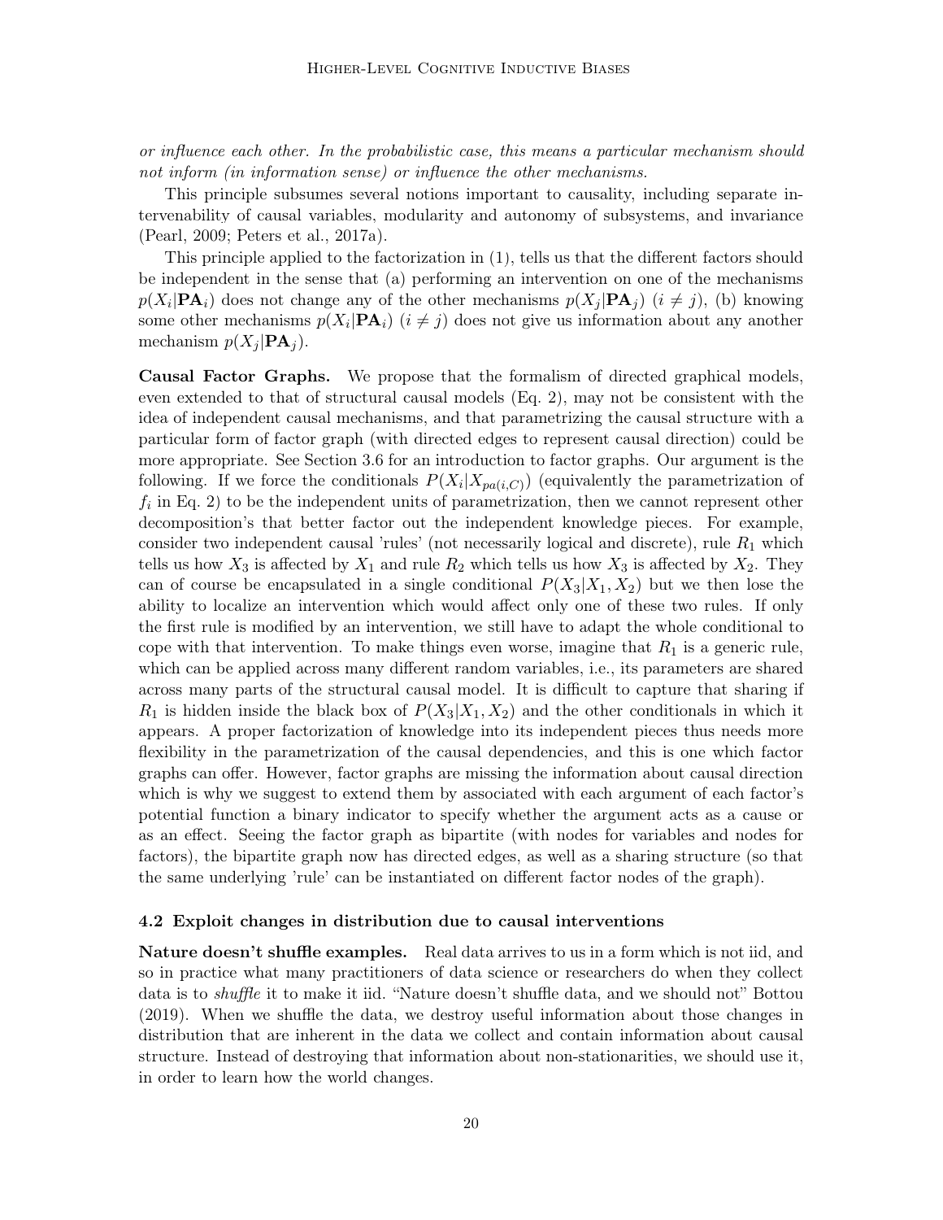*or influence each other. In the probabilistic case, this means a particular mechanism should not inform (in information sense) or influence the other mechanisms.*

This principle subsumes several notions important to causality, including separate intervenability of causal variables, modularity and autonomy of subsystems, and invariance (Pearl, 2009; Peters et al., 2017a).

This principle applied to the factorization in (1), tells us that the different factors should be independent in the sense that (a) performing an intervention on one of the mechanisms $p(X_i|\mathbf{PA}_i)$ does not change any of the other mechanisms $p(X_j|\mathbf{PA}_j)$ $(i \neq j)$, (b) knowing some other mechanisms $p(X_i|\mathbf{PA}_i)$ $(i \neq j)$ does not give us information about any another mechanism $p(X_j|\mathbf{PA}_j)$.

**Causal Factor Graphs.** We propose that the formalism of directed graphical models, even extended to that of structural causal models (Eq. 2), may not be consistent with the idea of independent causal mechanisms, and that parametrizing the causal structure with a particular form of factor graph (with directed edges to represent causal direction) could be more appropriate. See Section 3.6 for an introduction to factor graphs. Our argument is the following. If we force the conditionals $P(X_i|X_{pa(i,C)})$ (equivalently the parametrization of $f_i$ in Eq. 2) to be the independent units of parametrization, then we cannot represent other decomposition's that better factor out the independent knowledge pieces. For example, consider two independent causal 'rules' (not necessarily logical and discrete), rule $R_1$ which tells us how $X_3$ is affected by $X_1$ and rule $R_2$ which tells us how $X_3$ is affected by $X_2$. They can of course be encapsulated in a single conditional $P(X_3|X_1, X_2)$ but we then lose the ability to localize an intervention which would affect only one of these two rules. If only the first rule is modified by an intervention, we still have to adapt the whole conditional to cope with that intervention. To make things even worse, imagine that $R_1$ is a generic rule, which can be applied across many different random variables, i.e., its parameters are shared across many parts of the structural causal model. It is difficult to capture that sharing if $R_1$ is hidden inside the black box of $P(X_3|X_1, X_2)$ and the other conditionals in which it appears. A proper factorization of knowledge into its independent pieces thus needs more flexibility in the parametrization of the causal dependencies, and this is one which factor graphs can offer. However, factor graphs are missing the information about causal direction which is why we suggest to extend them by associated with each argument of each factor's potential function a binary indicator to specify whether the argument acts as a cause or as an effect. Seeing the factor graph as bipartite (with nodes for variables and nodes for factors), the bipartite graph now has directed edges, as well as a sharing structure (so that the same underlying 'rule' can be instantiated on different factor nodes of the graph).

### 4.2 Exploit changes in distribution due to causal interventions

**Nature doesn't shuffle examples.** Real data arrives to us in a form which is not iid, and so in practice what many practitioners of data science or researchers do when they collect data is to *shuffle* it to make it iid. "Nature doesn't shuffle data, and we should not" Bottou (2019). When we shuffle the data, we destroy useful information about those changes in distribution that are inherent in the data we collect and contain information about causal structure. Instead of destroying that information about non-stationarities, we should use it, in order to learn how the world changes.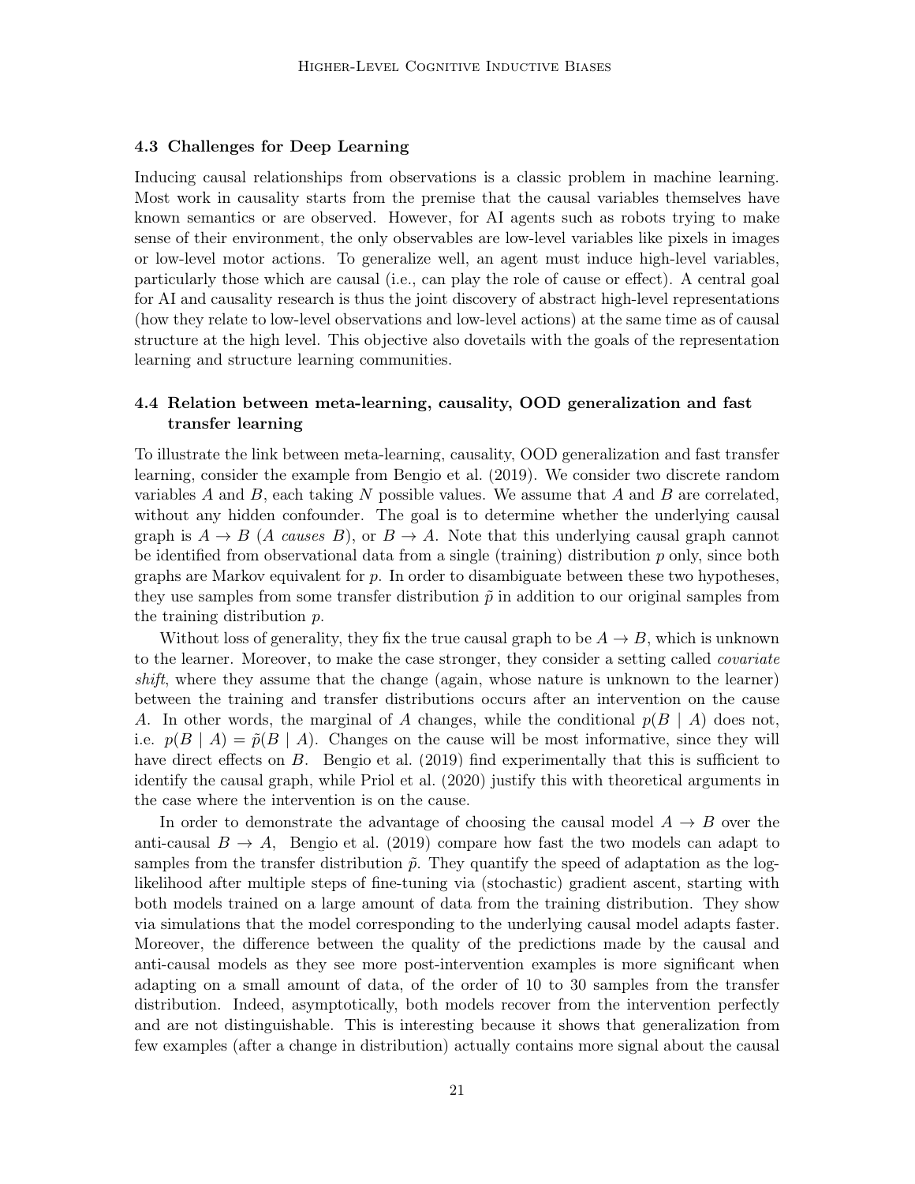### 4.3 Challenges for Deep Learning

Inducing causal relationships from observations is a classic problem in machine learning. Most work in causality starts from the premise that the causal variables themselves have known semantics or are observed. However, for AI agents such as robots trying to make sense of their environment, the only observables are low-level variables like pixels in images or low-level motor actions. To generalize well, an agent must induce high-level variables, particularly those which are causal (i.e., can play the role of cause or effect). A central goal for AI and causality research is thus the joint discovery of abstract high-level representations (how they relate to low-level observations and low-level actions) at the same time as of causal structure at the high level. This objective also dovetails with the goals of the representation learning and structure learning communities.

### 4.4 Relation between meta-learning, causality, OOD generalization and fast transfer learning

To illustrate the link between meta-learning, causality, OOD generalization and fast transfer learning, consider the example from Bengio et al. (2019). We consider two discrete random variables $A$ and $B$, each taking $N$ possible values. We assume that $A$ and $B$ are correlated, without any hidden confounder. The goal is to determine whether the underlying causal graph is $A \rightarrow B$ ($A$ *causes* $B$), or $B \rightarrow A$. Note that this underlying causal graph cannot be identified from observational data from a single (training) distribution $p$ only, since both graphs are Markov equivalent for $p$. In order to disambiguate between these two hypotheses, they use samples from some transfer distribution $\tilde{p}$ in addition to our original samples from the training distribution $p$.

Without loss of generality, they fix the true causal graph to be $A \rightarrow B$, which is unknown to the learner. Moreover, to make the case stronger, they consider a setting called *covariate shift*, where they assume that the change (again, whose nature is unknown to the learner) between the training and transfer distributions occurs after an intervention on the cause $A$. In other words, the marginal of $A$ changes, while the conditional $p(B \mid A)$ does not, i.e. $p(B \mid A) = \tilde{p}(B \mid A)$. Changes on the cause will be most informative, since they will have direct effects on $B$. Bengio et al. (2019) find experimentally that this is sufficient to identify the causal graph, while Priol et al. (2020) justify this with theoretical arguments in the case where the intervention is on the cause.

In order to demonstrate the advantage of choosing the causal model $A \rightarrow B$ over the anti-causal $B \rightarrow A$, Bengio et al. (2019) compare how fast the two models can adapt to samples from the transfer distribution $\tilde{p}$. They quantify the speed of adaptation as the log-likelihood after multiple steps of fine-tuning via (stochastic) gradient ascent, starting with both models trained on a large amount of data from the training distribution. They show via simulations that the model corresponding to the underlying causal model adapts faster. Moreover, the difference between the quality of the predictions made by the causal and anti-causal models as they see more post-intervention examples is more significant when adapting on a small amount of data, of the order of 10 to 30 samples from the transfer distribution. Indeed, asymptotically, both models recover from the intervention perfectly and are not distinguishable. This is interesting because it shows that generalization from few examples (after a change in distribution) actually contains more signal about the causal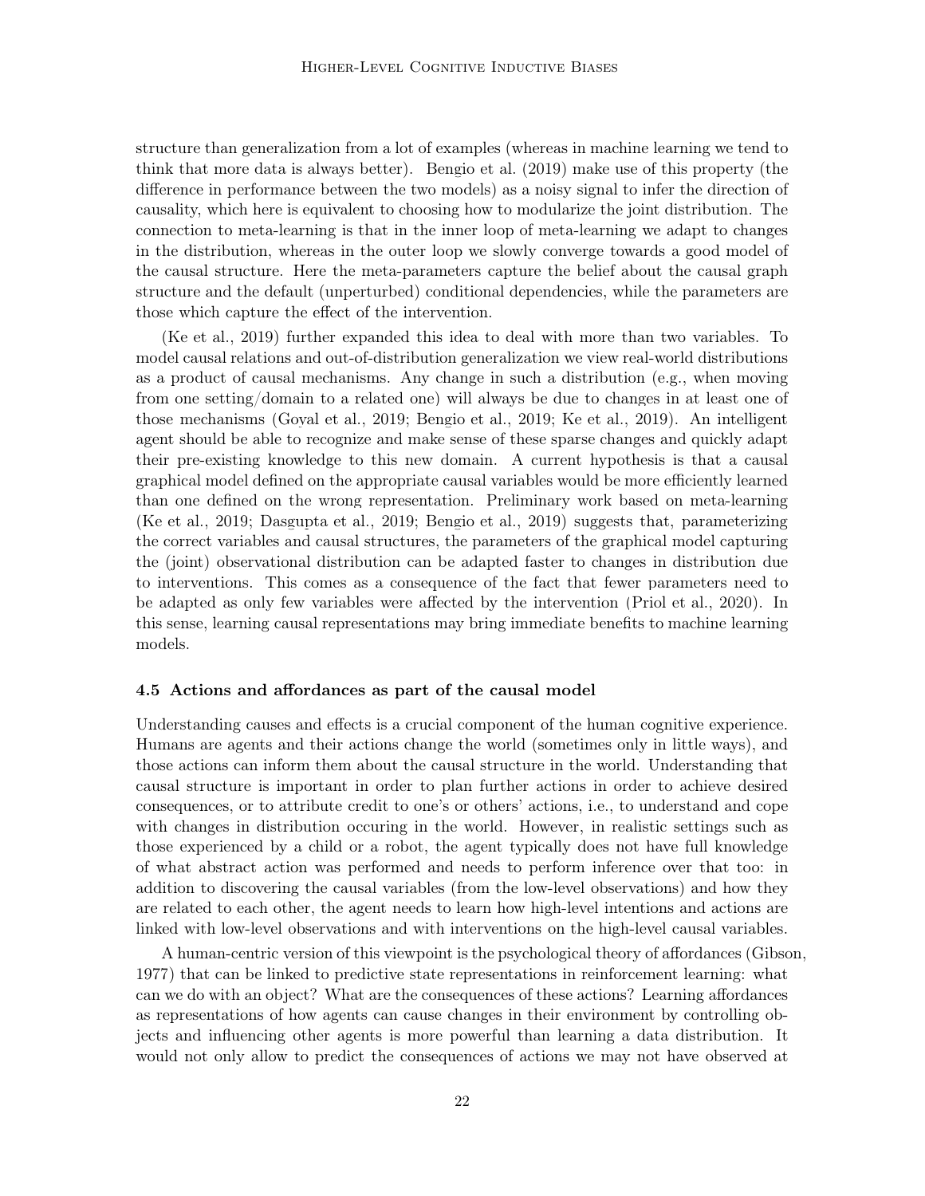structure than generalization from a lot of examples (whereas in machine learning we tend to think that more data is always better). Bengio et al. (2019) make use of this property (the difference in performance between the two models) as a noisy signal to infer the direction of causality, which here is equivalent to choosing how to modularize the joint distribution. The connection to meta-learning is that in the inner loop of meta-learning we adapt to changes in the distribution, whereas in the outer loop we slowly converge towards a good model of the causal structure. Here the meta-parameters capture the belief about the causal graph structure and the default (unperturbed) conditional dependencies, while the parameters are those which capture the effect of the intervention.

(Ke et al., 2019) further expanded this idea to deal with more than two variables. To model causal relations and out-of-distribution generalization we view real-world distributions as a product of causal mechanisms. Any change in such a distribution (e.g., when moving from one setting/domain to a related one) will always be due to changes in at least one of those mechanisms (Goyal et al., 2019; Bengio et al., 2019; Ke et al., 2019). An intelligent agent should be able to recognize and make sense of these sparse changes and quickly adapt their pre-existing knowledge to this new domain. A current hypothesis is that a causal graphical model defined on the appropriate causal variables would be more efficiently learned than one defined on the wrong representation. Preliminary work based on meta-learning (Ke et al., 2019; Dasgupta et al., 2019; Bengio et al., 2019) suggests that, parameterizing the correct variables and causal structures, the parameters of the graphical model capturing the (joint) observational distribution can be adapted faster to changes in distribution due to interventions. This comes as a consequence of the fact that fewer parameters need to be adapted as only few variables were affected by the intervention (Priol et al., 2020). In this sense, learning causal representations may bring immediate benefits to machine learning models.

### 4.5 Actions and affordances as part of the causal model

Understanding causes and effects is a crucial component of the human cognitive experience. Humans are agents and their actions change the world (sometimes only in little ways), and those actions can inform them about the causal structure in the world. Understanding that causal structure is important in order to plan further actions in order to achieve desired consequences, or to attribute credit to one's or others' actions, i.e., to understand and cope with changes in distribution occuring in the world. However, in realistic settings such as those experienced by a child or a robot, the agent typically does not have full knowledge of what abstract action was performed and needs to perform inference over that too: in addition to discovering the causal variables (from the low-level observations) and how they are related to each other, the agent needs to learn how high-level intentions and actions are linked with low-level observations and with interventions on the high-level causal variables.

A human-centric version of this viewpoint is the psychological theory of affordances (Gibson, 1977) that can be linked to predictive state representations in reinforcement learning: what can we do with an object? What are the consequences of these actions? Learning affordances as representations of how agents can cause changes in their environment by controlling objects and influencing other agents is more powerful than learning a data distribution. It would not only allow to predict the consequences of actions we may not have observed at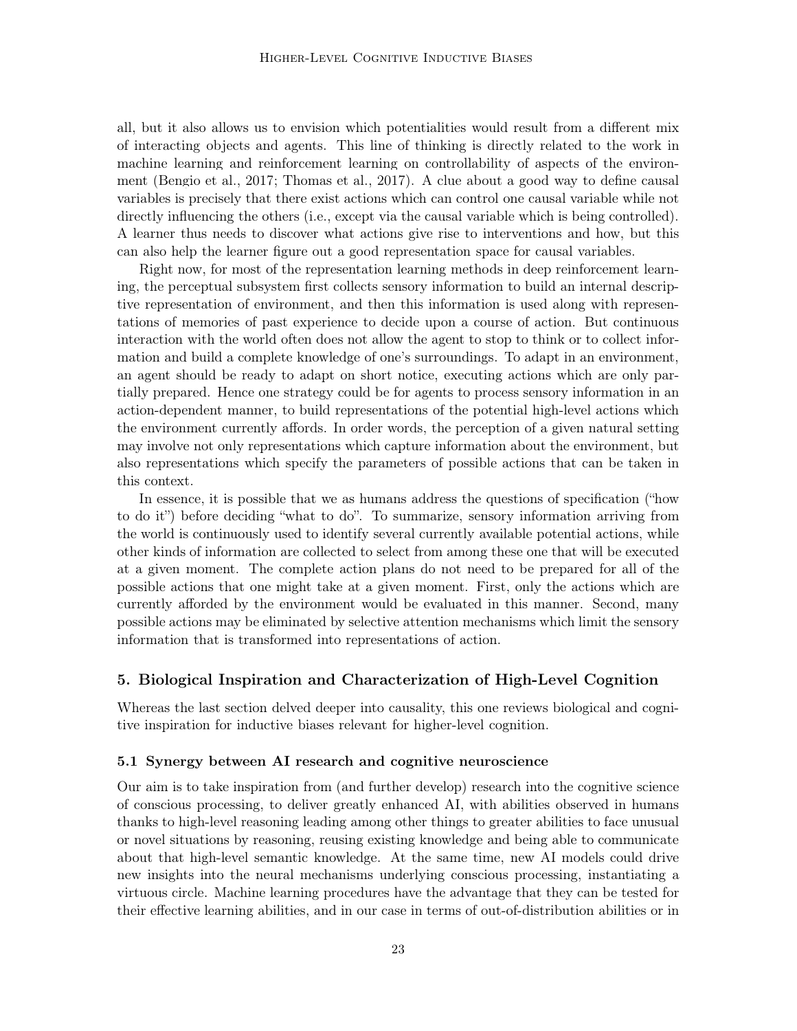all, but it also allows us to envision which potentialities would result from a different mix of interacting objects and agents. This line of thinking is directly related to the work in machine learning and reinforcement learning on controllability of aspects of the environment (Bengio et al., 2017; Thomas et al., 2017). A clue about a good way to define causal variables is precisely that there exist actions which can control one causal variable while not directly influencing the others (i.e., except via the causal variable which is being controlled). A learner thus needs to discover what actions give rise to interventions and how, but this can also help the learner figure out a good representation space for causal variables.

Right now, for most of the representation learning methods in deep reinforcement learning, the perceptual subsystem first collects sensory information to build an internal descriptive representation of environment, and then this information is used along with representations of memories of past experience to decide upon a course of action. But continuous interaction with the world often does not allow the agent to stop to think or to collect information and build a complete knowledge of one's surroundings. To adapt in an environment, an agent should be ready to adapt on short notice, executing actions which are only partially prepared. Hence one strategy could be for agents to process sensory information in an action-dependent manner, to build representations of the potential high-level actions which the environment currently affords. In order words, the perception of a given natural setting may involve not only representations which capture information about the environment, but also representations which specify the parameters of possible actions that can be taken in this context.

In essence, it is possible that we as humans address the questions of specification ("how to do it") before deciding "what to do". To summarize, sensory information arriving from the world is continuously used to identify several currently available potential actions, while other kinds of information are collected to select from among these one that will be executed at a given moment. The complete action plans do not need to be prepared for all of the possible actions that one might take at a given moment. First, only the actions which are currently afforded by the environment would be evaluated in this manner. Second, many possible actions may be eliminated by selective attention mechanisms which limit the sensory information that is transformed into representations of action.

## 5. Biological Inspiration and Characterization of High-Level Cognition

Whereas the last section delved deeper into causality, this one reviews biological and cognitive inspiration for inductive biases relevant for higher-level cognition.

### 5.1 Synergy between AI research and cognitive neuroscience

Our aim is to take inspiration from (and further develop) research into the cognitive science of conscious processing, to deliver greatly enhanced AI, with abilities observed in humans thanks to high-level reasoning leading among other things to greater abilities to face unusual or novel situations by reasoning, reusing existing knowledge and being able to communicate about that high-level semantic knowledge. At the same time, new AI models could drive new insights into the neural mechanisms underlying conscious processing, instantiating a virtuous circle. Machine learning procedures have the advantage that they can be tested for their effective learning abilities, and in our case in terms of out-of-distribution abilities or in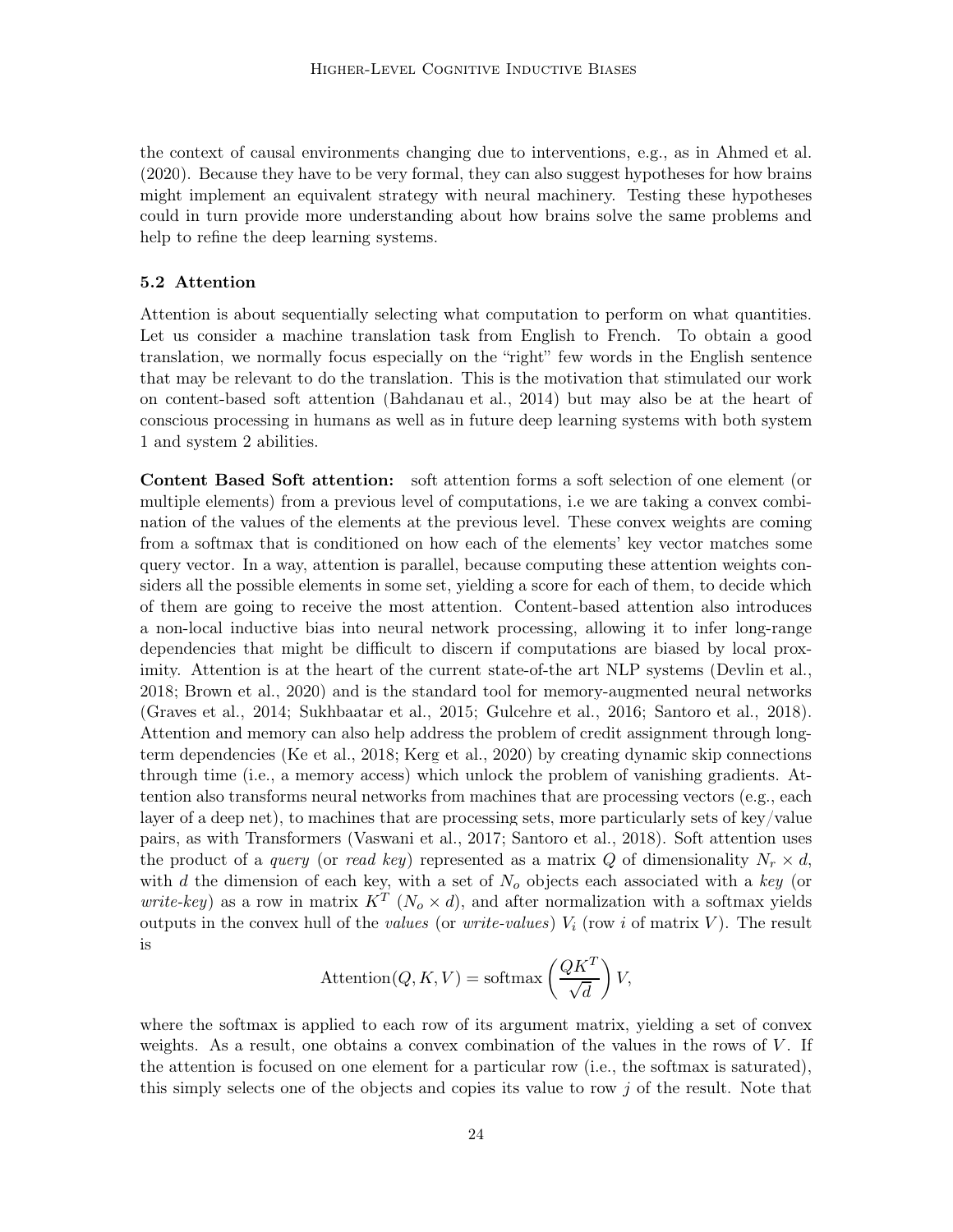the context of causal environments changing due to interventions, e.g., as in Ahmed et al. (2020). Because they have to be very formal, they can also suggest hypotheses for how brains might implement an equivalent strategy with neural machinery. Testing these hypotheses could in turn provide more understanding about how brains solve the same problems and help to refine the deep learning systems.

### 5.2 Attention

Attention is about sequentially selecting what computation to perform on what quantities. Let us consider a machine translation task from English to French. To obtain a good translation, we normally focus especially on the "right" few words in the English sentence that may be relevant to do the translation. This is the motivation that stimulated our work on content-based soft attention (Bahdanau et al., 2014) but may also be at the heart of conscious processing in humans as well as in future deep learning systems with both system 1 and system 2 abilities.

**Content Based Soft attention:** soft attention forms a soft selection of one element (or multiple elements) from a previous level of computations, i.e we are taking a convex combination of the values of the elements at the previous level. These convex weights are coming from a softmax that is conditioned on how each of the elements' key vector matches some query vector. In a way, attention is parallel, because computing these attention weights considers all the possible elements in some set, yielding a score for each of them, to decide which of them are going to receive the most attention. Content-based attention also introduces a non-local inductive bias into neural network processing, allowing it to infer long-range dependencies that might be difficult to discern if computations are biased by local proximity. Attention is at the heart of the current state-of-the art NLP systems (Devlin et al., 2018; Brown et al., 2020) and is the standard tool for memory-augmented neural networks (Graves et al., 2014; Sukhbaatar et al., 2015; Gulcehre et al., 2016; Santoro et al., 2018). Attention and memory can also help address the problem of credit assignment through long-term dependencies (Ke et al., 2018; Kerg et al., 2020) by creating dynamic skip connections through time (i.e., a memory access) which unlock the problem of vanishing gradients. Attention also transforms neural networks from machines that are processing vectors (e.g., each layer of a deep net), to machines that are processing sets, more particularly sets of key/value pairs, as with Transformers (Vaswani et al., 2017; Santoro et al., 2018). Soft attention uses the product of a *query* (or *read key*) represented as a matrix $Q$ of dimensionality $N_r \times d$, with $d$ the dimension of each key, with a set of $N_o$ objects each associated with a *key* (or *write-key*) as a row in matrix $K^T$ ($N_o \times d$), and after normalization with a softmax yields outputs in the convex hull of the *values* (or *write-values*) $V_i$ (row $i$ of matrix $V$). The result is

$$\text{Attention}(Q, K, V) = \text{softmax}\left(\frac{QK^T}{\sqrt{d}}\right)V,$$

where the softmax is applied to each row of its argument matrix, yielding a set of convex weights. As a result, one obtains a convex combination of the values in the rows of $V$. If the attention is focused on one element for a particular row (i.e., the softmax is saturated), this simply selects one of the objects and copies its value to row $j$ of the result. Note that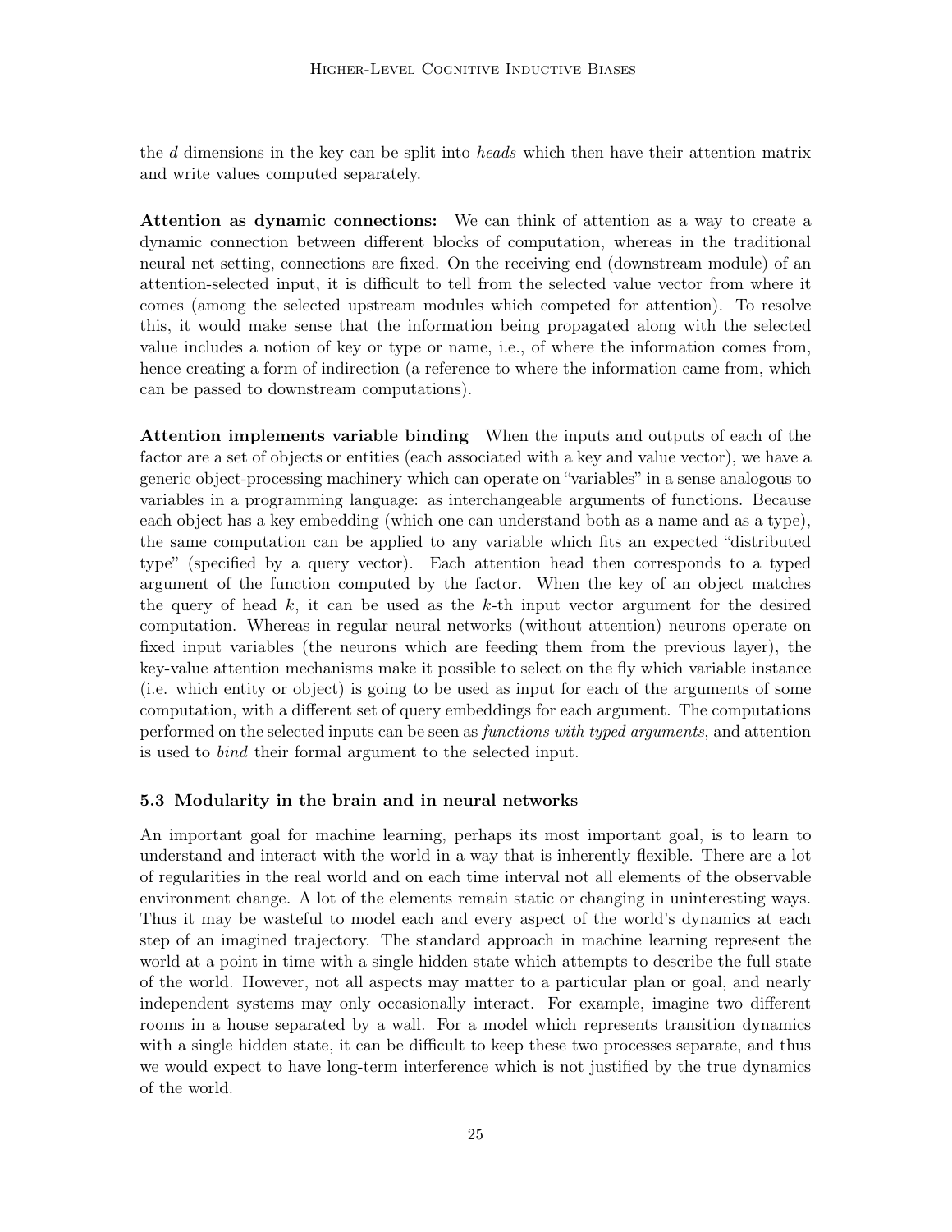the $d$ dimensions in the key can be split into *heads* which then have their attention matrix and write values computed separately.

**Attention as dynamic connections:** We can think of attention as a way to create a dynamic connection between different blocks of computation, whereas in the traditional neural net setting, connections are fixed. On the receiving end (downstream module) of an attention-selected input, it is difficult to tell from the selected value vector from where it comes (among the selected upstream modules which competed for attention). To resolve this, it would make sense that the information being propagated along with the selected value includes a notion of key or type or name, i.e., of where the information comes from, hence creating a form of indirection (a reference to where the information came from, which can be passed to downstream computations).

**Attention implements variable binding** When the inputs and outputs of each of the factor are a set of objects or entities (each associated with a key and value vector), we have a generic object-processing machinery which can operate on "variables" in a sense analogous to variables in a programming language: as interchangeable arguments of functions. Because each object has a key embedding (which one can understand both as a name and as a type), the same computation can be applied to any variable which fits an expected "distributed type" (specified by a query vector). Each attention head then corresponds to a typed argument of the function computed by the factor. When the key of an object matches the query of head $k$, it can be used as the $k$-th input vector argument for the desired computation. Whereas in regular neural networks (without attention) neurons operate on fixed input variables (the neurons which are feeding them from the previous layer), the key-value attention mechanisms make it possible to select on the fly which variable instance (i.e. which entity or object) is going to be used as input for each of the arguments of some computation, with a different set of query embeddings for each argument. The computations performed on the selected inputs can be seen as *functions with typed arguments*, and attention is used to *bind* their formal argument to the selected input.

### 5.3 Modularity in the brain and in neural networks

An important goal for machine learning, perhaps its most important goal, is to learn to understand and interact with the world in a way that is inherently flexible. There are a lot of regularities in the real world and on each time interval not all elements of the observable environment change. A lot of the elements remain static or changing in uninteresting ways. Thus it may be wasteful to model each and every aspect of the world's dynamics at each step of an imagined trajectory. The standard approach in machine learning represent the world at a point in time with a single hidden state which attempts to describe the full state of the world. However, not all aspects may matter to a particular plan or goal, and nearly independent systems may only occasionally interact. For example, imagine two different rooms in a house separated by a wall. For a model which represents transition dynamics with a single hidden state, it can be difficult to keep these two processes separate, and thus we would expect to have long-term interference which is not justified by the true dynamics of the world.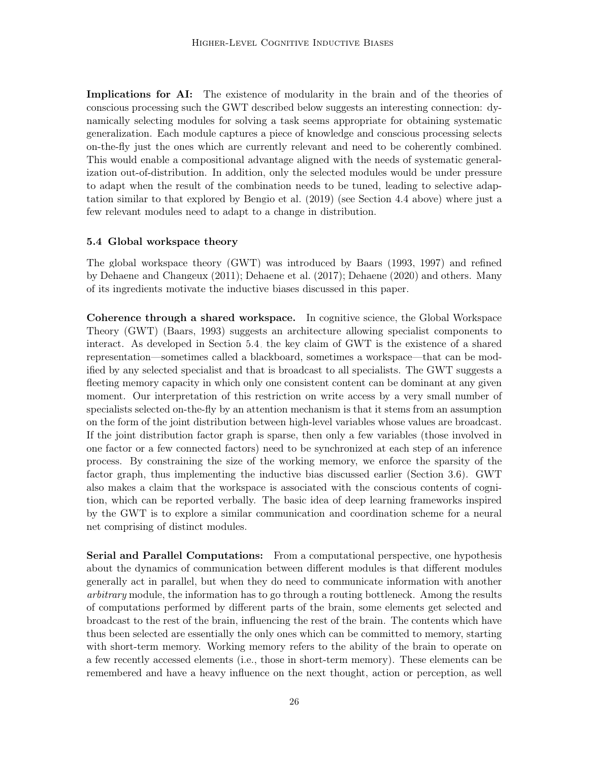**Implications for AI:** The existence of modularity in the brain and of the theories of conscious processing such the GWT described below suggests an interesting connection: dynamically selecting modules for solving a task seems appropriate for obtaining systematic generalization. Each module captures a piece of knowledge and conscious processing selects on-the-fly just the ones which are currently relevant and need to be coherently combined. This would enable a compositional advantage aligned with the needs of systematic generalization out-of-distribution. In addition, only the selected modules would be under pressure to adapt when the result of the combination needs to be tuned, leading to selective adaptation similar to that explored by Bengio et al. (2019) (see Section 4.4 above) where just a few relevant modules need to adapt to a change in distribution.

### 5.4 Global workspace theory

The global workspace theory (GWT) was introduced by Baars (1993, 1997) and refined by Dehaene and Changeux (2011); Dehaene et al. (2017); Dehaene (2020) and others. Many of its ingredients motivate the inductive biases discussed in this paper.

**Coherence through a shared workspace.** In cognitive science, the Global Workspace Theory (GWT) (Baars, 1993) suggests an architecture allowing specialist components to interact. As developed in Section 5.4, the key claim of GWT is the existence of a shared representation—sometimes called a blackboard, sometimes a workspace—that can be modified by any selected specialist and that is broadcast to all specialists. The GWT suggests a fleeting memory capacity in which only one consistent content can be dominant at any given moment. Our interpretation of this restriction on write access by a very small number of specialists selected on-the-fly by an attention mechanism is that it stems from an assumption on the form of the joint distribution between high-level variables whose values are broadcast. If the joint distribution factor graph is sparse, then only a few variables (those involved in one factor or a few connected factors) need to be synchronized at each step of an inference process. By constraining the size of the working memory, we enforce the sparsity of the factor graph, thus implementing the inductive bias discussed earlier (Section 3.6). GWT also makes a claim that the workspace is associated with the conscious contents of cognition, which can be reported verbally. The basic idea of deep learning frameworks inspired by the GWT is to explore a similar communication and coordination scheme for a neural net comprising of distinct modules.

**Serial and Parallel Computations:** From a computational perspective, one hypothesis about the dynamics of communication between different modules is that different modules generally act in parallel, but when they do need to communicate information with another *arbitrary* module, the information has to go through a routing bottleneck. Among the results of computations performed by different parts of the brain, some elements get selected and broadcast to the rest of the brain, influencing the rest of the brain. The contents which have thus been selected are essentially the only ones which can be committed to memory, starting with short-term memory. Working memory refers to the ability of the brain to operate on a few recently accessed elements (i.e., those in short-term memory). These elements can be remembered and have a heavy influence on the next thought, action or perception, as well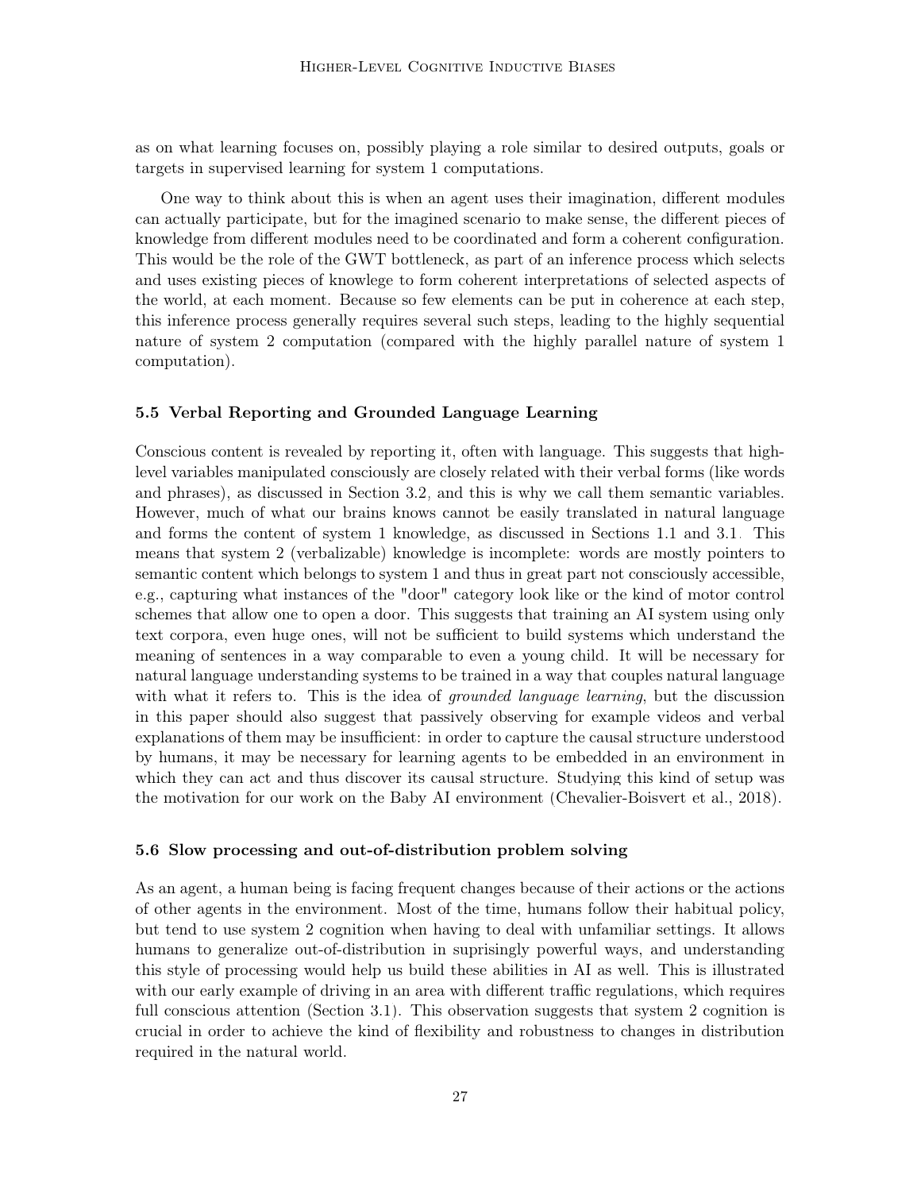as on what learning focuses on, possibly playing a role similar to desired outputs, goals or targets in supervised learning for system 1 computations.

One way to think about this is when an agent uses their imagination, different modules can actually participate, but for the imagined scenario to make sense, the different pieces of knowledge from different modules need to be coordinated and form a coherent configuration. This would be the role of the GWT bottleneck, as part of an inference process which selects and uses existing pieces of knowlege to form coherent interpretations of selected aspects of the world, at each moment. Because so few elements can be put in coherence at each step, this inference process generally requires several such steps, leading to the highly sequential nature of system 2 computation (compared with the highly parallel nature of system 1 computation).

### 5.5 Verbal Reporting and Grounded Language Learning

Conscious content is revealed by reporting it, often with language. This suggests that high-level variables manipulated consciously are closely related with their verbal forms (like words and phrases), as discussed in Section 3.2, and this is why we call them semantic variables. However, much of what our brains knows cannot be easily translated in natural language and forms the content of system 1 knowledge, as discussed in Sections 1.1 and 3.1. This means that system 2 (verbalizable) knowledge is incomplete: words are mostly pointers to semantic content which belongs to system 1 and thus in great part not consciously accessible, e.g., capturing what instances of the "door" category look like or the kind of motor control schemes that allow one to open a door. This suggests that training an AI system using only text corpora, even huge ones, will not be sufficient to build systems which understand the meaning of sentences in a way comparable to even a young child. It will be necessary for natural language understanding systems to be trained in a way that couples natural language with what it refers to. This is the idea of *grounded language learning*, but the discussion in this paper should also suggest that passively observing for example videos and verbal explanations of them may be insufficient: in order to capture the causal structure understood by humans, it may be necessary for learning agents to be embedded in an environment in which they can act and thus discover its causal structure. Studying this kind of setup was the motivation for our work on the Baby AI environment (Chevalier-Boisvert et al., 2018).

### 5.6 Slow processing and out-of-distribution problem solving

As an agent, a human being is facing frequent changes because of their actions or the actions of other agents in the environment. Most of the time, humans follow their habitual policy, but tend to use system 2 cognition when having to deal with unfamiliar settings. It allows humans to generalize out-of-distribution in suprisingly powerful ways, and understanding this style of processing would help us build these abilities in AI as well. This is illustrated with our early example of driving in an area with different traffic regulations, which requires full conscious attention (Section 3.1). This observation suggests that system 2 cognition is crucial in order to achieve the kind of flexibility and robustness to changes in distribution required in the natural world.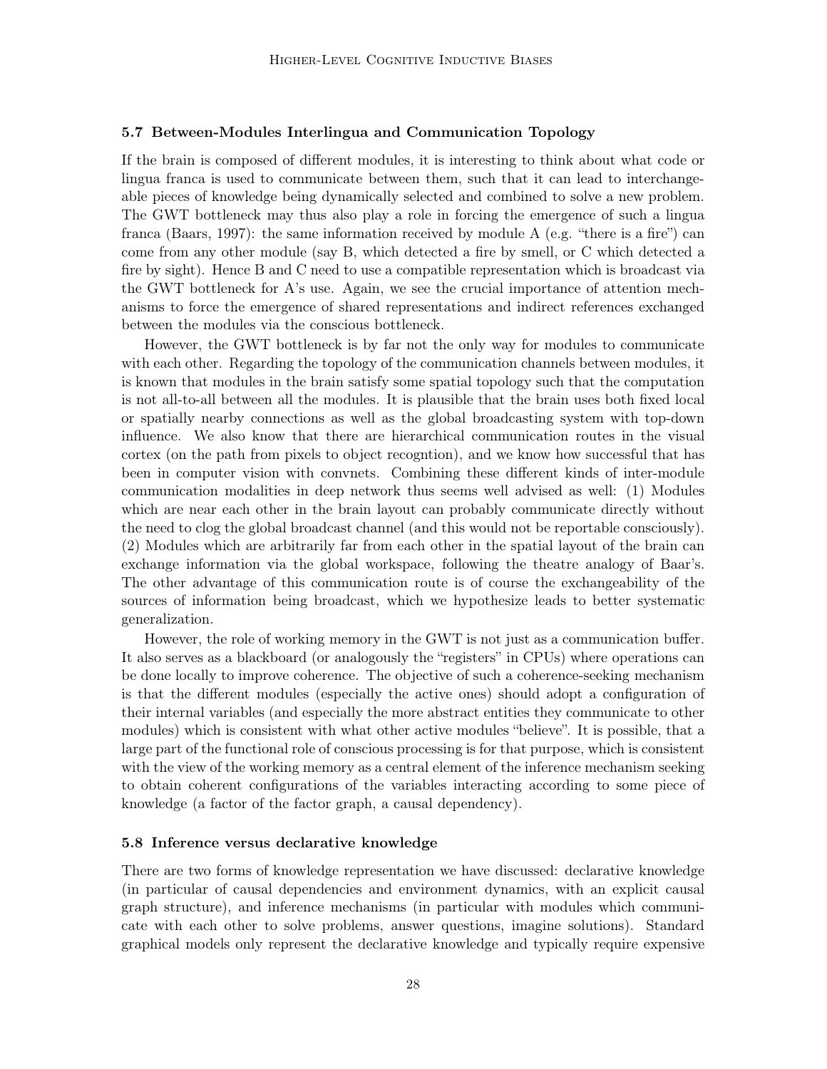### 5.7 Between-Modules Interlingua and Communication Topology

If the brain is composed of different modules, it is interesting to think about what code or lingua franca is used to communicate between them, such that it can lead to interchangeable pieces of knowledge being dynamically selected and combined to solve a new problem. The GWT bottleneck may thus also play a role in forcing the emergence of such a lingua franca (Baars, 1997): the same information received by module A (e.g. "there is a fire") can come from any other module (say B, which detected a fire by smell, or C which detected a fire by sight). Hence B and C need to use a compatible representation which is broadcast via the GWT bottleneck for A's use. Again, we see the crucial importance of attention mechanisms to force the emergence of shared representations and indirect references exchanged between the modules via the conscious bottleneck.

However, the GWT bottleneck is by far not the only way for modules to communicate with each other. Regarding the topology of the communication channels between modules, it is known that modules in the brain satisfy some spatial topology such that the computation is not all-to-all between all the modules. It is plausible that the brain uses both fixed local or spatially nearby connections as well as the global broadcasting system with top-down influence. We also know that there are hierarchical communication routes in the visual cortex (on the path from pixels to object recogntion), and we know how successful that has been in computer vision with convnets. Combining these different kinds of inter-module communication modalities in deep network thus seems well advised as well: (1) Modules which are near each other in the brain layout can probably communicate directly without the need to clog the global broadcast channel (and this would not be reportable consciously). (2) Modules which are arbitrarily far from each other in the spatial layout of the brain can exchange information via the global workspace, following the theatre analogy of Baar's. The other advantage of this communication route is of course the exchangeability of the sources of information being broadcast, which we hypothesize leads to better systematic generalization.

However, the role of working memory in the GWT is not just as a communication buffer. It also serves as a blackboard (or analogously the "registers" in CPUs) where operations can be done locally to improve coherence. The objective of such a coherence-seeking mechanism is that the different modules (especially the active ones) should adopt a configuration of their internal variables (and especially the more abstract entities they communicate to other modules) which is consistent with what other active modules "believe". It is possible, that a large part of the functional role of conscious processing is for that purpose, which is consistent with the view of the working memory as a central element of the inference mechanism seeking to obtain coherent configurations of the variables interacting according to some piece of knowledge (a factor of the factor graph, a causal dependency).

### 5.8 Inference versus declarative knowledge

There are two forms of knowledge representation we have discussed: declarative knowledge (in particular of causal dependencies and environment dynamics, with an explicit causal graph structure), and inference mechanisms (in particular with modules which communicate with each other to solve problems, answer questions, imagine solutions). Standard graphical models only represent the declarative knowledge and typically require expensive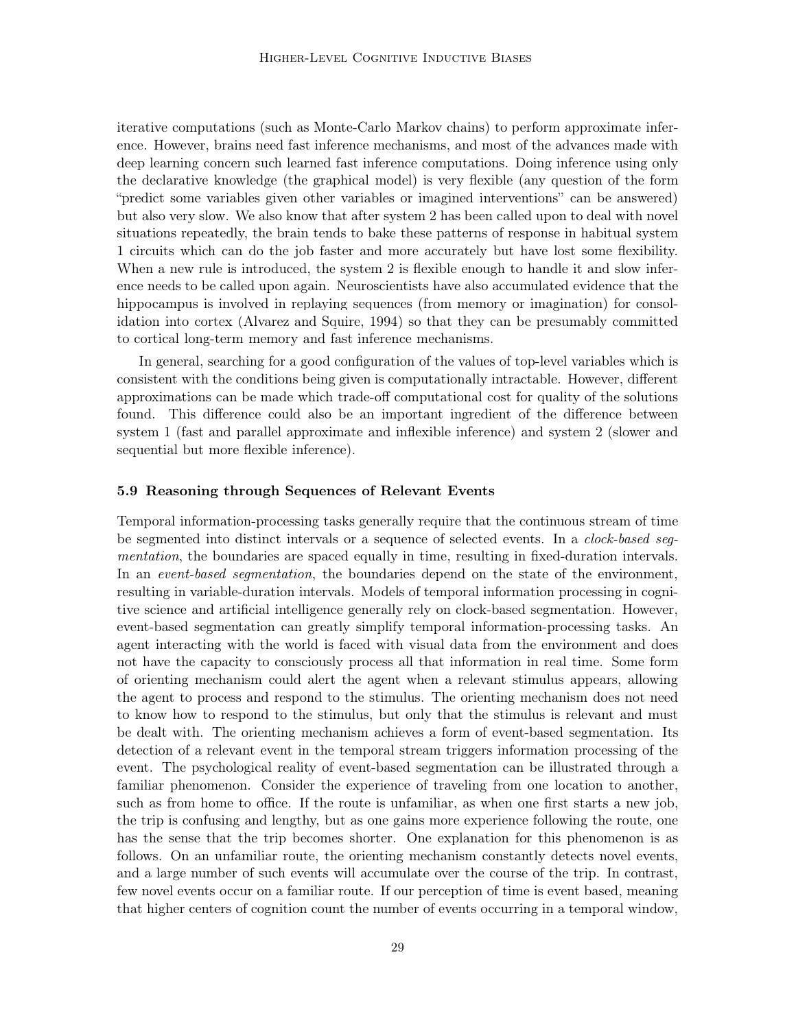iterative computations (such as Monte-Carlo Markov chains) to perform approximate inference. However, brains need fast inference mechanisms, and most of the advances made with deep learning concern such learned fast inference computations. Doing inference using only the declarative knowledge (the graphical model) is very flexible (any question of the form "predict some variables given other variables or imagined interventions" can be answered) but also very slow. We also know that after system 2 has been called upon to deal with novel situations repeatedly, the brain tends to bake these patterns of response in habitual system 1 circuits which can do the job faster and more accurately but have lost some flexibility. When a new rule is introduced, the system 2 is flexible enough to handle it and slow inference needs to be called upon again. Neuroscientists have also accumulated evidence that the hippocampus is involved in replaying sequences (from memory or imagination) for consolidation into cortex (Alvarez and Squire, 1994) so that they can be presumably committed to cortical long-term memory and fast inference mechanisms.

In general, searching for a good configuration of the values of top-level variables which is consistent with the conditions being given is computationally intractable. However, different approximations can be made which trade-off computational cost for quality of the solutions found. This difference could also be an important ingredient of the difference between system 1 (fast and parallel approximate and inflexible inference) and system 2 (slower and sequential but more flexible inference).

### 5.9 Reasoning through Sequences of Relevant Events

Temporal information-processing tasks generally require that the continuous stream of time be segmented into distinct intervals or a sequence of selected events. In a *clock-based segmentation*, the boundaries are spaced equally in time, resulting in fixed-duration intervals. In an *event-based segmentation*, the boundaries depend on the state of the environment, resulting in variable-duration intervals. Models of temporal information processing in cognitive science and artificial intelligence generally rely on clock-based segmentation. However, event-based segmentation can greatly simplify temporal information-processing tasks. An agent interacting with the world is faced with visual data from the environment and does not have the capacity to consciously process all that information in real time. Some form of orienting mechanism could alert the agent when a relevant stimulus appears, allowing the agent to process and respond to the stimulus. The orienting mechanism does not need to know how to respond to the stimulus, but only that the stimulus is relevant and must be dealt with. The orienting mechanism achieves a form of event-based segmentation. Its detection of a relevant event in the temporal stream triggers information processing of the event. The psychological reality of event-based segmentation can be illustrated through a familiar phenomenon. Consider the experience of traveling from one location to another, such as from home to office. If the route is unfamiliar, as when one first starts a new job, the trip is confusing and lengthy, but as one gains more experience following the route, one has the sense that the trip becomes shorter. One explanation for this phenomenon is as follows. On an unfamiliar route, the orienting mechanism constantly detects novel events, and a large number of such events will accumulate over the course of the trip. In contrast, few novel events occur on a familiar route. If our perception of time is event based, meaning that higher centers of cognition count the number of events occurring in a temporal window,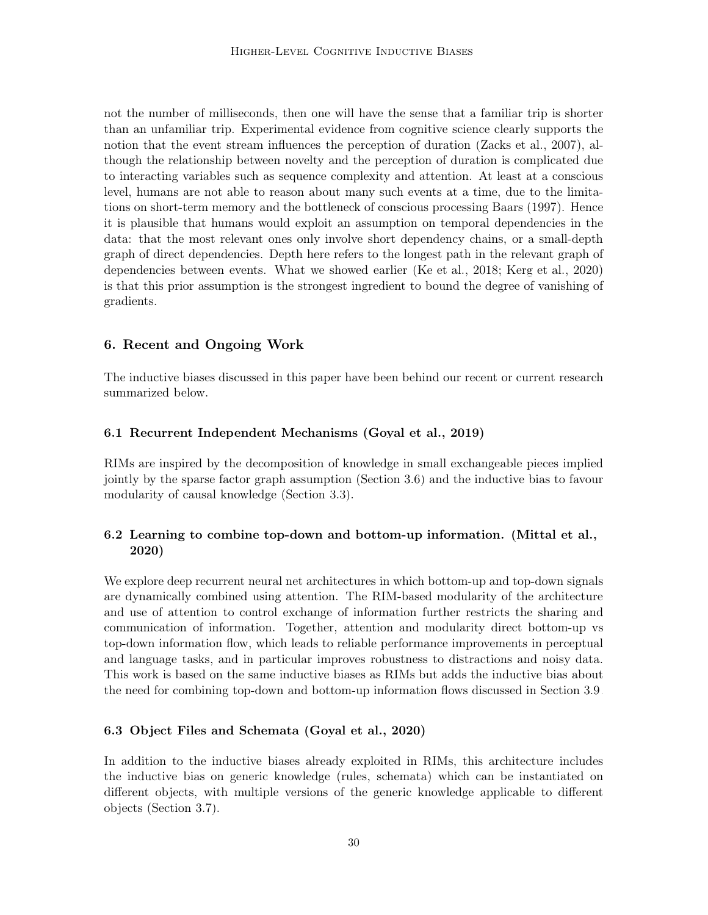not the number of milliseconds, then one will have the sense that a familiar trip is shorter than an unfamiliar trip. Experimental evidence from cognitive science clearly supports the notion that the event stream influences the perception of duration (Zacks et al., 2007), although the relationship between novelty and the perception of duration is complicated due to interacting variables such as sequence complexity and attention. At least at a conscious level, humans are not able to reason about many such events at a time, due to the limitations on short-term memory and the bottleneck of conscious processing Baars (1997). Hence it is plausible that humans would exploit an assumption on temporal dependencies in the data: that the most relevant ones only involve short dependency chains, or a small-depth graph of direct dependencies. Depth here refers to the longest path in the relevant graph of dependencies between events. What we showed earlier (Ke et al., 2018; Kerg et al., 2020) is that this prior assumption is the strongest ingredient to bound the degree of vanishing of gradients.

## 6. Recent and Ongoing Work

The inductive biases discussed in this paper have been behind our recent or current research summarized below.

### 6.1 Recurrent Independent Mechanisms (Goyal et al., 2019)

RIMs are inspired by the decomposition of knowledge in small exchangeable pieces implied jointly by the sparse factor graph assumption (Section 3.6) and the inductive bias to favour modularity of causal knowledge (Section 3.3).

### 6.2 Learning to combine top-down and bottom-up information. (Mittal et al., 2020)

We explore deep recurrent neural net architectures in which bottom-up and top-down signals are dynamically combined using attention. The RIM-based modularity of the architecture and use of attention to control exchange of information further restricts the sharing and communication of information. Together, attention and modularity direct bottom-up vs top-down information flow, which leads to reliable performance improvements in perceptual and language tasks, and in particular improves robustness to distractions and noisy data. This work is based on the same inductive biases as RIMs but adds the inductive bias about the need for combining top-down and bottom-up information flows discussed in Section 3.9.

### 6.3 Object Files and Schemata (Goyal et al., 2020)

In addition to the inductive biases already exploited in RIMs, this architecture includes the inductive bias on generic knowledge (rules, schemata) which can be instantiated on different objects, with multiple versions of the generic knowledge applicable to different objects (Section 3.7).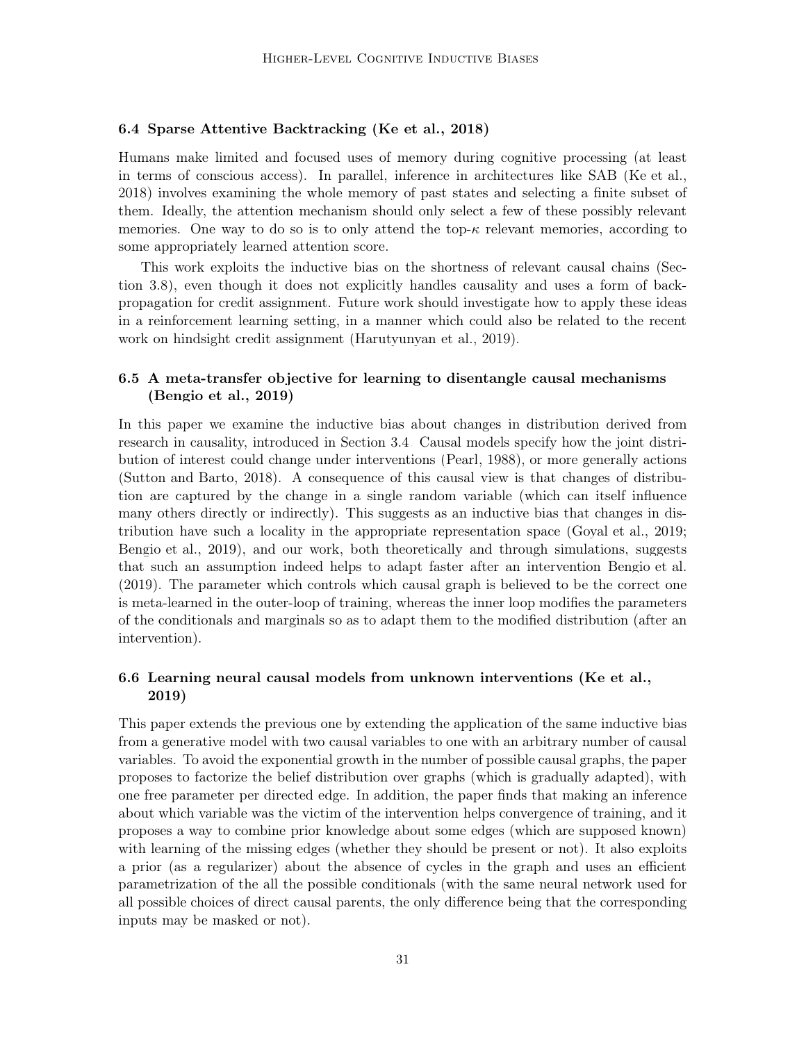### 6.4 Sparse Attentive Backtracking (Ke et al., 2018)

Humans make limited and focused uses of memory during cognitive processing (at least in terms of conscious access). In parallel, inference in architectures like SAB (Ke et al., 2018) involves examining the whole memory of past states and selecting a finite subset of them. Ideally, the attention mechanism should only select a few of these possibly relevant memories. One way to do so is to only attend the top-$\kappa$ relevant memories, according to some appropriately learned attention score.

This work exploits the inductive bias on the shortness of relevant causal chains (Section 3.8), even though it does not explicitly handles causality and uses a form of backpropagation for credit assignment. Future work should investigate how to apply these ideas in a reinforcement learning setting, in a manner which could also be related to the recent work on hindsight credit assignment (Harutyunyan et al., 2019).

### 6.5 A meta-transfer objective for learning to disentangle causal mechanisms (Bengio et al., 2019)

In this paper we examine the inductive bias about changes in distribution derived from research in causality, introduced in Section 3.4. Causal models specify how the joint distribution of interest could change under interventions (Pearl, 1988), or more generally actions (Sutton and Barto, 2018). A consequence of this causal view is that changes of distribution are captured by the change in a single random variable (which can itself influence many others directly or indirectly). This suggests as an inductive bias that changes in distribution have such a locality in the appropriate representation space (Goyal et al., 2019; Bengio et al., 2019), and our work, both theoretically and through simulations, suggests that such an assumption indeed helps to adapt faster after an intervention Bengio et al. (2019). The parameter which controls which causal graph is believed to be the correct one is meta-learned in the outer-loop of training, whereas the inner loop modifies the parameters of the conditionals and marginals so as to adapt them to the modified distribution (after an intervention).

### 6.6 Learning neural causal models from unknown interventions (Ke et al., 2019)

This paper extends the previous one by extending the application of the same inductive bias from a generative model with two causal variables to one with an arbitrary number of causal variables. To avoid the exponential growth in the number of possible causal graphs, the paper proposes to factorize the belief distribution over graphs (which is gradually adapted), with one free parameter per directed edge. In addition, the paper finds that making an inference about which variable was the victim of the intervention helps convergence of training, and it proposes a way to combine prior knowledge about some edges (which are supposed known) with learning of the missing edges (whether they should be present or not). It also exploits a prior (as a regularizer) about the absence of cycles in the graph and uses an efficient parametrization of the all the possible conditionals (with the same neural network used for all possible choices of direct causal parents, the only difference being that the corresponding inputs may be masked or not).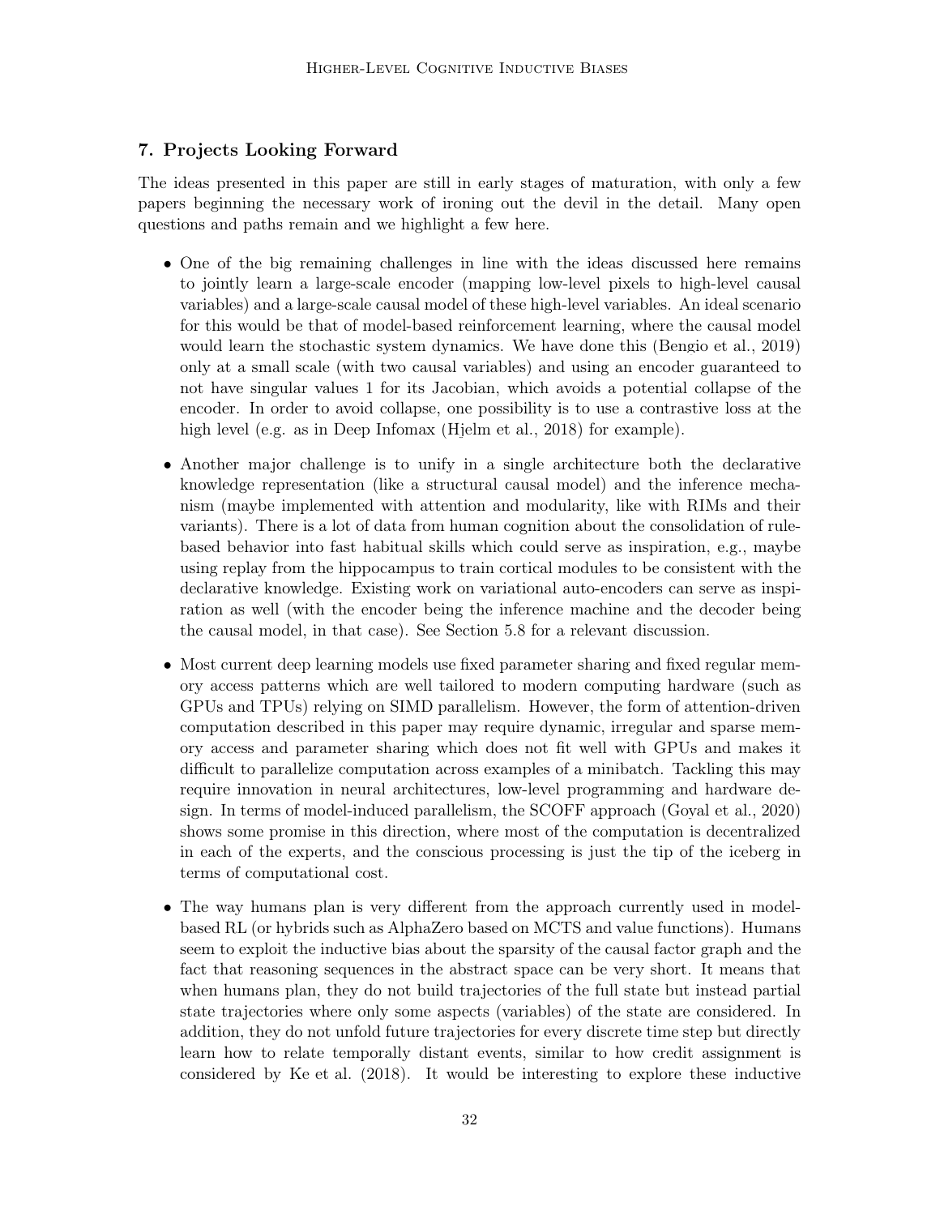## 7. Projects Looking Forward

The ideas presented in this paper are still in early stages of maturation, with only a few papers beginning the necessary work of ironing out the devil in the detail. Many open questions and paths remain and we highlight a few here.

- One of the big remaining challenges in line with the ideas discussed here remains to jointly learn a large-scale encoder (mapping low-level pixels to high-level causal variables) and a large-scale causal model of these high-level variables. An ideal scenario for this would be that of model-based reinforcement learning, where the causal model would learn the stochastic system dynamics. We have done this (Bengio et al., 2019) only at a small scale (with two causal variables) and using an encoder guaranteed to not have singular values 1 for its Jacobian, which avoids a potential collapse of the encoder. In order to avoid collapse, one possibility is to use a contrastive loss at the high level (e.g. as in Deep Infomax (Hjelm et al., 2018) for example).
- Another major challenge is to unify in a single architecture both the declarative knowledge representation (like a structural causal model) and the inference mechanism (maybe implemented with attention and modularity, like with RIMs and their variants). There is a lot of data from human cognition about the consolidation of rule-based behavior into fast habitual skills which could serve as inspiration, e.g., maybe using replay from the hippocampus to train cortical modules to be consistent with the declarative knowledge. Existing work on variational auto-encoders can serve as inspiration as well (with the encoder being the inference machine and the decoder being the causal model, in that case). See Section 5.8 for a relevant discussion.
- Most current deep learning models use fixed parameter sharing and fixed regular memory access patterns which are well tailored to modern computing hardware (such as GPUs and TPUs) relying on SIMD parallelism. However, the form of attention-driven computation described in this paper may require dynamic, irregular and sparse memory access and parameter sharing which does not fit well with GPUs and makes it difficult to parallelize computation across examples of a minibatch. Tackling this may require innovation in neural architectures, low-level programming and hardware design. In terms of model-induced parallelism, the SCOFF approach (Goyal et al., 2020) shows some promise in this direction, where most of the computation is decentralized in each of the experts, and the conscious processing is just the tip of the iceberg in terms of computational cost.
- The way humans plan is very different from the approach currently used in model-based RL (or hybrids such as AlphaZero based on MCTS and value functions). Humans seem to exploit the inductive bias about the sparsity of the causal factor graph and the fact that reasoning sequences in the abstract space can be very short. It means that when humans plan, they do not build trajectories of the full state but instead partial state trajectories where only some aspects (variables) of the state are considered. In addition, they do not unfold future trajectories for every discrete time step but directly learn how to relate temporally distant events, similar to how credit assignment is considered by Ke et al. (2018). It would be interesting to explore these inductive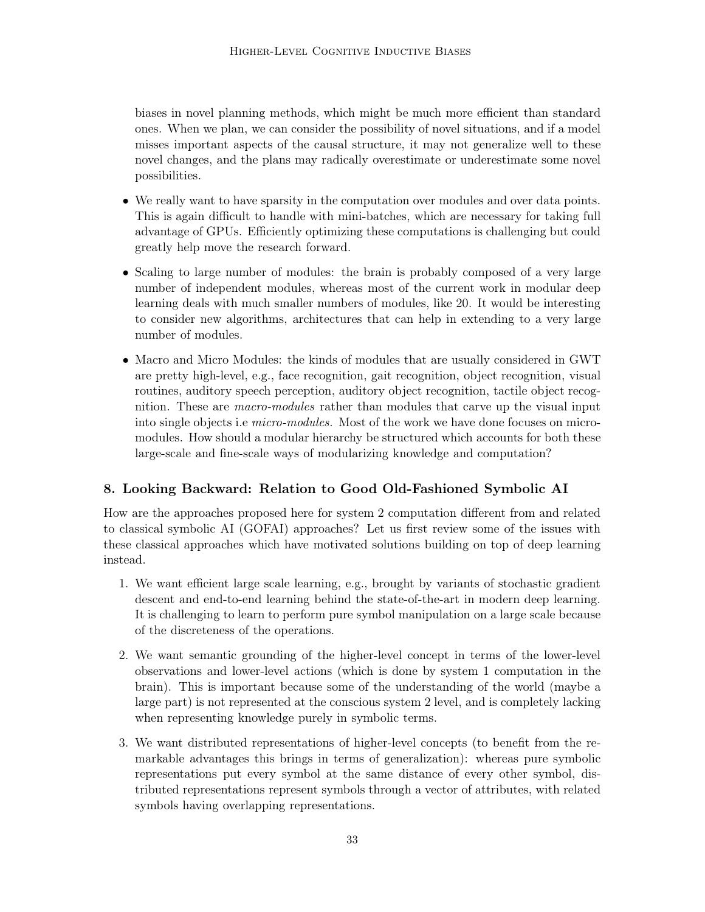biases in novel planning methods, which might be much more efficient than standard ones. When we plan, we can consider the possibility of novel situations, and if a model misses important aspects of the causal structure, it may not generalize well to these novel changes, and the plans may radically overestimate or underestimate some novel possibilities.

- We really want to have sparsity in the computation over modules and over data points. This is again difficult to handle with mini-batches, which are necessary for taking full advantage of GPUs. Efficiently optimizing these computations is challenging but could greatly help move the research forward.
- Scaling to large number of modules: the brain is probably composed of a very large number of independent modules, whereas most of the current work in modular deep learning deals with much smaller numbers of modules, like 20. It would be interesting to consider new algorithms, architectures that can help in extending to a very large number of modules.
- Macro and Micro Modules: the kinds of modules that are usually considered in GWT are pretty high-level, e.g., face recognition, gait recognition, object recognition, visual routines, auditory speech perception, auditory object recognition, tactile object recognition. These are *macro-modules* rather than modules that carve up the visual input into single objects i.e *micro-modules.* Most of the work we have done focuses on micro-modules. How should a modular hierarchy be structured which accounts for both these large-scale and fine-scale ways of modularizing knowledge and computation?

## 8. Looking Backward: Relation to Good Old-Fashioned Symbolic AI

How are the approaches proposed here for system 2 computation different from and related to classical symbolic AI (GOFAI) approaches? Let us first review some of the issues with these classical approaches which have motivated solutions building on top of deep learning instead.

1. We want efficient large scale learning, e.g., brought by variants of stochastic gradient descent and end-to-end learning behind the state-of-the-art in modern deep learning. It is challenging to learn to perform pure symbol manipulation on a large scale because of the discreteness of the operations.
2. We want semantic grounding of the higher-level concept in terms of the lower-level observations and lower-level actions (which is done by system 1 computation in the brain). This is important because some of the understanding of the world (maybe a large part) is not represented at the conscious system 2 level, and is completely lacking when representing knowledge purely in symbolic terms.
3. We want distributed representations of higher-level concepts (to benefit from the remarkable advantages this brings in terms of generalization): whereas pure symbolic representations put every symbol at the same distance of every other symbol, distributed representations represent symbols through a vector of attributes, with related symbols having overlapping representations.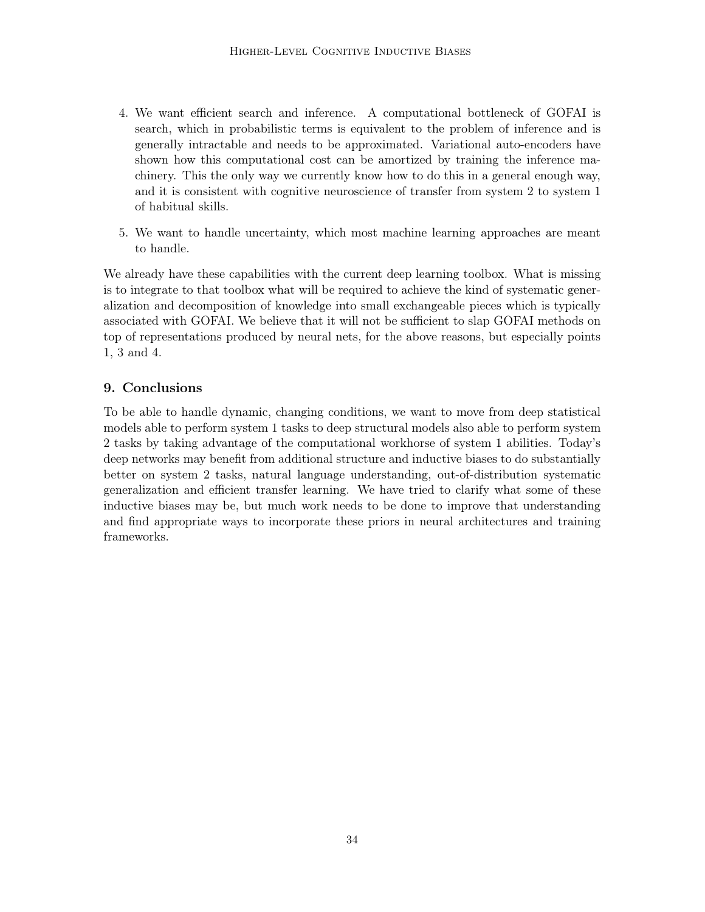4. We want efficient search and inference. A computational bottleneck of GOFAI is search, which in probabilistic terms is equivalent to the problem of inference and is generally intractable and needs to be approximated. Variational auto-encoders have shown how this computational cost can be amortized by training the inference machinery. This the only way we currently know how to do this in a general enough way, and it is consistent with cognitive neuroscience of transfer from system 2 to system 1 of habitual skills.

5. We want to handle uncertainty, which most machine learning approaches are meant to handle.

We already have these capabilities with the current deep learning toolbox. What is missing is to integrate to that toolbox what will be required to achieve the kind of systematic generalization and decomposition of knowledge into small exchangeable pieces which is typically associated with GOFAI. We believe that it will not be sufficient to slap GOFAI methods on top of representations produced by neural nets, for the above reasons, but especially points 1, 3 and 4.

## 9. Conclusions

To be able to handle dynamic, changing conditions, we want to move from deep statistical models able to perform system 1 tasks to deep structural models also able to perform system 2 tasks by taking advantage of the computational workhorse of system 1 abilities. Today's deep networks may benefit from additional structure and inductive biases to do substantially better on system 2 tasks, natural language understanding, out-of-distribution systematic generalization and efficient transfer learning. We have tried to clarify what some of these inductive biases may be, but much work needs to be done to improve that understanding and find appropriate ways to incorporate these priors in neural architectures and training frameworks.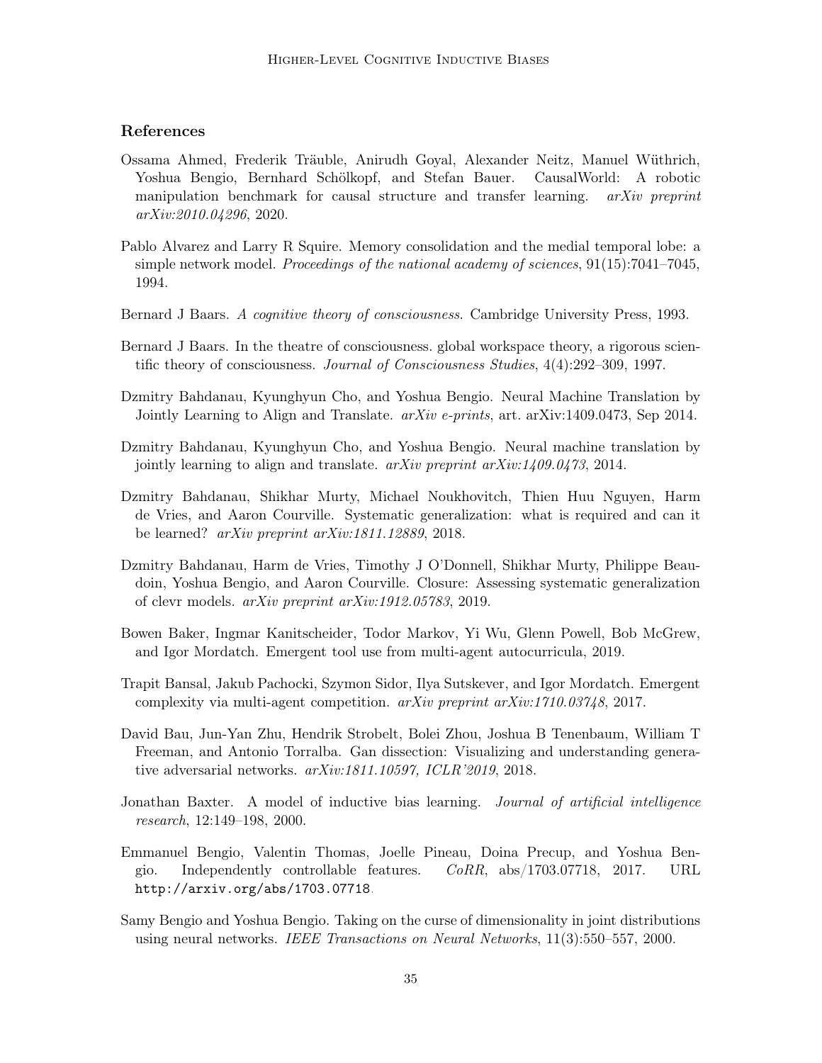## References

Ossama Ahmed, Frederik Träuble, Anirudh Goyal, Alexander Neitz, Manuel Wüthrich, Yoshua Bengio, Bernhard Schölkopf, and Stefan Bauer. CausalWorld: A robotic manipulation benchmark for causal structure and transfer learning. *arXiv preprint arXiv:2010.04296*, 2020.

Pablo Alvarez and Larry R Squire. Memory consolidation and the medial temporal lobe: a simple network model. *Proceedings of the national academy of sciences*, 91(15):7041–7045, 1994.

Bernard J Baars. *A cognitive theory of consciousness*. Cambridge University Press, 1993.

Bernard J Baars. In the theatre of consciousness. global workspace theory, a rigorous scientific theory of consciousness. *Journal of Consciousness Studies*, 4(4):292–309, 1997.

Dzmitry Bahdanau, Kyunghyun Cho, and Yoshua Bengio. Neural Machine Translation by Jointly Learning to Align and Translate. *arXiv e-prints*, art. arXiv:1409.0473, Sep 2014.

Dzmitry Bahdanau, Kyunghyun Cho, and Yoshua Bengio. Neural machine translation by jointly learning to align and translate. *arXiv preprint arXiv:1409.0473*, 2014.

Dzmitry Bahdanau, Shikhar Murty, Michael Noukhovitch, Thien Huu Nguyen, Harm de Vries, and Aaron Courville. Systematic generalization: what is required and can it be learned? *arXiv preprint arXiv:1811.12889*, 2018.

Dzmitry Bahdanau, Harm de Vries, Timothy J O'Donnell, Shikhar Murty, Philippe Beaudoin, Yoshua Bengio, and Aaron Courville. Closure: Assessing systematic generalization of clevr models. *arXiv preprint arXiv:1912.05783*, 2019.

Bowen Baker, Ingmar Kanitscheider, Todor Markov, Yi Wu, Glenn Powell, Bob McGrew, and Igor Mordatch. Emergent tool use from multi-agent autocurricula, 2019.

Trapit Bansal, Jakub Pachocki, Szymon Sidor, Ilya Sutskever, and Igor Mordatch. Emergent complexity via multi-agent competition. *arXiv preprint arXiv:1710.03748*, 2017.

David Bau, Jun-Yan Zhu, Hendrik Strobelt, Bolei Zhou, Joshua B Tenenbaum, William T Freeman, and Antonio Torralba. Gan dissection: Visualizing and understanding generative adversarial networks. *arXiv:1811.10597, ICLR'2019*, 2018.

Jonathan Baxter. A model of inductive bias learning. *Journal of artificial intelligence research*, 12:149–198, 2000.

Emmanuel Bengio, Valentin Thomas, Joelle Pineau, Doina Precup, and Yoshua Bengio. Independently controllable features. *CoRR*, abs/1703.07718, 2017. URL `http://arxiv.org/abs/1703.07718`.

Samy Bengio and Yoshua Bengio. Taking on the curse of dimensionality in joint distributions using neural networks. *IEEE Transactions on Neural Networks*, 11(3):550–557, 2000.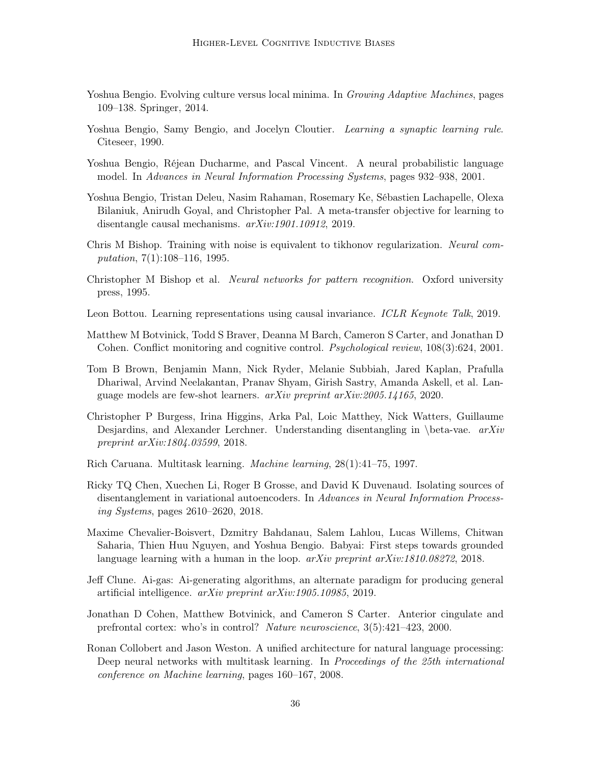Yoshua Bengio. Evolving culture versus local minima. In *Growing Adaptive Machines*, pages 109–138. Springer, 2014.

Yoshua Bengio, Samy Bengio, and Jocelyn Cloutier. *Learning a synaptic learning rule*. Citeseer, 1990.

Yoshua Bengio, Réjean Ducharme, and Pascal Vincent. A neural probabilistic language model. In *Advances in Neural Information Processing Systems*, pages 932–938, 2001.

Yoshua Bengio, Tristan Deleu, Nasim Rahaman, Rosemary Ke, Sébastien Lachapelle, Olexa Bilaniuk, Anirudh Goyal, and Christopher Pal. A meta-transfer objective for learning to disentangle causal mechanisms. *arXiv:1901.10912*, 2019.

Chris M Bishop. Training with noise is equivalent to tikhonov regularization. *Neural computation*, 7(1):108–116, 1995.

Christopher M Bishop et al. *Neural networks for pattern recognition*. Oxford university press, 1995.

Leon Bottou. Learning representations using causal invariance. *ICLR Keynote Talk*, 2019.

Matthew M Botvinick, Todd S Braver, Deanna M Barch, Cameron S Carter, and Jonathan D Cohen. Conflict monitoring and cognitive control. *Psychological review*, 108(3):624, 2001.

Tom B Brown, Benjamin Mann, Nick Ryder, Melanie Subbiah, Jared Kaplan, Prafulla Dhariwal, Arvind Neelakantan, Pranav Shyam, Girish Sastry, Amanda Askell, et al. Language models are few-shot learners. *arXiv preprint arXiv:2005.14165*, 2020.

Christopher P Burgess, Irina Higgins, Arka Pal, Loic Matthey, Nick Watters, Guillaume Desjardins, and Alexander Lerchner. Understanding disentangling in \beta-vae. *arXiv preprint arXiv:1804.03599*, 2018.

Rich Caruana. Multitask learning. *Machine learning*, 28(1):41–75, 1997.

Ricky TQ Chen, Xuechen Li, Roger B Grosse, and David K Duvenaud. Isolating sources of disentanglement in variational autoencoders. In *Advances in Neural Information Processing Systems*, pages 2610–2620, 2018.

Maxime Chevalier-Boisvert, Dzmitry Bahdanau, Salem Lahlou, Lucas Willems, Chitwan Saharia, Thien Huu Nguyen, and Yoshua Bengio. Babyai: First steps towards grounded language learning with a human in the loop. *arXiv preprint arXiv:1810.08272*, 2018.

Jeff Clune. Ai-gas: Ai-generating algorithms, an alternate paradigm for producing general artificial intelligence. *arXiv preprint arXiv:1905.10985*, 2019.

Jonathan D Cohen, Matthew Botvinick, and Cameron S Carter. Anterior cingulate and prefrontal cortex: who's in control? *Nature neuroscience*, 3(5):421–423, 2000.

Ronan Collobert and Jason Weston. A unified architecture for natural language processing: Deep neural networks with multitask learning. In *Proceedings of the 25th international conference on Machine learning*, pages 160–167, 2008.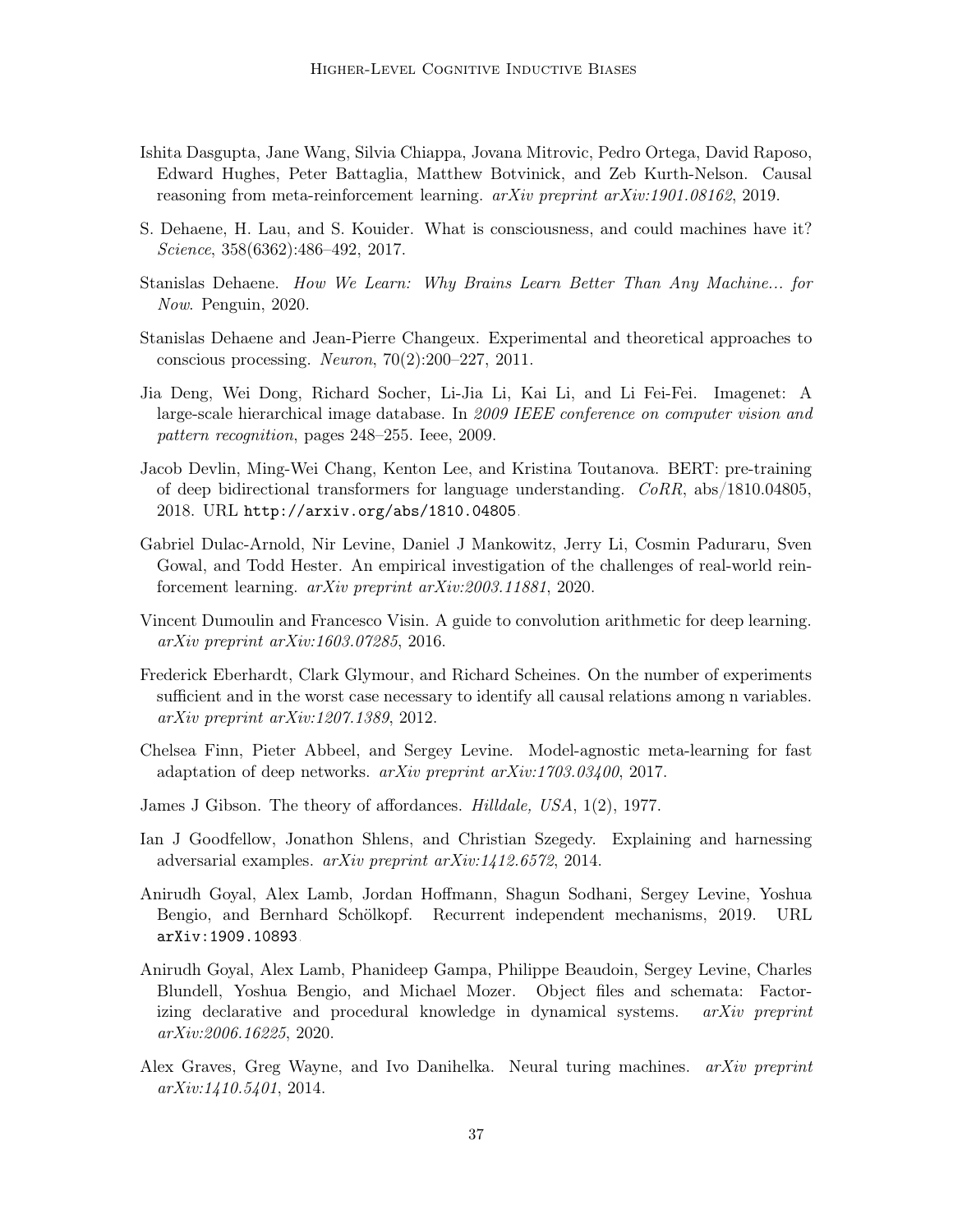Ishita Dasgupta, Jane Wang, Silvia Chiappa, Jovana Mitrovic, Pedro Ortega, David Raposo, Edward Hughes, Peter Battaglia, Matthew Botvinick, and Zeb Kurth-Nelson. Causal reasoning from meta-reinforcement learning. *arXiv preprint arXiv:1901.08162*, 2019.

S. Dehaene, H. Lau, and S. Kouider. What is consciousness, and could machines have it? *Science*, 358(6362):486–492, 2017.

Stanislas Dehaene. *How We Learn: Why Brains Learn Better Than Any Machine... for Now*. Penguin, 2020.

Stanislas Dehaene and Jean-Pierre Changeux. Experimental and theoretical approaches to conscious processing. *Neuron*, 70(2):200–227, 2011.

Jia Deng, Wei Dong, Richard Socher, Li-Jia Li, Kai Li, and Li Fei-Fei. Imagenet: A large-scale hierarchical image database. In *2009 IEEE conference on computer vision and pattern recognition*, pages 248–255. Ieee, 2009.

Jacob Devlin, Ming-Wei Chang, Kenton Lee, and Kristina Toutanova. BERT: pre-training of deep bidirectional transformers for language understanding. *CoRR*, abs/1810.04805, 2018. URL http://arxiv.org/abs/1810.04805.

Gabriel Dulac-Arnold, Nir Levine, Daniel J Mankowitz, Jerry Li, Cosmin Paduraru, Sven Gowal, and Todd Hester. An empirical investigation of the challenges of real-world reinforcement learning. *arXiv preprint arXiv:2003.11881*, 2020.

Vincent Dumoulin and Francesco Visin. A guide to convolution arithmetic for deep learning. *arXiv preprint arXiv:1603.07285*, 2016.

Frederick Eberhardt, Clark Glymour, and Richard Scheines. On the number of experiments sufficient and in the worst case necessary to identify all causal relations among n variables. *arXiv preprint arXiv:1207.1389*, 2012.

Chelsea Finn, Pieter Abbeel, and Sergey Levine. Model-agnostic meta-learning for fast adaptation of deep networks. *arXiv preprint arXiv:1703.03400*, 2017.

James J Gibson. The theory of affordances. *Hilldale, USA*, 1(2), 1977.

Ian J Goodfellow, Jonathon Shlens, and Christian Szegedy. Explaining and harnessing adversarial examples. *arXiv preprint arXiv:1412.6572*, 2014.

Anirudh Goyal, Alex Lamb, Jordan Hoffmann, Shagun Sodhani, Sergey Levine, Yoshua Bengio, and Bernhard Schölkopf. Recurrent independent mechanisms, 2019. URL arXiv:1909.10893.

Anirudh Goyal, Alex Lamb, Phanideep Gampa, Philippe Beaudoin, Sergey Levine, Charles Blundell, Yoshua Bengio, and Michael Mozer. Object files and schemata: Factorizing declarative and procedural knowledge in dynamical systems. *arXiv preprint arXiv:2006.16225*, 2020.

Alex Graves, Greg Wayne, and Ivo Danihelka. Neural turing machines. *arXiv preprint arXiv:1410.5401*, 2014.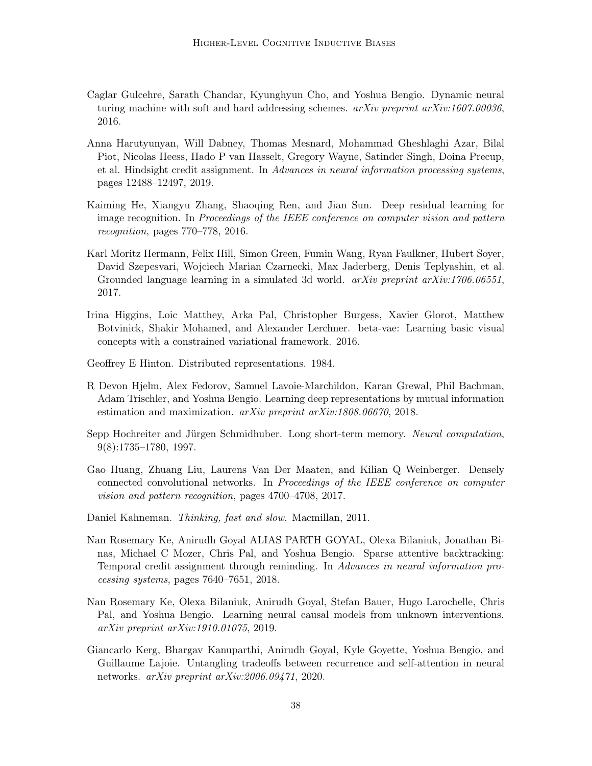Caglar Gulcehre, Sarath Chandar, Kyunghyun Cho, and Yoshua Bengio. Dynamic neural turing machine with soft and hard addressing schemes. *arXiv preprint arXiv:1607.00036*, 2016.

Anna Harutyunyan, Will Dabney, Thomas Mesnard, Mohammad Gheshlaghi Azar, Bilal Piot, Nicolas Heess, Hado P van Hasselt, Gregory Wayne, Satinder Singh, Doina Precup, et al. Hindsight credit assignment. In *Advances in neural information processing systems*, pages 12488–12497, 2019.

Kaiming He, Xiangyu Zhang, Shaoqing Ren, and Jian Sun. Deep residual learning for image recognition. In *Proceedings of the IEEE conference on computer vision and pattern recognition*, pages 770–778, 2016.

Karl Moritz Hermann, Felix Hill, Simon Green, Fumin Wang, Ryan Faulkner, Hubert Soyer, David Szepesvari, Wojciech Marian Czarnecki, Max Jaderberg, Denis Teplyashin, et al. Grounded language learning in a simulated 3d world. *arXiv preprint arXiv:1706.06551*, 2017.

Irina Higgins, Loic Matthey, Arka Pal, Christopher Burgess, Xavier Glorot, Matthew Botvinick, Shakir Mohamed, and Alexander Lerchner. beta-vae: Learning basic visual concepts with a constrained variational framework. 2016.

Geoffrey E Hinton. Distributed representations. 1984.

R Devon Hjelm, Alex Fedorov, Samuel Lavoie-Marchildon, Karan Grewal, Phil Bachman, Adam Trischler, and Yoshua Bengio. Learning deep representations by mutual information estimation and maximization. *arXiv preprint arXiv:1808.06670*, 2018.

Sepp Hochreiter and Jürgen Schmidhuber. Long short-term memory. *Neural computation*, 9(8):1735–1780, 1997.

Gao Huang, Zhuang Liu, Laurens Van Der Maaten, and Kilian Q Weinberger. Densely connected convolutional networks. In *Proceedings of the IEEE conference on computer vision and pattern recognition*, pages 4700–4708, 2017.

Daniel Kahneman. *Thinking, fast and slow*. Macmillan, 2011.

Nan Rosemary Ke, Anirudh Goyal ALIAS PARTH GOYAL, Olexa Bilaniuk, Jonathan Binas, Michael C Mozer, Chris Pal, and Yoshua Bengio. Sparse attentive backtracking: Temporal credit assignment through reminding. In *Advances in neural information processing systems*, pages 7640–7651, 2018.

Nan Rosemary Ke, Olexa Bilaniuk, Anirudh Goyal, Stefan Bauer, Hugo Larochelle, Chris Pal, and Yoshua Bengio. Learning neural causal models from unknown interventions. *arXiv preprint arXiv:1910.01075*, 2019.

Giancarlo Kerg, Bhargav Kanuparthi, Anirudh Goyal, Kyle Goyette, Yoshua Bengio, and Guillaume Lajoie. Untangling tradeoffs between recurrence and self-attention in neural networks. *arXiv preprint arXiv:2006.09471*, 2020.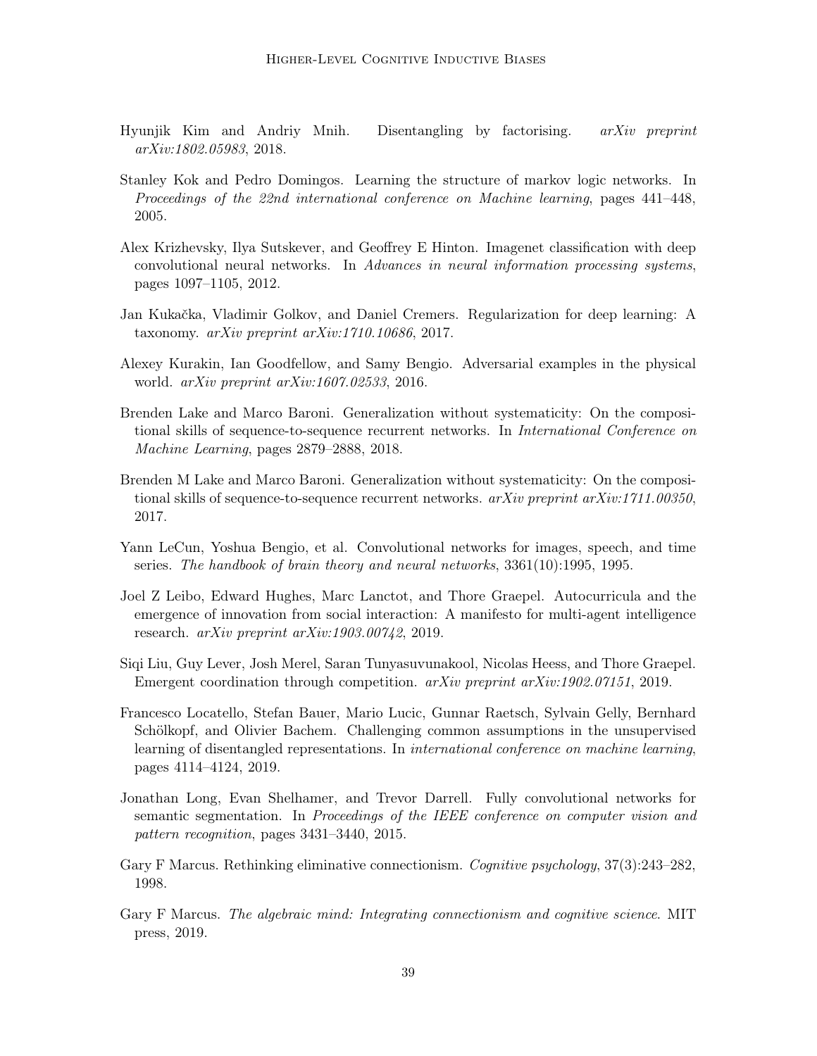Hyunjik Kim and Andriy Mnih. Disentangling by factorising. *arXiv preprint arXiv:1802.05983*, 2018.

Stanley Kok and Pedro Domingos. Learning the structure of markov logic networks. In *Proceedings of the 22nd international conference on Machine learning*, pages 441–448, 2005.

Alex Krizhevsky, Ilya Sutskever, and Geoffrey E Hinton. Imagenet classification with deep convolutional neural networks. In *Advances in neural information processing systems*, pages 1097–1105, 2012.

Jan Kukačka, Vladimir Golkov, and Daniel Cremers. Regularization for deep learning: A taxonomy. *arXiv preprint arXiv:1710.10686*, 2017.

Alexey Kurakin, Ian Goodfellow, and Samy Bengio. Adversarial examples in the physical world. *arXiv preprint arXiv:1607.02533*, 2016.

Brenden Lake and Marco Baroni. Generalization without systematicity: On the compositional skills of sequence-to-sequence recurrent networks. In *International Conference on Machine Learning*, pages 2879–2888, 2018.

Brenden M Lake and Marco Baroni. Generalization without systematicity: On the compositional skills of sequence-to-sequence recurrent networks. *arXiv preprint arXiv:1711.00350*, 2017.

Yann LeCun, Yoshua Bengio, et al. Convolutional networks for images, speech, and time series. *The handbook of brain theory and neural networks*, 3361(10):1995, 1995.

Joel Z Leibo, Edward Hughes, Marc Lanctot, and Thore Graepel. Autocurricula and the emergence of innovation from social interaction: A manifesto for multi-agent intelligence research. *arXiv preprint arXiv:1903.00742*, 2019.

Siqi Liu, Guy Lever, Josh Merel, Saran Tunyasuvunakool, Nicolas Heess, and Thore Graepel. Emergent coordination through competition. *arXiv preprint arXiv:1902.07151*, 2019.

Francesco Locatello, Stefan Bauer, Mario Lucic, Gunnar Raetsch, Sylvain Gelly, Bernhard Schölkopf, and Olivier Bachem. Challenging common assumptions in the unsupervised learning of disentangled representations. In *international conference on machine learning*, pages 4114–4124, 2019.

Jonathan Long, Evan Shelhamer, and Trevor Darrell. Fully convolutional networks for semantic segmentation. In *Proceedings of the IEEE conference on computer vision and pattern recognition*, pages 3431–3440, 2015.

Gary F Marcus. Rethinking eliminative connectionism. *Cognitive psychology*, 37(3):243–282, 1998.

Gary F Marcus. *The algebraic mind: Integrating connectionism and cognitive science*. MIT press, 2019.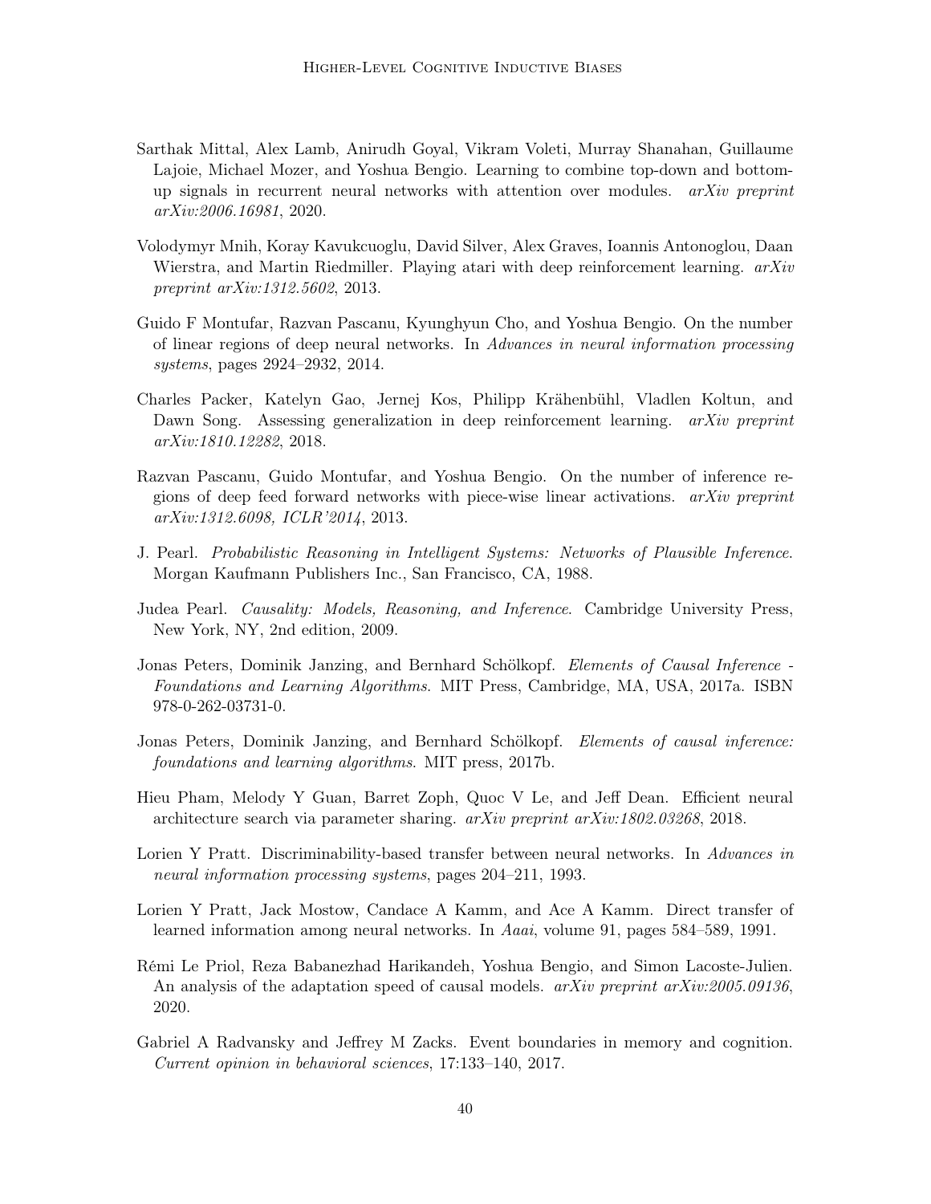Sarthak Mittal, Alex Lamb, Anirudh Goyal, Vikram Voleti, Murray Shanahan, Guillaume Lajoie, Michael Mozer, and Yoshua Bengio. Learning to combine top-down and bottom-up signals in recurrent neural networks with attention over modules. *arXiv preprint arXiv:2006.16981*, 2020.

Volodymyr Mnih, Koray Kavukcuoglu, David Silver, Alex Graves, Ioannis Antonoglou, Daan Wierstra, and Martin Riedmiller. Playing atari with deep reinforcement learning. *arXiv preprint arXiv:1312.5602*, 2013.

Guido F Montufar, Razvan Pascanu, Kyunghyun Cho, and Yoshua Bengio. On the number of linear regions of deep neural networks. In *Advances in neural information processing systems*, pages 2924–2932, 2014.

Charles Packer, Katelyn Gao, Jernej Kos, Philipp Krähenbühl, Vladlen Koltun, and Dawn Song. Assessing generalization in deep reinforcement learning. *arXiv preprint arXiv:1810.12282*, 2018.

Razvan Pascanu, Guido Montufar, and Yoshua Bengio. On the number of inference regions of deep feed forward networks with piece-wise linear activations. *arXiv preprint arXiv:1312.6098, ICLR'2014*, 2013.

J. Pearl. *Probabilistic Reasoning in Intelligent Systems: Networks of Plausible Inference*. Morgan Kaufmann Publishers Inc., San Francisco, CA, 1988.

Judea Pearl. *Causality: Models, Reasoning, and Inference*. Cambridge University Press, New York, NY, 2nd edition, 2009.

Jonas Peters, Dominik Janzing, and Bernhard Schölkopf. *Elements of Causal Inference - Foundations and Learning Algorithms*. MIT Press, Cambridge, MA, USA, 2017a. ISBN 978-0-262-03731-0.

Jonas Peters, Dominik Janzing, and Bernhard Schölkopf. *Elements of causal inference: foundations and learning algorithms*. MIT press, 2017b.

Hieu Pham, Melody Y Guan, Barret Zoph, Quoc V Le, and Jeff Dean. Efficient neural architecture search via parameter sharing. *arXiv preprint arXiv:1802.03268*, 2018.

Lorien Y Pratt. Discriminability-based transfer between neural networks. In *Advances in neural information processing systems*, pages 204–211, 1993.

Lorien Y Pratt, Jack Mostow, Candace A Kamm, and Ace A Kamm. Direct transfer of learned information among neural networks. In *Aaai*, volume 91, pages 584–589, 1991.

Rémi Le Priol, Reza Babanezhad Harikandeh, Yoshua Bengio, and Simon Lacoste-Julien. An analysis of the adaptation speed of causal models. *arXiv preprint arXiv:2005.09136*, 2020.

Gabriel A Radvansky and Jeffrey M Zacks. Event boundaries in memory and cognition. *Current opinion in behavioral sciences*, 17:133–140, 2017.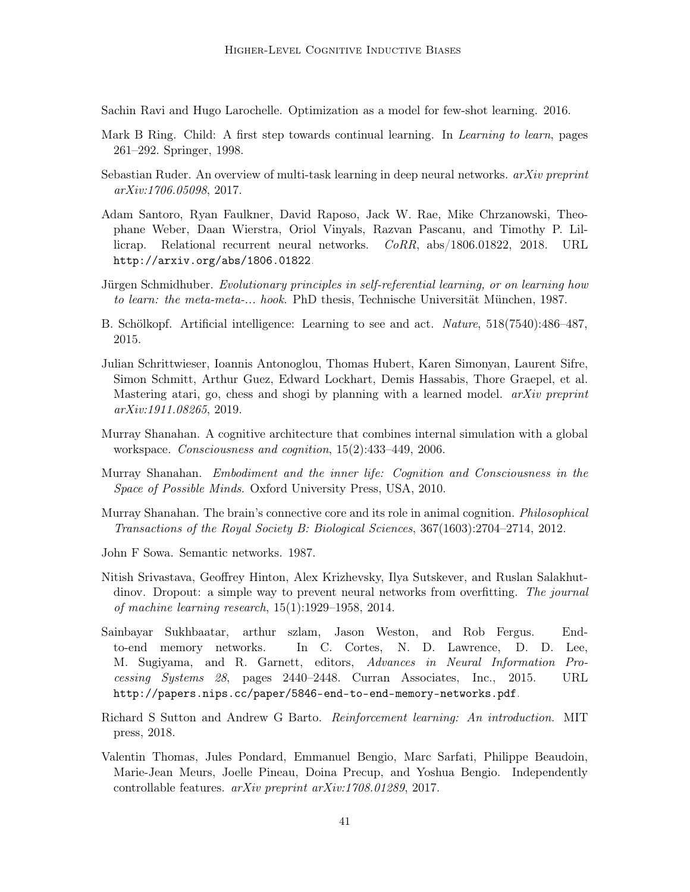Sachin Ravi and Hugo Larochelle. Optimization as a model for few-shot learning. 2016.

Mark B Ring. Child: A first step towards continual learning. In *Learning to learn*, pages 261–292. Springer, 1998.

Sebastian Ruder. An overview of multi-task learning in deep neural networks. *arXiv preprint arXiv:1706.05098*, 2017.

Adam Santoro, Ryan Faulkner, David Raposo, Jack W. Rae, Mike Chrzanowski, Theophane Weber, Daan Wierstra, Oriol Vinyals, Razvan Pascanu, and Timothy P. Lillicrap. Relational recurrent neural networks. *CoRR*, abs/1806.01822, 2018. URL http://arxiv.org/abs/1806.01822.

Jürgen Schmidhuber. *Evolutionary principles in self-referential learning, or on learning how to learn: the meta-meta-... hook*. PhD thesis, Technische Universität München, 1987.

B. Schölkopf. Artificial intelligence: Learning to see and act. *Nature*, 518(7540):486–487, 2015.

Julian Schrittwieser, Ioannis Antonoglou, Thomas Hubert, Karen Simonyan, Laurent Sifre, Simon Schmitt, Arthur Guez, Edward Lockhart, Demis Hassabis, Thore Graepel, et al. Mastering atari, go, chess and shogi by planning with a learned model. *arXiv preprint arXiv:1911.08265*, 2019.

Murray Shanahan. A cognitive architecture that combines internal simulation with a global workspace. *Consciousness and cognition*, 15(2):433–449, 2006.

Murray Shanahan. *Embodiment and the inner life: Cognition and Consciousness in the Space of Possible Minds*. Oxford University Press, USA, 2010.

Murray Shanahan. The brain's connective core and its role in animal cognition. *Philosophical Transactions of the Royal Society B: Biological Sciences*, 367(1603):2704–2714, 2012.

John F Sowa. Semantic networks. 1987.

Nitish Srivastava, Geoffrey Hinton, Alex Krizhevsky, Ilya Sutskever, and Ruslan Salakhutdinov. Dropout: a simple way to prevent neural networks from overfitting. *The journal of machine learning research*, 15(1):1929–1958, 2014.

Sainbayar Sukhbaatar, arthur szlam, Jason Weston, and Rob Fergus. End-to-end memory networks. In C. Cortes, N. D. Lawrence, D. D. Lee, M. Sugiyama, and R. Garnett, editors, *Advances in Neural Information Processing Systems 28*, pages 2440–2448. Curran Associates, Inc., 2015. URL http://papers.nips.cc/paper/5846-end-to-end-memory-networks.pdf.

Richard S Sutton and Andrew G Barto. *Reinforcement learning: An introduction*. MIT press, 2018.

Valentin Thomas, Jules Pondard, Emmanuel Bengio, Marc Sarfati, Philippe Beaudoin, Marie-Jean Meurs, Joelle Pineau, Doina Precup, and Yoshua Bengio. Independently controllable features. *arXiv preprint arXiv:1708.01289*, 2017.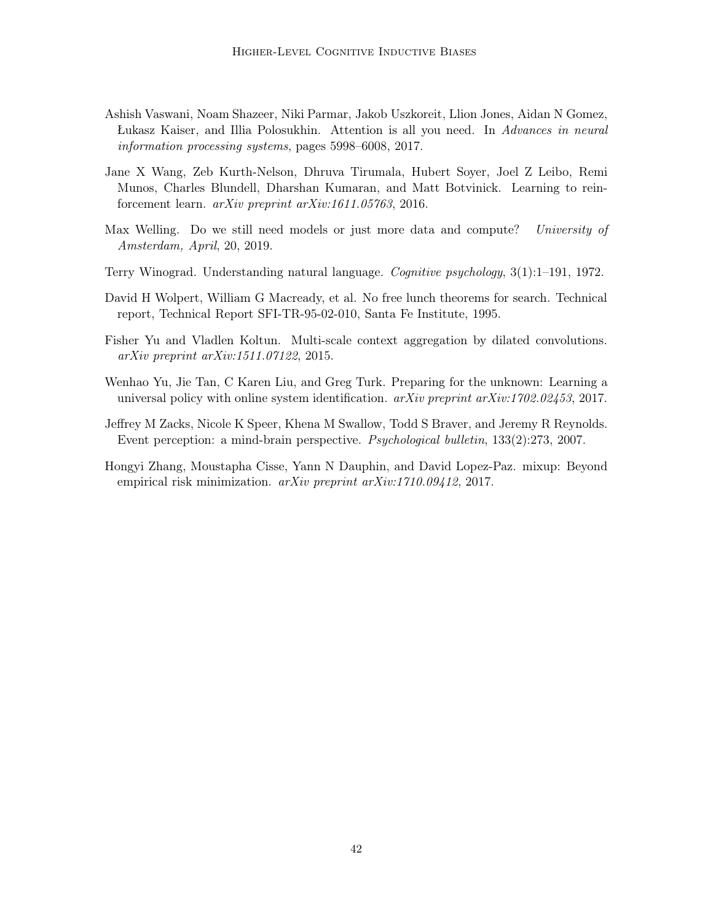Ashish Vaswani, Noam Shazeer, Niki Parmar, Jakob Uszkoreit, Llion Jones, Aidan N Gomez, Łukasz Kaiser, and Illia Polosukhin. Attention is all you need. In *Advances in neural information processing systems*, pages 5998–6008, 2017.

Jane X Wang, Zeb Kurth-Nelson, Dhruva Tirumala, Hubert Soyer, Joel Z Leibo, Remi Munos, Charles Blundell, Dharshan Kumaran, and Matt Botvinick. Learning to reinforcement learn. *arXiv preprint arXiv:1611.05763*, 2016.

Max Welling. Do we still need models or just more data and compute? *University of Amsterdam, April*, 20, 2019.

Terry Winograd. Understanding natural language. *Cognitive psychology*, 3(1):1–191, 1972.

David H Wolpert, William G Macready, et al. No free lunch theorems for search. Technical report, Technical Report SFI-TR-95-02-010, Santa Fe Institute, 1995.

Fisher Yu and Vladlen Koltun. Multi-scale context aggregation by dilated convolutions. *arXiv preprint arXiv:1511.07122*, 2015.

Wenhao Yu, Jie Tan, C Karen Liu, and Greg Turk. Preparing for the unknown: Learning a universal policy with online system identification. *arXiv preprint arXiv:1702.02453*, 2017.

Jeffrey M Zacks, Nicole K Speer, Khena M Swallow, Todd S Braver, and Jeremy R Reynolds. Event perception: a mind-brain perspective. *Psychological bulletin*, 133(2):273, 2007.

Hongyi Zhang, Moustapha Cisse, Yann N Dauphin, and David Lopez-Paz. mixup: Beyond empirical risk minimization. *arXiv preprint arXiv:1710.09412*, 2017.